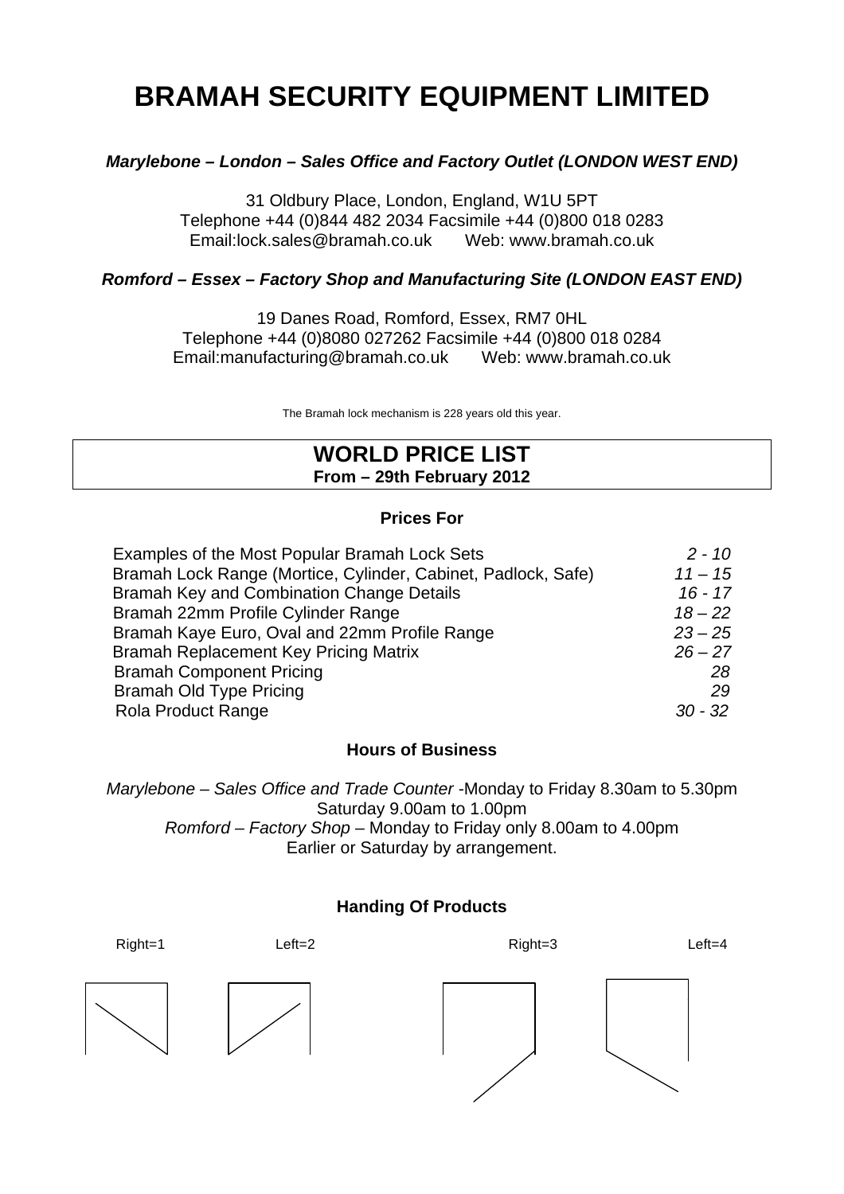# BRAMAH SECURITY EQUIPMENT LIMITED

***Marylebone – London – Sales Office and Factory Outlet (LONDON WEST END)***

31 Oldbury Place, London, England, W1U 5PT
Telephone +44 (0)844 482 2034 Facsimile +44 (0)800 018 0283
Email:lock.sales@bramah.co.uk Web: www.bramah.co.uk

***Romford – Essex – Factory Shop and Manufacturing Site (LONDON EAST END)***

19 Danes Road, Romford, Essex, RM7 0HL
Telephone +44 (0)8080 027262 Facsimile +44 (0)800 018 0284
Email:manufacturing@bramah.co.uk Web: www.bramah.co.uk

The Bramah lock mechanism is 228 years old this year.

## WORLD PRICE LIST
**From – 29th February 2012**

### Prices For

| | |
|---|---|
| Examples of the Most Popular Bramah Lock Sets | *2 - 10* |
| Bramah Lock Range (Mortice, Cylinder, Cabinet, Padlock, Safe) | *11 – 15* |
| Bramah Key and Combination Change Details | *16 - 17* |
| Bramah 22mm Profile Cylinder Range | *18 – 22* |
| Bramah Kaye Euro, Oval and 22mm Profile Range | *23 – 25* |
| Bramah Replacement Key Pricing Matrix | *26 – 27* |
| Bramah Component Pricing | *28* |
| Bramah Old Type Pricing | *29* |
| Rola Product Range | *30 - 32* |

### Hours of Business

*Marylebone – Sales Office and Trade Counter* -Monday to Friday 8.30am to 5.30pm
Saturday 9.00am to 1.00pm
*Romford – Factory Shop* – Monday to Friday only 8.00am to 4.00pm
Earlier or Saturday by arrangement.

### Handing Of Products

Right=1 Left=2 Right=3 Left=4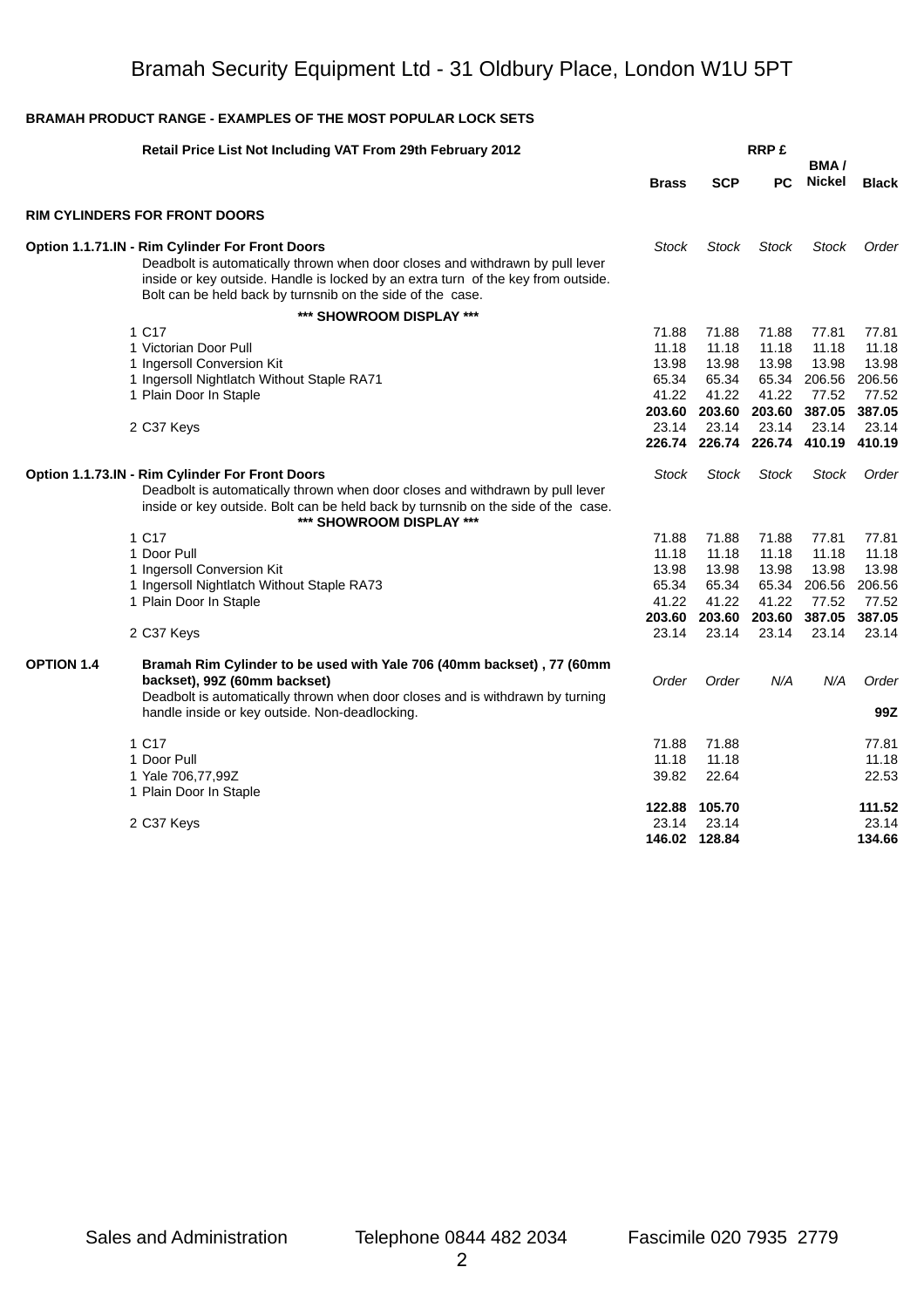# Bramah Security Equipment Ltd - 31 Oldbury Place, London W1U 5PT

**BRAMAH PRODUCT RANGE - EXAMPLES OF THE MOST POPULAR LOCK SETS**

| **Retail Price List Not Including VAT From 29th February 2012** | **Brass** | **SCP** | **RRP £** **PC** | **BMA / Nickel** | **Black** |
|---|---|---|---|---|---|
| **RIM CYLINDERS FOR FRONT DOORS** | | | | | |
| **Option 1.1.71.IN - Rim Cylinder For Front Doors** | *Stock* | *Stock* | *Stock* | *Stock* | *Order* |
| Deadbolt is automatically thrown when door closes and withdrawn by pull lever inside or key outside. Handle is locked by an extra turn of the key from outside. Bolt can be held back by turnsnib on the side of the case. | | | | | |
| **\*\*\* SHOWROOM DISPLAY \*\*\*** | | | | | |
| 1 C17 | 71.88 | 71.88 | 71.88 | 77.81 | 77.81 |
| 1 Victorian Door Pull | 11.18 | 11.18 | 11.18 | 11.18 | 11.18 |
| 1 Ingersoll Conversion Kit | 13.98 | 13.98 | 13.98 | 13.98 | 13.98 |
| 1 Ingersoll Nightlatch Without Staple RA71 | 65.34 | 65.34 | 65.34 | 206.56 | 206.56 |
| 1 Plain Door In Staple | 41.22 | 41.22 | 41.22 | 77.52 | 77.52 |
| | **203.60** | **203.60** | **203.60** | **387.05** | **387.05** |
| 2 C37 Keys | 23.14 | 23.14 | 23.14 | 23.14 | 23.14 |
| | **226.74** | **226.74** | **226.74** | **410.19** | **410.19** |
| **Option 1.1.73.IN - Rim Cylinder For Front Doors** | *Stock* | *Stock* | *Stock* | *Stock* | *Order* |
| Deadbolt is automatically thrown when door closes and withdrawn by pull lever inside or key outside. Bolt can be held back by turnsnib on the side of the case. | | | | | |
| **\*\*\* SHOWROOM DISPLAY \*\*\*** | | | | | |
| 1 C17 | 71.88 | 71.88 | 71.88 | 77.81 | 77.81 |
| 1 Door Pull | 11.18 | 11.18 | 11.18 | 11.18 | 11.18 |
| 1 Ingersoll Conversion Kit | 13.98 | 13.98 | 13.98 | 13.98 | 13.98 |
| 1 Ingersoll Nightlatch Without Staple RA73 | 65.34 | 65.34 | 65.34 | 206.56 | 206.56 |
| 1 Plain Door In Staple | 41.22 | 41.22 | 41.22 | 77.52 | 77.52 |
| | **203.60** | **203.60** | **203.60** | **387.05** | **387.05** |
| 2 C37 Keys | 23.14 | 23.14 | 23.14 | 23.14 | 23.14 |
| **OPTION 1.4** **Bramah Rim Cylinder to be used with Yale 706 (40mm backset) , 77 (60mm backset), 99Z (60mm backset)** | *Order* | *Order* | *N/A* | *N/A* | *Order* |
| Deadbolt is automatically thrown when door closes and is withdrawn by turning handle inside or key outside. Non-deadlocking. | | | | | **99Z** |
| 1 C17 | 71.88 | 71.88 | | | 77.81 |
| 1 Door Pull | 11.18 | 11.18 | | | 11.18 |
| 1 Yale 706,77,99Z | 39.82 | 22.64 | | | 22.53 |
| 1 Plain Door In Staple | | | | | |
| | **122.88** | **105.70** | | | **111.52** |
| 2 C37 Keys | 23.14 | 23.14 | | | 23.14 |
| | **146.02** | **128.84** | | | **134.66** |

Sales and Administration Telephone 0844 482 2034 Fascimile 020 7935 2779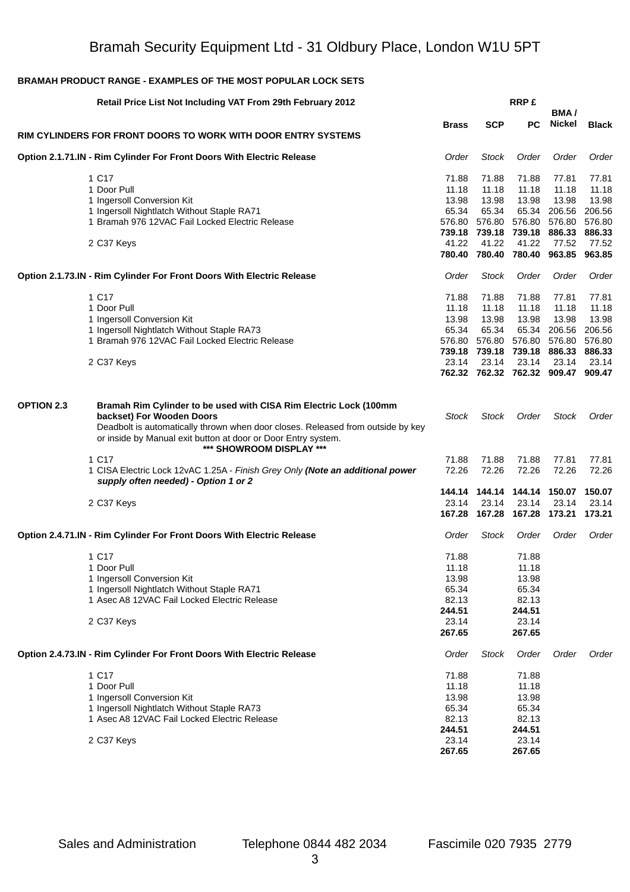Bramah Security Equipment Ltd - 31 Oldbury Place, London W1U 5PT

**BRAMAH PRODUCT RANGE - EXAMPLES OF THE MOST POPULAR LOCK SETS**

| Retail Price List Not Including VAT From 29th February 2012 | | RRP £ | | | | |
|---|---|---|---|---|---|---|
| **RIM CYLINDERS FOR FRONT DOORS TO WORK WITH DOOR ENTRY SYSTEMS** | | **Brass** | **SCP** | **PC** | **BMA / Nickel** | **Black** |
| **Option 2.1.71.IN - Rim Cylinder For Front Doors With Electric Release** | | *Order* | *Stock* | *Order* | *Order* | *Order* |
| | 1 C17 | 71.88 | 71.88 | 71.88 | 77.81 | 77.81 |
| | 1 Door Pull | 11.18 | 11.18 | 11.18 | 11.18 | 11.18 |
| | 1 Ingersoll Conversion Kit | 13.98 | 13.98 | 13.98 | 13.98 | 13.98 |
| | 1 Ingersoll Nightlatch Without Staple RA71 | 65.34 | 65.34 | 65.34 | 206.56 | 206.56 |
| | 1 Bramah 976 12VAC Fail Locked Electric Release | 576.80 | 576.80 | 576.80 | 576.80 | 576.80 |
| | | **739.18** | **739.18** | **739.18** | **886.33** | **886.33** |
| | 2 C37 Keys | 41.22 | 41.22 | 41.22 | 77.52 | 77.52 |
| | | **780.40** | **780.40** | **780.40** | **963.85** | **963.85** |
| **Option 2.1.73.IN - Rim Cylinder For Front Doors With Electric Release** | | *Order* | *Stock* | *Order* | *Order* | *Order* |
| | 1 C17 | 71.88 | 71.88 | 71.88 | 77.81 | 77.81 |
| | 1 Door Pull | 11.18 | 11.18 | 11.18 | 11.18 | 11.18 |
| | 1 Ingersoll Conversion Kit | 13.98 | 13.98 | 13.98 | 13.98 | 13.98 |
| | 1 Ingersoll Nightlatch Without Staple RA73 | 65.34 | 65.34 | 65.34 | 206.56 | 206.56 |
| | 1 Bramah 976 12VAC Fail Locked Electric Release | 576.80 | 576.80 | 576.80 | 576.80 | 576.80 |
| | | **739.18** | **739.18** | **739.18** | **886.33** | **886.33** |
| | 2 C37 Keys | 23.14 | 23.14 | 23.14 | 23.14 | 23.14 |
| | | **762.32** | **762.32** | **762.32** | **909.47** | **909.47** |
| **OPTION 2.3** | **Bramah Rim Cylinder to be used with CISA Rim Electric Lock (100mm backset) For Wooden Doors** Deadbolt is automatically thrown when door closes. Released from outside by key or inside by Manual exit button at door or Door Entry system. **\*\*\* SHOWROOM DISPLAY \*\*\*** | *Stock* | *Stock* | *Order* | *Stock* | *Order* |
| | 1 C17 | 71.88 | 71.88 | 71.88 | 77.81 | 77.81 |
| | 1 CISA Electric Lock 12vAC 1.25A - *Finish Grey Only* ***(Note an additional power supply often needed) - Option 1 or 2*** | 72.26 | 72.26 | 72.26 | 72.26 | 72.26 |
| | | **144.14** | **144.14** | **144.14** | **150.07** | **150.07** |
| | 2 C37 Keys | 23.14 | 23.14 | 23.14 | 23.14 | 23.14 |
| | | **167.28** | **167.28** | **167.28** | **173.21** | **173.21** |
| **Option 2.4.71.IN - Rim Cylinder For Front Doors With Electric Release** | | *Order* | *Stock* | *Order* | *Order* | *Order* |
| | 1 C17 | 71.88 | | 71.88 | | |
| | 1 Door Pull | 11.18 | | 11.18 | | |
| | 1 Ingersoll Conversion Kit | 13.98 | | 13.98 | | |
| | 1 Ingersoll Nightlatch Without Staple RA71 | 65.34 | | 65.34 | | |
| | 1 Asec A8 12VAC Fail Locked Electric Release | 82.13 | | 82.13 | | |
| | | **244.51** | | **244.51** | | |
| | 2 C37 Keys | 23.14 | | 23.14 | | |
| | | **267.65** | | **267.65** | | |
| **Option 2.4.73.IN - Rim Cylinder For Front Doors With Electric Release** | | *Order* | *Stock* | *Order* | *Order* | *Order* |
| | 1 C17 | 71.88 | | 71.88 | | |
| | 1 Door Pull | 11.18 | | 11.18 | | |
| | 1 Ingersoll Conversion Kit | 13.98 | | 13.98 | | |
| | 1 Ingersoll Nightlatch Without Staple RA73 | 65.34 | | 65.34 | | |
| | 1 Asec A8 12VAC Fail Locked Electric Release | 82.13 | | 82.13 | | |
| | | **244.51** | | **244.51** | | |
| | 2 C37 Keys | 23.14 | | 23.14 | | |
| | | **267.65** | | **267.65** | | |

Sales and Administration Telephone 0844 482 2034 Fascimile 020 7935 2779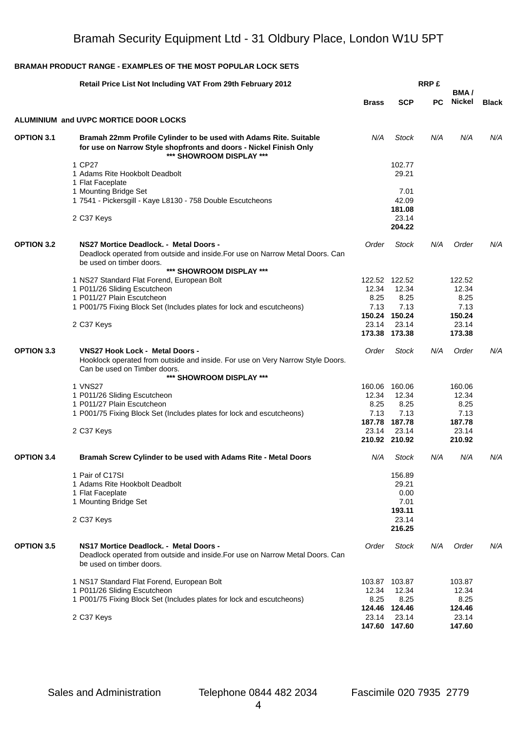# Bramah Security Equipment Ltd - 31 Oldbury Place, London W1U 5PT

**BRAMAH PRODUCT RANGE - EXAMPLES OF THE MOST POPULAR LOCK SETS**

| | Retail Price List Not Including VAT From 29th February 2012 | RRP £ | | | | |
|---|---|---|---|---|---|---|
| | | **Brass** | **SCP** | **PC** | **BMA / Nickel** | **Black** |
| **ALUMINIUM and UVPC MORTICE DOOR LOCKS** | | | | | | |
| **OPTION 3.1** | **Bramah 22mm Profile Cylinder to be used with Adams Rite. Suitable for use on Narrow Style shopfronts and doors - Nickel Finish Only** | *N/A* | *Stock* | *N/A* | *N/A* | *N/A* |
| | **\*\*\* SHOWROOM DISPLAY \*\*\*** | | | | | |
| | 1 CP27 | | 102.77 | | | |
| | 1 Adams Rite Hookbolt Deadbolt | | 29.21 | | | |
| | 1 Flat Faceplate | | | | | |
| | 1 Mounting Bridge Set | | 7.01 | | | |
| | 1 7541 - Pickersgill - Kaye L8130 - 758 Double Escutcheons | | 42.09 | | | |
| | | | **181.08** | | | |
| | 2 C37 Keys | | 23.14 | | | |
| | | | **204.22** | | | |
| **OPTION 3.2** | **NS27 Mortice Deadlock. - Metal Doors -** Deadlock operated from outside and inside.For use on Narrow Metal Doors. Can be used on timber doors. | *Order* | *Stock* | *N/A* | *Order* | *N/A* |
| | **\*\*\* SHOWROOM DISPLAY \*\*\*** | | | | | |
| | 1 NS27 Standard Flat Forend, European Bolt | 122.52 | 122.52 | | 122.52 | |
| | 1 P011/26 Sliding Escutcheon | 12.34 | 12.34 | | 12.34 | |
| | 1 P011/27 Plain Escutcheon | 8.25 | 8.25 | | 8.25 | |
| | 1 P001/75 Fixing Block Set (Includes plates for lock and escutcheons) | 7.13 | 7.13 | | 7.13 | |
| | | **150.24** | **150.24** | | **150.24** | |
| | 2 C37 Keys | 23.14 | 23.14 | | 23.14 | |
| | | **173.38** | **173.38** | | **173.38** | |
| **OPTION 3.3** | **VNS27 Hook Lock - Metal Doors -** Hooklock operated from outside and inside. For use on Very Narrow Style Doors. Can be used on Timber doors. | *Order* | *Stock* | *N/A* | *Order* | *N/A* |
| | **\*\*\* SHOWROOM DISPLAY \*\*\*** | | | | | |
| | 1 VNS27 | 160.06 | 160.06 | | 160.06 | |
| | 1 P011/26 Sliding Escutcheon | 12.34 | 12.34 | | 12.34 | |
| | 1 P011/27 Plain Escutcheon | 8.25 | 8.25 | | 8.25 | |
| | 1 P001/75 Fixing Block Set (Includes plates for lock and escutcheons) | 7.13 | 7.13 | | 7.13 | |
| | | **187.78** | **187.78** | | **187.78** | |
| | 2 C37 Keys | 23.14 | 23.14 | | 23.14 | |
| | | **210.92** | **210.92** | | **210.92** | |
| **OPTION 3.4** | **Bramah Screw Cylinder to be used with Adams Rite - Metal Doors** | *N/A* | *Stock* | *N/A* | *N/A* | *N/A* |
| | 1 Pair of C17SI | | 156.89 | | | |
| | 1 Adams Rite Hookbolt Deadbolt | | 29.21 | | | |
| | 1 Flat Faceplate | | 0.00 | | | |
| | 1 Mounting Bridge Set | | 7.01 | | | |
| | | | **193.11** | | | |
| | 2 C37 Keys | | 23.14 | | | |
| | | | **216.25** | | | |
| **OPTION 3.5** | **NS17 Mortice Deadlock. - Metal Doors -** Deadlock operated from outside and inside.For use on Narrow Metal Doors. Can be used on timber doors. | *Order* | *Stock* | *N/A* | *Order* | *N/A* |
| | 1 NS17 Standard Flat Forend, European Bolt | 103.87 | 103.87 | | 103.87 | |
| | 1 P011/26 Sliding Escutcheon | 12.34 | 12.34 | | 12.34 | |
| | 1 P001/75 Fixing Block Set (Includes plates for lock and escutcheons) | 8.25 | 8.25 | | 8.25 | |
| | | **124.46** | **124.46** | | **124.46** | |
| | 2 C37 Keys | 23.14 | 23.14 | | 23.14 | |
| | | **147.60** | **147.60** | | **147.60** | |

Sales and Administration    Telephone 0844 482 2034    Fascimile 020 7935 2779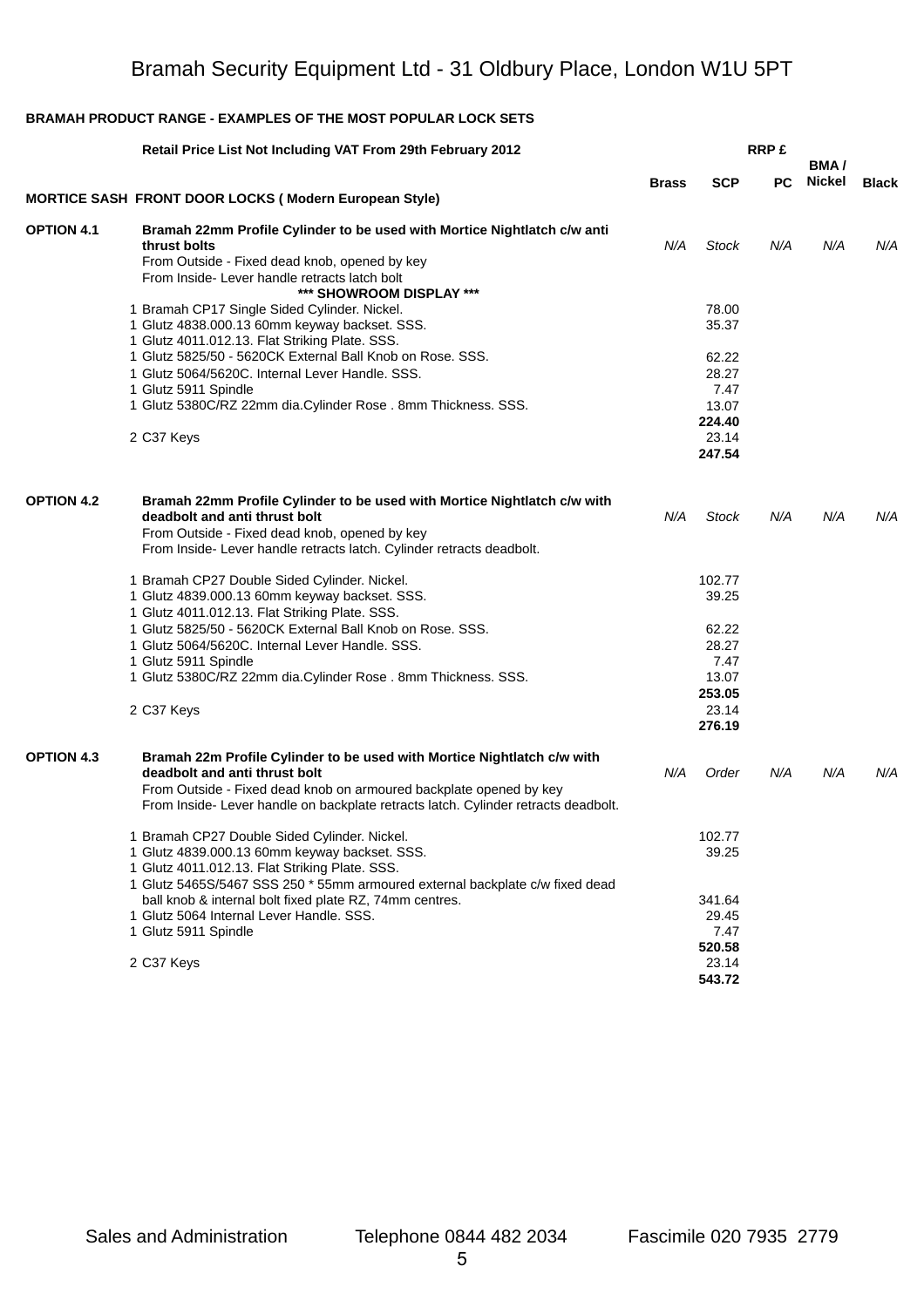# Bramah Security Equipment Ltd - 31 Oldbury Place, London W1U 5PT

**BRAMAH PRODUCT RANGE - EXAMPLES OF THE MOST POPULAR LOCK SETS**

| | Retail Price List Not Including VAT From 29th February 2012 | Brass | SCP | PC | BMA / Nickel | Black |
|---|---|---|---|---|---|---|
| | | | RRP £ | | | |
| **MORTICE SASH FRONT DOOR LOCKS ( Modern European Style)** | | | | | | |
| **OPTION 4.1** | **Bramah 22mm Profile Cylinder to be used with Mortice Nightlatch c/w anti thrust bolts** | *N/A* | *Stock* | *N/A* | *N/A* | *N/A* |
| | From Outside - Fixed dead knob, opened by key | | | | | |
| | From Inside- Lever handle retracts latch bolt | | | | | |
| | **\*\*\* SHOWROOM DISPLAY \*\*\*** | | | | | |
| | 1 Bramah CP17 Single Sided Cylinder. Nickel. | | 78.00 | | | |
| | 1 Glutz 4838.000.13 60mm keyway backset. SSS. | | 35.37 | | | |
| | 1 Glutz 4011.012.13. Flat Striking Plate. SSS. | | | | | |
| | 1 Glutz 5825/50 - 5620CK External Ball Knob on Rose. SSS. | | 62.22 | | | |
| | 1 Glutz 5064/5620C. Internal Lever Handle. SSS. | | 28.27 | | | |
| | 1 Glutz 5911 Spindle | | 7.47 | | | |
| | 1 Glutz 5380C/RZ 22mm dia.Cylinder Rose . 8mm Thickness. SSS. | | 13.07 | | | |
| | | | **224.40** | | | |
| | 2 C37 Keys | | 23.14 | | | |
| | | | **247.54** | | | |
| **OPTION 4.2** | **Bramah 22mm Profile Cylinder to be used with Mortice Nightlatch c/w with deadbolt and anti thrust bolt** | *N/A* | *Stock* | *N/A* | *N/A* | *N/A* |
| | From Outside - Fixed dead knob, opened by key | | | | | |
| | From Inside- Lever handle retracts latch. Cylinder retracts deadbolt. | | | | | |
| | 1 Bramah CP27 Double Sided Cylinder. Nickel. | | 102.77 | | | |
| | 1 Glutz 4839.000.13 60mm keyway backset. SSS. | | 39.25 | | | |
| | 1 Glutz 4011.012.13. Flat Striking Plate. SSS. | | | | | |
| | 1 Glutz 5825/50 - 5620CK External Ball Knob on Rose. SSS. | | 62.22 | | | |
| | 1 Glutz 5064/5620C. Internal Lever Handle. SSS. | | 28.27 | | | |
| | 1 Glutz 5911 Spindle | | 7.47 | | | |
| | 1 Glutz 5380C/RZ 22mm dia.Cylinder Rose . 8mm Thickness. SSS. | | 13.07 | | | |
| | | | **253.05** | | | |
| | 2 C37 Keys | | 23.14 | | | |
| | | | **276.19** | | | |
| **OPTION 4.3** | **Bramah 22m Profile Cylinder to be used with Mortice Nightlatch c/w with deadbolt and anti thrust bolt** | *N/A* | *Order* | *N/A* | *N/A* | *N/A* |
| | From Outside - Fixed dead knob on armoured backplate opened by key | | | | | |
| | From Inside- Lever handle on backplate retracts latch. Cylinder retracts deadbolt. | | | | | |
| | 1 Bramah CP27 Double Sided Cylinder. Nickel. | | 102.77 | | | |
| | 1 Glutz 4839.000.13 60mm keyway backset. SSS. | | 39.25 | | | |
| | 1 Glutz 4011.012.13. Flat Striking Plate. SSS. | | | | | |
| | 1 Glutz 5465S/5467 SSS 250 * 55mm armoured external backplate c/w fixed dead ball knob & internal bolt fixed plate RZ, 74mm centres. | | 341.64 | | | |
| | 1 Glutz 5064 Internal Lever Handle. SSS. | | 29.45 | | | |
| | 1 Glutz 5911 Spindle | | 7.47 | | | |
| | | | **520.58** | | | |
| | 2 C37 Keys | | 23.14 | | | |
| | | | **543.72** | | | |

Sales and Administration Telephone 0844 482 2034 Fascimile 020 7935 2779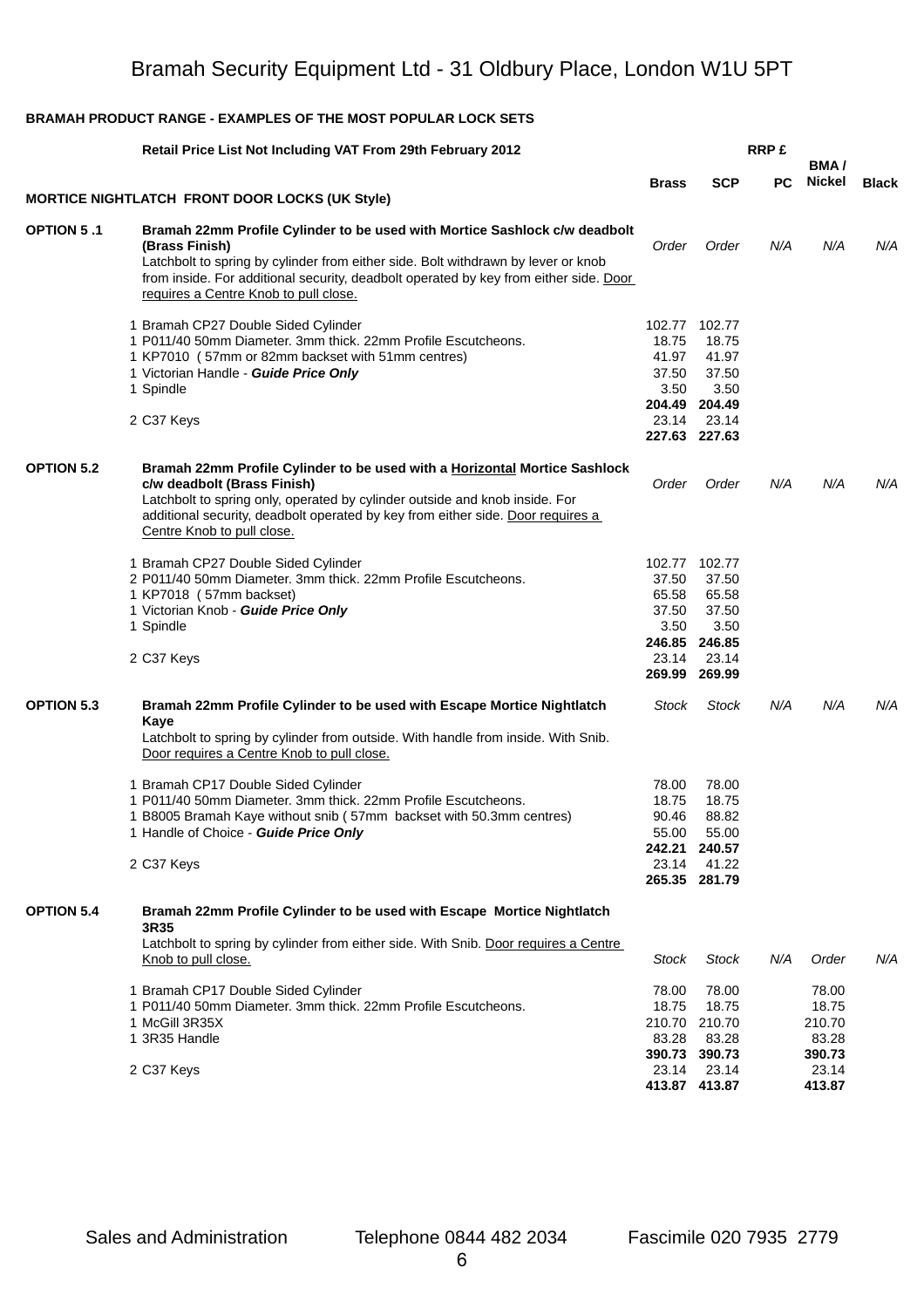Bramah Security Equipment Ltd - 31 Oldbury Place, London W1U 5PT

**BRAMAH PRODUCT RANGE - EXAMPLES OF THE MOST POPULAR LOCK SETS**

| | Retail Price List Not Including VAT From 29th February 2012 | | | RRP £ | | |
|---|---|---|---|---|---|---|
| **MORTICE NIGHTLATCH FRONT DOOR LOCKS (UK Style)** | | **Brass** | **SCP** | **PC** | **BMA / Nickel** | **Black** |
| **OPTION 5 .1** | **Bramah 22mm Profile Cylinder to be used with Mortice Sashlock c/w deadbolt (Brass Finish)**<br>Latchbolt to spring by cylinder from either side. Bolt withdrawn by lever or knob from inside. For additional security, deadbolt operated by key from either side. Door requires a Centre Knob to pull close. | *Order* | *Order* | *N/A* | *N/A* | *N/A* |
| | 1 Bramah CP27 Double Sided Cylinder | 102.77 | 102.77 | | | |
| | 1 P011/40 50mm Diameter. 3mm thick. 22mm Profile Escutcheons. | 18.75 | 18.75 | | | |
| | 1 KP7010 ( 57mm or 82mm backset with 51mm centres) | 41.97 | 41.97 | | | |
| | 1 Victorian Handle - ***Guide Price Only*** | 37.50 | 37.50 | | | |
| | 1 Spindle | 3.50 | 3.50 | | | |
| | | **204.49** | **204.49** | | | |
| | 2 C37 Keys | 23.14 | 23.14 | | | |
| | | **227.63** | **227.63** | | | |
| **OPTION 5.2** | **Bramah 22mm Profile Cylinder to be used with a Horizontal Mortice Sashlock c/w deadbolt (Brass Finish)**<br>Latchbolt to spring only, operated by cylinder outside and knob inside. For additional security, deadbolt operated by key from either side. Door requires a Centre Knob to pull close. | *Order* | *Order* | *N/A* | *N/A* | *N/A* |
| | 1 Bramah CP27 Double Sided Cylinder | 102.77 | 102.77 | | | |
| | 2 P011/40 50mm Diameter. 3mm thick. 22mm Profile Escutcheons. | 37.50 | 37.50 | | | |
| | 1 KP7018 ( 57mm backset) | 65.58 | 65.58 | | | |
| | 1 Victorian Knob - ***Guide Price Only*** | 37.50 | 37.50 | | | |
| | 1 Spindle | 3.50 | 3.50 | | | |
| | | **246.85** | **246.85** | | | |
| | 2 C37 Keys | 23.14 | 23.14 | | | |
| | | **269.99** | **269.99** | | | |
| **OPTION 5.3** | **Bramah 22mm Profile Cylinder to be used with Escape Mortice Nightlatch Kaye**<br>Latchbolt to spring by cylinder from outside. With handle from inside. With Snib. Door requires a Centre Knob to pull close. | *Stock* | *Stock* | *N/A* | *N/A* | *N/A* |
| | 1 Bramah CP17 Double Sided Cylinder | 78.00 | 78.00 | | | |
| | 1 P011/40 50mm Diameter. 3mm thick. 22mm Profile Escutcheons. | 18.75 | 18.75 | | | |
| | 1 B8005 Bramah Kaye without snib ( 57mm backset with 50.3mm centres) | 90.46 | 88.82 | | | |
| | 1 Handle of Choice - ***Guide Price Only*** | 55.00 | 55.00 | | | |
| | | **242.21** | **240.57** | | | |
| | 2 C37 Keys | 23.14 | 41.22 | | | |
| | | **265.35** | **281.79** | | | |
| **OPTION 5.4** | **Bramah 22mm Profile Cylinder to be used with Escape Mortice Nightlatch 3R35**<br>Latchbolt to spring by cylinder from either side. With Snib. Door requires a Centre Knob to pull close. | *Stock* | *Stock* | *N/A* | *Order* | *N/A* |
| | 1 Bramah CP17 Double Sided Cylinder | 78.00 | 78.00 | | 78.00 | |
| | 1 P011/40 50mm Diameter. 3mm thick. 22mm Profile Escutcheons. | 18.75 | 18.75 | | 18.75 | |
| | 1 McGill 3R35X | 210.70 | 210.70 | | 210.70 | |
| | 1 3R35 Handle | 83.28 | 83.28 | | 83.28 | |
| | | **390.73** | **390.73** | | **390.73** | |
| | 2 C37 Keys | 23.14 | 23.14 | | 23.14 | |
| | | **413.87** | **413.87** | | **413.87** | |

Sales and Administration    Telephone 0844 482 2034    Fascimile 020 7935 2779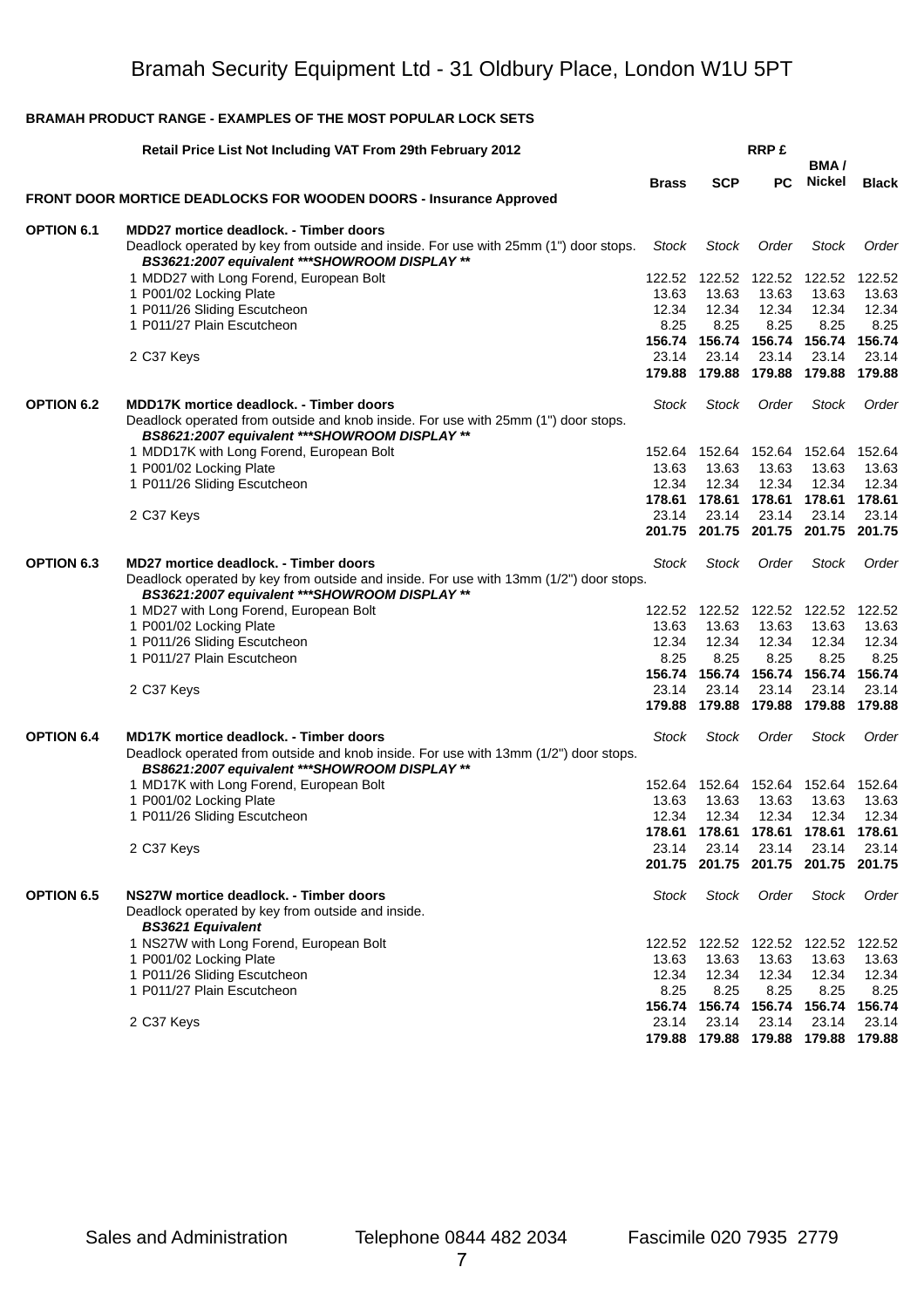# Bramah Security Equipment Ltd - 31 Oldbury Place, London W1U 5PT

**BRAMAH PRODUCT RANGE - EXAMPLES OF THE MOST POPULAR LOCK SETS**

| | **Retail Price List Not Including VAT From 29th February 2012** | | | **RRP £** | | |
|---|---|---|---|---|---|---|
| | | **Brass** | **SCP** | **PC** | **BMA / Nickel** | **Black** |
| **FRONT DOOR MORTICE DEADLOCKS FOR WOODEN DOORS - Insurance Approved** | | | | | | |
| **OPTION 6.1** | **MDD27 mortice deadlock. - Timber doors** | | | | | |
| | Deadlock operated by key from outside and inside. For use with 25mm (1") door stops. ***BS3621:2007 equivalent \*\*\*SHOWROOM DISPLAY \*\**** | *Stock* | *Stock* | *Order* | *Stock* | *Order* |
| | 1 MDD27 with Long Forend, European Bolt | 122.52 | 122.52 | 122.52 | 122.52 | 122.52 |
| | 1 P001/02 Locking Plate | 13.63 | 13.63 | 13.63 | 13.63 | 13.63 |
| | 1 P011/26 Sliding Escutcheon | 12.34 | 12.34 | 12.34 | 12.34 | 12.34 |
| | 1 P011/27 Plain Escutcheon | 8.25 | 8.25 | 8.25 | 8.25 | 8.25 |
| | | **156.74** | **156.74** | **156.74** | **156.74** | **156.74** |
| | 2 C37 Keys | 23.14 | 23.14 | 23.14 | 23.14 | 23.14 |
| | | **179.88** | **179.88** | **179.88** | **179.88** | **179.88** |
| **OPTION 6.2** | **MDD17K mortice deadlock. - Timber doors** | *Stock* | *Stock* | *Order* | *Stock* | *Order* |
| | Deadlock operated from outside and knob inside. For use with 25mm (1") door stops. ***BS8621:2007 equivalent \*\*\*SHOWROOM DISPLAY \*\**** | | | | | |
| | 1 MDD17K with Long Forend, European Bolt | 152.64 | 152.64 | 152.64 | 152.64 | 152.64 |
| | 1 P001/02 Locking Plate | 13.63 | 13.63 | 13.63 | 13.63 | 13.63 |
| | 1 P011/26 Sliding Escutcheon | 12.34 | 12.34 | 12.34 | 12.34 | 12.34 |
| | | **178.61** | **178.61** | **178.61** | **178.61** | **178.61** |
| | 2 C37 Keys | 23.14 | 23.14 | 23.14 | 23.14 | 23.14 |
| | | **201.75** | **201.75** | **201.75** | **201.75** | **201.75** |
| **OPTION 6.3** | **MD27 mortice deadlock. - Timber doors** | *Stock* | *Stock* | *Order* | *Stock* | *Order* |
| | Deadlock operated by key from outside and inside. For use with 13mm (1/2") door stops. ***BS3621:2007 equivalent \*\*\*SHOWROOM DISPLAY \*\**** | | | | | |
| | 1 MD27 with Long Forend, European Bolt | 122.52 | 122.52 | 122.52 | 122.52 | 122.52 |
| | 1 P001/02 Locking Plate | 13.63 | 13.63 | 13.63 | 13.63 | 13.63 |
| | 1 P011/26 Sliding Escutcheon | 12.34 | 12.34 | 12.34 | 12.34 | 12.34 |
| | 1 P011/27 Plain Escutcheon | 8.25 | 8.25 | 8.25 | 8.25 | 8.25 |
| | | **156.74** | **156.74** | **156.74** | **156.74** | **156.74** |
| | 2 C37 Keys | 23.14 | 23.14 | 23.14 | 23.14 | 23.14 |
| | | **179.88** | **179.88** | **179.88** | **179.88** | **179.88** |
| **OPTION 6.4** | **MD17K mortice deadlock. - Timber doors** | *Stock* | *Stock* | *Order* | *Stock* | *Order* |
| | Deadlock operated from outside and knob inside. For use with 13mm (1/2") door stops. ***BS8621:2007 equivalent \*\*\*SHOWROOM DISPLAY \*\**** | | | | | |
| | 1 MD17K with Long Forend, European Bolt | 152.64 | 152.64 | 152.64 | 152.64 | 152.64 |
| | 1 P001/02 Locking Plate | 13.63 | 13.63 | 13.63 | 13.63 | 13.63 |
| | 1 P011/26 Sliding Escutcheon | 12.34 | 12.34 | 12.34 | 12.34 | 12.34 |
| | | **178.61** | **178.61** | **178.61** | **178.61** | **178.61** |
| | 2 C37 Keys | 23.14 | 23.14 | 23.14 | 23.14 | 23.14 |
| | | **201.75** | **201.75** | **201.75** | **201.75** | **201.75** |
| **OPTION 6.5** | **NS27W mortice deadlock. - Timber doors** | *Stock* | *Stock* | *Order* | *Stock* | *Order* |
| | Deadlock operated by key from outside and inside. ***BS3621 Equivalent*** | | | | | |
| | 1 NS27W with Long Forend, European Bolt | 122.52 | 122.52 | 122.52 | 122.52 | 122.52 |
| | 1 P001/02 Locking Plate | 13.63 | 13.63 | 13.63 | 13.63 | 13.63 |
| | 1 P011/26 Sliding Escutcheon | 12.34 | 12.34 | 12.34 | 12.34 | 12.34 |
| | 1 P011/27 Plain Escutcheon | 8.25 | 8.25 | 8.25 | 8.25 | 8.25 |
| | | **156.74** | **156.74** | **156.74** | **156.74** | **156.74** |
| | 2 C37 Keys | 23.14 | 23.14 | 23.14 | 23.14 | 23.14 |
| | | **179.88** | **179.88** | **179.88** | **179.88** | **179.88** |

Sales and Administration Telephone 0844 482 2034 Fascimile 020 7935 2779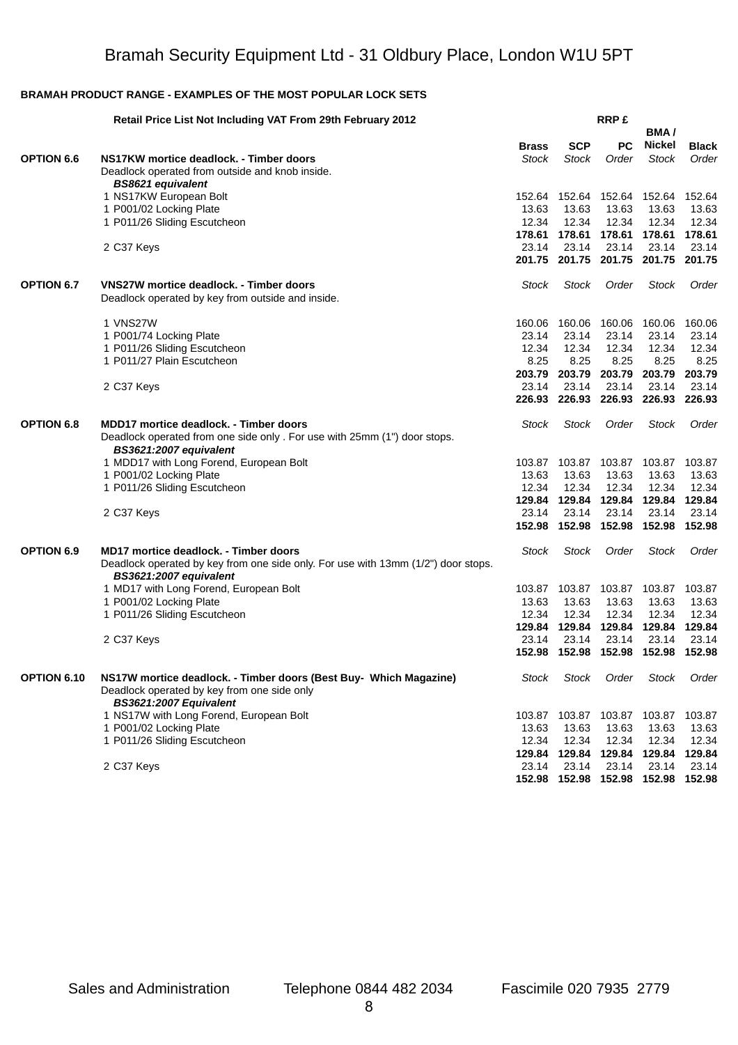# Bramah Security Equipment Ltd - 31 Oldbury Place, London W1U 5PT

**BRAMAH PRODUCT RANGE - EXAMPLES OF THE MOST POPULAR LOCK SETS**

| | **Retail Price List Not Including VAT From 29th February 2012** | | | **RRP £** | | |
|---|---|---|---|---|---|---|
| | | **Brass** | **SCP** | **PC** | **BMA / Nickel** | **Black** |
| **OPTION 6.6** | **NS17KW mortice deadlock. - Timber doors** | *Stock* | *Stock* | *Order* | *Stock* | *Order* |
| | Deadlock operated from outside and knob inside. | | | | | |
| | ***BS8621 equivalent*** | | | | | |
| | 1 NS17KW European Bolt | 152.64 | 152.64 | 152.64 | 152.64 | 152.64 |
| | 1 P001/02 Locking Plate | 13.63 | 13.63 | 13.63 | 13.63 | 13.63 |
| | 1 P011/26 Sliding Escutcheon | 12.34 | 12.34 | 12.34 | 12.34 | 12.34 |
| | | **178.61** | **178.61** | **178.61** | **178.61** | **178.61** |
| | 2 C37 Keys | 23.14 | 23.14 | 23.14 | 23.14 | 23.14 |
| | | **201.75** | **201.75** | **201.75** | **201.75** | **201.75** |
| **OPTION 6.7** | **VNS27W mortice deadlock. - Timber doors** | *Stock* | *Stock* | *Order* | *Stock* | *Order* |
| | Deadlock operated by key from outside and inside. | | | | | |
| | 1 VNS27W | 160.06 | 160.06 | 160.06 | 160.06 | 160.06 |
| | 1 P001/74 Locking Plate | 23.14 | 23.14 | 23.14 | 23.14 | 23.14 |
| | 1 P011/26 Sliding Escutcheon | 12.34 | 12.34 | 12.34 | 12.34 | 12.34 |
| | 1 P011/27 Plain Escutcheon | 8.25 | 8.25 | 8.25 | 8.25 | 8.25 |
| | | **203.79** | **203.79** | **203.79** | **203.79** | **203.79** |
| | 2 C37 Keys | 23.14 | 23.14 | 23.14 | 23.14 | 23.14 |
| | | **226.93** | **226.93** | **226.93** | **226.93** | **226.93** |
| **OPTION 6.8** | **MDD17 mortice deadlock. - Timber doors** | *Stock* | *Stock* | *Order* | *Stock* | *Order* |
| | Deadlock operated from one side only . For use with 25mm (1") door stops. | | | | | |
| | ***BS3621:2007 equivalent*** | | | | | |
| | 1 MDD17 with Long Forend, European Bolt | 103.87 | 103.87 | 103.87 | 103.87 | 103.87 |
| | 1 P001/02 Locking Plate | 13.63 | 13.63 | 13.63 | 13.63 | 13.63 |
| | 1 P011/26 Sliding Escutcheon | 12.34 | 12.34 | 12.34 | 12.34 | 12.34 |
| | | **129.84** | **129.84** | **129.84** | **129.84** | **129.84** |
| | 2 C37 Keys | 23.14 | 23.14 | 23.14 | 23.14 | 23.14 |
| | | **152.98** | **152.98** | **152.98** | **152.98** | **152.98** |
| **OPTION 6.9** | **MD17 mortice deadlock. - Timber doors** | *Stock* | *Stock* | *Order* | *Stock* | *Order* |
| | Deadlock operated by key from one side only. For use with 13mm (1/2") door stops. | | | | | |
| | ***BS3621:2007 equivalent*** | | | | | |
| | 1 MD17 with Long Forend, European Bolt | 103.87 | 103.87 | 103.87 | 103.87 | 103.87 |
| | 1 P001/02 Locking Plate | 13.63 | 13.63 | 13.63 | 13.63 | 13.63 |
| | 1 P011/26 Sliding Escutcheon | 12.34 | 12.34 | 12.34 | 12.34 | 12.34 |
| | | **129.84** | **129.84** | **129.84** | **129.84** | **129.84** |
| | 2 C37 Keys | 23.14 | 23.14 | 23.14 | 23.14 | 23.14 |
| | | **152.98** | **152.98** | **152.98** | **152.98** | **152.98** |
| **OPTION 6.10** | **NS17W mortice deadlock. - Timber doors (Best Buy- Which Magazine)** | *Stock* | *Stock* | *Order* | *Stock* | *Order* |
| | Deadlock operated by key from one side only | | | | | |
| | ***BS3621:2007 Equivalent*** | | | | | |
| | 1 NS17W with Long Forend, European Bolt | 103.87 | 103.87 | 103.87 | 103.87 | 103.87 |
| | 1 P001/02 Locking Plate | 13.63 | 13.63 | 13.63 | 13.63 | 13.63 |
| | 1 P011/26 Sliding Escutcheon | 12.34 | 12.34 | 12.34 | 12.34 | 12.34 |
| | | **129.84** | **129.84** | **129.84** | **129.84** | **129.84** |
| | 2 C37 Keys | 23.14 | 23.14 | 23.14 | 23.14 | 23.14 |
| | | **152.98** | **152.98** | **152.98** | **152.98** | **152.98** |

Sales and Administration Telephone 0844 482 2034 Fascimile 020 7935 2779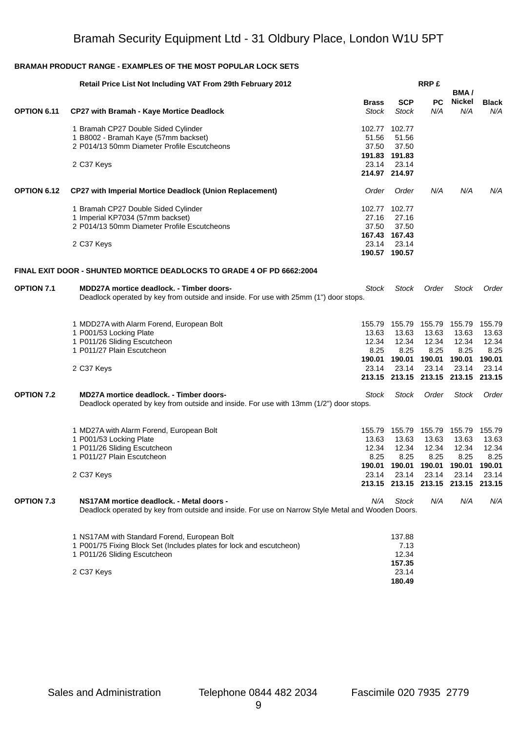# Bramah Security Equipment Ltd - 31 Oldbury Place, London W1U 5PT

**BRAMAH PRODUCT RANGE - EXAMPLES OF THE MOST POPULAR LOCK SETS**

| | **Retail Price List Not Including VAT From 29th February 2012** | | | **RRP £** | | |
|---|---|---|---|---|---|---|
| | | **Brass** | **SCP** | **PC** | **BMA / Nickel** | **Black** |
| **OPTION 6.11** | **CP27 with Bramah - Kaye Mortice Deadlock** | *Stock* | *Stock* | *N/A* | *N/A* | *N/A* |
| | 1 Bramah CP27 Double Sided Cylinder | 102.77 | 102.77 | | | |
| | 1 B8002 - Bramah Kaye (57mm backset) | 51.56 | 51.56 | | | |
| | 2 P014/13 50mm Diameter Profile Escutcheons | 37.50 | 37.50 | | | |
| | | **191.83** | **191.83** | | | |
| | 2 C37 Keys | 23.14 | 23.14 | | | |
| | | **214.97** | **214.97** | | | |
| **OPTION 6.12** | **CP27 with Imperial Mortice Deadlock (Union Replacement)** | *Order* | *Order* | *N/A* | *N/A* | *N/A* |
| | 1 Bramah CP27 Double Sided Cylinder | 102.77 | 102.77 | | | |
| | 1 Imperial KP7034 (57mm backset) | 27.16 | 27.16 | | | |
| | 2 P014/13 50mm Diameter Profile Escutcheons | 37.50 | 37.50 | | | |
| | | **167.43** | **167.43** | | | |
| | 2 C37 Keys | 23.14 | 23.14 | | | |
| | | **190.57** | **190.57** | | | |

**FINAL EXIT DOOR - SHUNTED MORTICE DEADLOCKS TO GRADE 4 OF PD 6662:2004**

| | | **Brass** | **SCP** | **PC** | **BMA / Nickel** | **Black** |
|---|---|---|---|---|---|---|
| **OPTION 7.1** | **MDD27A mortice deadlock. - Timber doors-** Deadlock operated by key from outside and inside. For use with 25mm (1") door stops. | *Stock* | *Stock* | *Order* | *Stock* | *Order* |
| | 1 MDD27A with Alarm Forend, European Bolt | 155.79 | 155.79 | 155.79 | 155.79 | 155.79 |
| | 1 P001/53 Locking Plate | 13.63 | 13.63 | 13.63 | 13.63 | 13.63 |
| | 1 P011/26 Sliding Escutcheon | 12.34 | 12.34 | 12.34 | 12.34 | 12.34 |
| | 1 P011/27 Plain Escutcheon | 8.25 | 8.25 | 8.25 | 8.25 | 8.25 |
| | | **190.01** | **190.01** | **190.01** | **190.01** | **190.01** |
| | 2 C37 Keys | 23.14 | 23.14 | 23.14 | 23.14 | 23.14 |
| | | **213.15** | **213.15** | **213.15** | **213.15** | **213.15** |
| **OPTION 7.2** | **MD27A mortice deadlock. - Timber doors-** Deadlock operated by key from outside and inside. For use with 13mm (1/2") door stops. | *Stock* | *Stock* | *Order* | *Stock* | *Order* |
| | 1 MD27A with Alarm Forend, European Bolt | 155.79 | 155.79 | 155.79 | 155.79 | 155.79 |
| | 1 P001/53 Locking Plate | 13.63 | 13.63 | 13.63 | 13.63 | 13.63 |
| | 1 P011/26 Sliding Escutcheon | 12.34 | 12.34 | 12.34 | 12.34 | 12.34 |
| | 1 P011/27 Plain Escutcheon | 8.25 | 8.25 | 8.25 | 8.25 | 8.25 |
| | | **190.01** | **190.01** | **190.01** | **190.01** | **190.01** |
| | 2 C37 Keys | 23.14 | 23.14 | 23.14 | 23.14 | 23.14 |
| | | **213.15** | **213.15** | **213.15** | **213.15** | **213.15** |
| **OPTION 7.3** | **NS17AM mortice deadlock. - Metal doors -** Deadlock operated by key from outside and inside. For use on Narrow Style Metal and Wooden Doors. | *N/A* | *Stock* | *N/A* | *N/A* | *N/A* |
| | 1 NS17AM with Standard Forend, European Bolt | | 137.88 | | | |
| | 1 P001/75 Fixing Block Set (Includes plates for lock and escutcheon) | | 7.13 | | | |
| | 1 P011/26 Sliding Escutcheon | | 12.34 | | | |
| | | | **157.35** | | | |
| | 2 C37 Keys | | 23.14 | | | |
| | | | **180.49** | | | |

Sales and Administration Telephone 0844 482 2034 Fascimile 020 7935 2779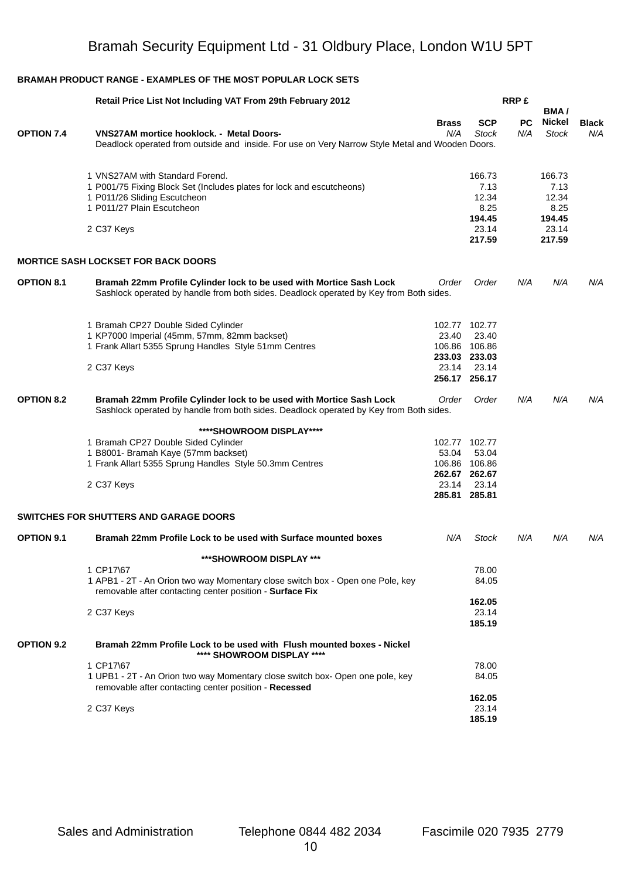# Bramah Security Equipment Ltd - 31 Oldbury Place, London W1U 5PT

## BRAMAH PRODUCT RANGE - EXAMPLES OF THE MOST POPULAR LOCK SETS

| | Retail Price List Not Including VAT From 29th February 2012 | | | RRP £ | | |
|---|---|---|---|---|---|---|
| | | **Brass** | **SCP** | **PC** | **BMA / Nickel** | **Black** |
| **OPTION 7.4** | **VNS27AM mortice hooklock. - Metal Doors-** | *N/A* | *Stock* | *N/A* | *Stock* | *N/A* |
| | Deadlock operated from outside and inside. For use on Very Narrow Style Metal and Wooden Doors. | | | | | |
| | 1 VNS27AM with Standard Forend. | | 166.73 | | 166.73 | |
| | 1 P001/75 Fixing Block Set (Includes plates for lock and escutcheons) | | 7.13 | | 7.13 | |
| | 1 P011/26 Sliding Escutcheon | | 12.34 | | 12.34 | |
| | 1 P011/27 Plain Escutcheon | | 8.25 | | 8.25 | |
| | | | **194.45** | | **194.45** | |
| | 2 C37 Keys | | 23.14 | | 23.14 | |
| | | | **217.59** | | **217.59** | |
| **MORTICE SASH LOCKSET FOR BACK DOORS** | | | | | | |
| **OPTION 8.1** | **Bramah 22mm Profile Cylinder lock to be used with Mortice Sash Lock** | *Order* | *Order* | *N/A* | *N/A* | *N/A* |
| | Sashlock operated by handle from both sides. Deadlock operated by Key from Both sides. | | | | | |
| | 1 Bramah CP27 Double Sided Cylinder | 102.77 | 102.77 | | | |
| | 1 KP7000 Imperial (45mm, 57mm, 82mm backset) | 23.40 | 23.40 | | | |
| | 1 Frank Allart 5355 Sprung Handles Style 51mm Centres | 106.86 | 106.86 | | | |
| | | **233.03** | **233.03** | | | |
| | 2 C37 Keys | 23.14 | 23.14 | | | |
| | | **256.17** | **256.17** | | | |
| **OPTION 8.2** | **Bramah 22mm Profile Cylinder lock to be used with Mortice Sash Lock** | *Order* | *Order* | *N/A* | *N/A* | *N/A* |
| | Sashlock operated by handle from both sides. Deadlock operated by Key from Both sides. | | | | | |
| | **\*\*\*\*SHOWROOM DISPLAY\*\*\*\*** | | | | | |
| | 1 Bramah CP27 Double Sided Cylinder | 102.77 | 102.77 | | | |
| | 1 B8001- Bramah Kaye (57mm backset) | 53.04 | 53.04 | | | |
| | 1 Frank Allart 5355 Sprung Handles Style 50.3mm Centres | 106.86 | 106.86 | | | |
| | | **262.67** | **262.67** | | | |
| | 2 C37 Keys | 23.14 | 23.14 | | | |
| | | **285.81** | **285.81** | | | |
| **SWITCHES FOR SHUTTERS AND GARAGE DOORS** | | | | | | |
| **OPTION 9.1** | **Bramah 22mm Profile Lock to be used with Surface mounted boxes** | *N/A* | *Stock* | *N/A* | *N/A* | *N/A* |
| | **\*\*\*SHOWROOM DISPLAY \*\*\*** | | | | | |
| | 1 CP17\67 | | 78.00 | | | |
| | 1 APB1 - 2T - An Orion two way Momentary close switch box - Open one Pole, key removable after contacting center position - **Surface Fix** | | 84.05 | | | |
| | | | **162.05** | | | |
| | 2 C37 Keys | | 23.14 | | | |
| | | | **185.19** | | | |
| **OPTION 9.2** | **Bramah 22mm Profile Lock to be used with Flush mounted boxes - Nickel** | | | | | |
| | **\*\*\*\* SHOWROOM DISPLAY \*\*\*\*** | | | | | |
| | 1 CP17\67 | | 78.00 | | | |
| | 1 UPB1 - 2T - An Orion two way Momentary close switch box- Open one pole, key removable after contacting center position - **Recessed** | | 84.05 | | | |
| | | | **162.05** | | | |
| | 2 C37 Keys | | 23.14 | | | |
| | | | **185.19** | | | |

Sales and Administration Telephone 0844 482 2034 Fascimile 020 7935 2779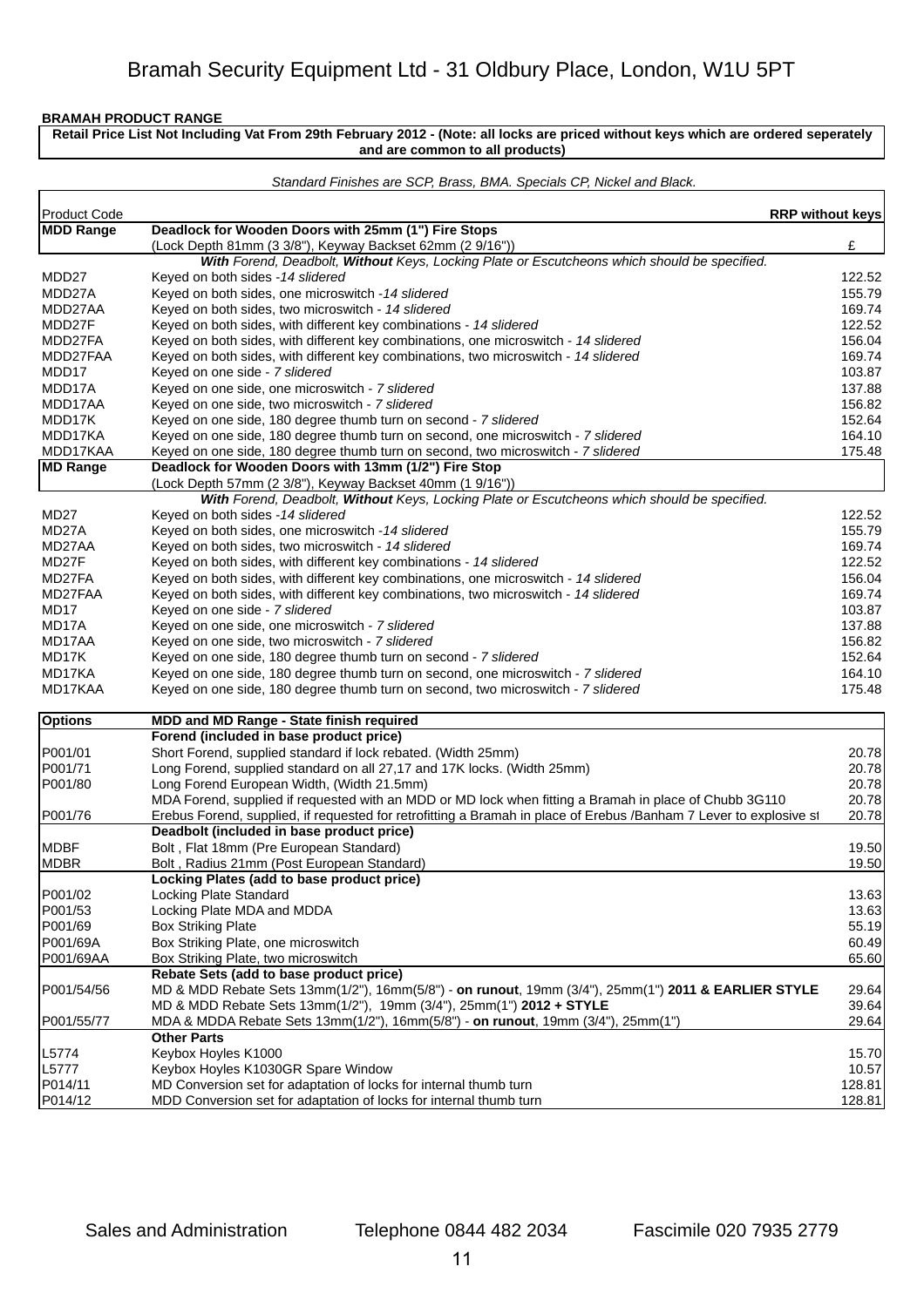# Bramah Security Equipment Ltd - 31 Oldbury Place, London, W1U 5PT

**BRAMAH PRODUCT RANGE**

**Retail Price List Not Including Vat From 29th February 2012 - (Note: all locks are priced without keys which are ordered seperately and are common to all products)**

*Standard Finishes are SCP, Brass, BMA. Specials CP, Nickel and Black.*

| Product Code | | RRP without keys |
|---|---|---|
| **MDD Range** | **Deadlock for Wooden Doors with 25mm (1") Fire Stops** | |
| | (Lock Depth 81mm (3 3/8"), Keyway Backset 62mm (2 9/16")) | £ |
| | ***With** Forend, Deadbolt, **Without** Keys, Locking Plate or Escutcheons which should be specified.* | |
| MDD27 | Keyed on both sides *-14 slidered* | 122.52 |
| MDD27A | Keyed on both sides, one microswitch *-14 slidered* | 155.79 |
| MDD27AA | Keyed on both sides, two microswitch *- 14 slidered* | 169.74 |
| MDD27F | Keyed on both sides, with different key combinations *- 14 slidered* | 122.52 |
| MDD27FA | Keyed on both sides, with different key combinations, one microswitch *- 14 slidered* | 156.04 |
| MDD27FAA | Keyed on both sides, with different key combinations, two microswitch *- 14 slidered* | 169.74 |
| MDD17 | Keyed on one side *- 7 slidered* | 103.87 |
| MDD17A | Keyed on one side, one microswitch *- 7 slidered* | 137.88 |
| MDD17AA | Keyed on one side, two microswitch *- 7 slidered* | 156.82 |
| MDD17K | Keyed on one side, 180 degree thumb turn on second *- 7 slidered* | 152.64 |
| MDD17KA | Keyed on one side, 180 degree thumb turn on second, one microswitch *- 7 slidered* | 164.10 |
| MDD17KAA | Keyed on one side, 180 degree thumb turn on second, two microswitch *- 7 slidered* | 175.48 |
| **MD Range** | **Deadlock for Wooden Doors with 13mm (1/2") Fire Stop** | |
| | (Lock Depth 57mm (2 3/8"), Keyway Backset 40mm (1 9/16")) | |
| | ***With** Forend, Deadbolt, **Without** Keys, Locking Plate or Escutcheons which should be specified.* | |
| MD27 | Keyed on both sides *-14 slidered* | 122.52 |
| MD27A | Keyed on both sides, one microswitch *-14 slidered* | 155.79 |
| MD27AA | Keyed on both sides, two microswitch *- 14 slidered* | 169.74 |
| MD27F | Keyed on both sides, with different key combinations *- 14 slidered* | 122.52 |
| MD27FA | Keyed on both sides, with different key combinations, one microswitch *- 14 slidered* | 156.04 |
| MD27FAA | Keyed on both sides, with different key combinations, two microswitch *- 14 slidered* | 169.74 |
| MD17 | Keyed on one side *- 7 slidered* | 103.87 |
| MD17A | Keyed on one side, one microswitch *- 7 slidered* | 137.88 |
| MD17AA | Keyed on one side, two microswitch *- 7 slidered* | 156.82 |
| MD17K | Keyed on one side, 180 degree thumb turn on second *- 7 slidered* | 152.64 |
| MD17KA | Keyed on one side, 180 degree thumb turn on second, one microswitch *- 7 slidered* | 164.10 |
| MD17KAA | Keyed on one side, 180 degree thumb turn on second, two microswitch *- 7 slidered* | 175.48 |

| **Options** | **MDD and MD Range - State finish required** | |
|---|---|---|
| | **Forend (included in base product price)** | |
| P001/01 | Short Forend, supplied standard if lock rebated. (Width 25mm) | 20.78 |
| P001/71 | Long Forend, supplied standard on all 27,17 and 17K locks. (Width 25mm) | 20.78 |
| P001/80 | Long Forend European Width, (Width 21.5mm) | 20.78 |
| | MDA Forend, supplied if requested with an MDD or MD lock when fitting a Bramah in place of Chubb 3G110 | 20.78 |
| P001/76 | Erebus Forend, supplied, if requested for retrofitting a Bramah in place of Erebus /Banham 7 Lever to explosive st | 20.78 |
| | **Deadbolt (included in base product price)** | |
| MDBF | Bolt , Flat 18mm (Pre European Standard) | 19.50 |
| MDBR | Bolt , Radius 21mm (Post European Standard) | 19.50 |
| | **Locking Plates (add to base product price)** | |
| P001/02 | Locking Plate Standard | 13.63 |
| P001/53 | Locking Plate MDA and MDDA | 13.63 |
| P001/69 | Box Striking Plate | 55.19 |
| P001/69A | Box Striking Plate, one microswitch | 60.49 |
| P001/69AA | Box Striking Plate, two microswitch | 65.60 |
| | **Rebate Sets (add to base product price)** | |
| P001/54/56 | MD & MDD Rebate Sets 13mm(1/2"), 16mm(5/8") - **on runout**, 19mm (3/4"), 25mm(1") **2011 & EARLIER STYLE** | 29.64 |
| | MD & MDD Rebate Sets 13mm(1/2"), 19mm (3/4"), 25mm(1") **2012 + STYLE** | 39.64 |
| P001/55/77 | MDA & MDDA Rebate Sets 13mm(1/2"), 16mm(5/8") - **on runout**, 19mm (3/4"), 25mm(1") | 29.64 |
| | **Other Parts** | |
| L5774 | Keybox Hoyles K1000 | 15.70 |
| L5777 | Keybox Hoyles K1030GR Spare Window | 10.57 |
| P014/11 | MD Conversion set for adaptation of locks for internal thumb turn | 128.81 |
| P014/12 | MDD Conversion set for adaptation of locks for internal thumb turn | 128.81 |

Sales and Administration Telephone 0844 482 2034 Fascimile 020 7935 2779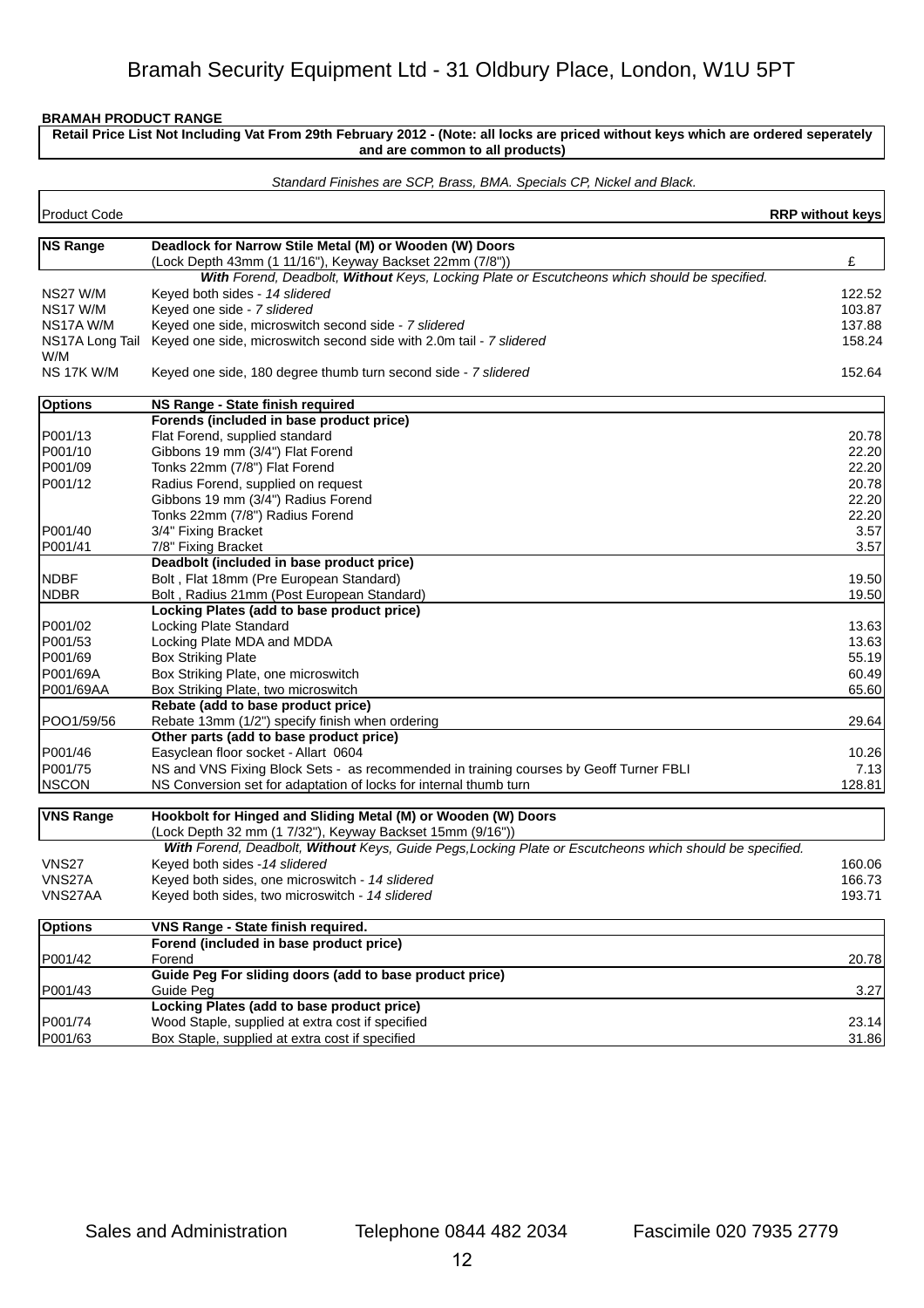Bramah Security Equipment Ltd - 31 Oldbury Place, London, W1U 5PT

**BRAMAH PRODUCT RANGE**

**Retail Price List Not Including Vat From 29th February 2012 - (Note: all locks are priced without keys which are ordered seperately and are common to all products)**

*Standard Finishes are SCP, Brass, BMA. Specials CP, Nickel and Black.*

| Product Code | | RRP without keys |
|---|---|---|
| **NS Range** | **Deadlock for Narrow Stile Metal (M) or Wooden (W) Doors** | |
| | (Lock Depth 43mm (1 11/16"), Keyway Backset 22mm (7/8")) | £ |
| | ***With** Forend, Deadbolt, **Without** Keys, Locking Plate or Escutcheons which should be specified.* | |
| NS27 W/M | Keyed both sides - *14 slidered* | 122.52 |
| NS17 W/M | Keyed one side - *7 slidered* | 103.87 |
| NS17A W/M | Keyed one side, microswitch second side - *7 slidered* | 137.88 |
| NS17A Long Tail W/M | Keyed one side, microswitch second side with 2.0m tail - *7 slidered* | 158.24 |
| NS 17K W/M | Keyed one side, 180 degree thumb turn second side - *7 slidered* | 152.64 |
| **Options** | **NS Range - State finish required** | |
| | **Forends (included in base product price)** | |
| P001/13 | Flat Forend, supplied standard | 20.78 |
| P001/10 | Gibbons 19 mm (3/4") Flat Forend | 22.20 |
| P001/09 | Tonks 22mm (7/8") Flat Forend | 22.20 |
| P001/12 | Radius Forend, supplied on request | 20.78 |
| | Gibbons 19 mm (3/4") Radius Forend | 22.20 |
| | Tonks 22mm (7/8") Radius Forend | 22.20 |
| P001/40 | 3/4" Fixing Bracket | 3.57 |
| P001/41 | 7/8" Fixing Bracket | 3.57 |
| | **Deadbolt (included in base product price)** | |
| NDBF | Bolt , Flat 18mm (Pre European Standard) | 19.50 |
| NDBR | Bolt , Radius 21mm (Post European Standard) | 19.50 |
| | **Locking Plates (add to base product price)** | |
| P001/02 | Locking Plate Standard | 13.63 |
| P001/53 | Locking Plate MDA and MDDA | 13.63 |
| P001/69 | Box Striking Plate | 55.19 |
| P001/69A | Box Striking Plate, one microswitch | 60.49 |
| P001/69AA | Box Striking Plate, two microswitch | 65.60 |
| | **Rebate (add to base product price)** | |
| POO1/59/56 | Rebate 13mm (1/2") specify finish when ordering | 29.64 |
| | **Other parts (add to base product price)** | |
| P001/46 | Easyclean floor socket - Allart 0604 | 10.26 |
| P001/75 | NS and VNS Fixing Block Sets - as recommended in training courses by Geoff Turner FBLI | 7.13 |
| NSCON | NS Conversion set for adaptation of locks for internal thumb turn | 128.81 |
| **VNS Range** | **Hookbolt for Hinged and Sliding Metal (M) or Wooden (W) Doors** | |
| | (Lock Depth 32 mm (1 7/32"), Keyway Backset 15mm (9/16")) | |
| | ***With** Forend, Deadbolt, **Without** Keys, Guide Pegs,Locking Plate or Escutcheons which should be specified.* | |
| VNS27 | Keyed both sides -*14 slidered* | 160.06 |
| VNS27A | Keyed both sides, one microswitch - *14 slidered* | 166.73 |
| VNS27AA | Keyed both sides, two microswitch - *14 slidered* | 193.71 |
| **Options** | **VNS Range - State finish required.** | |
| | **Forend (included in base product price)** | |
| P001/42 | Forend | 20.78 |
| | **Guide Peg For sliding doors (add to base product price)** | |
| P001/43 | Guide Peg | 3.27 |
| | **Locking Plates (add to base product price)** | |
| P001/74 | Wood Staple, supplied at extra cost if specified | 23.14 |
| P001/63 | Box Staple, supplied at extra cost if specified | 31.86 |

Sales and Administration Telephone 0844 482 2034 Fascimile 020 7935 2779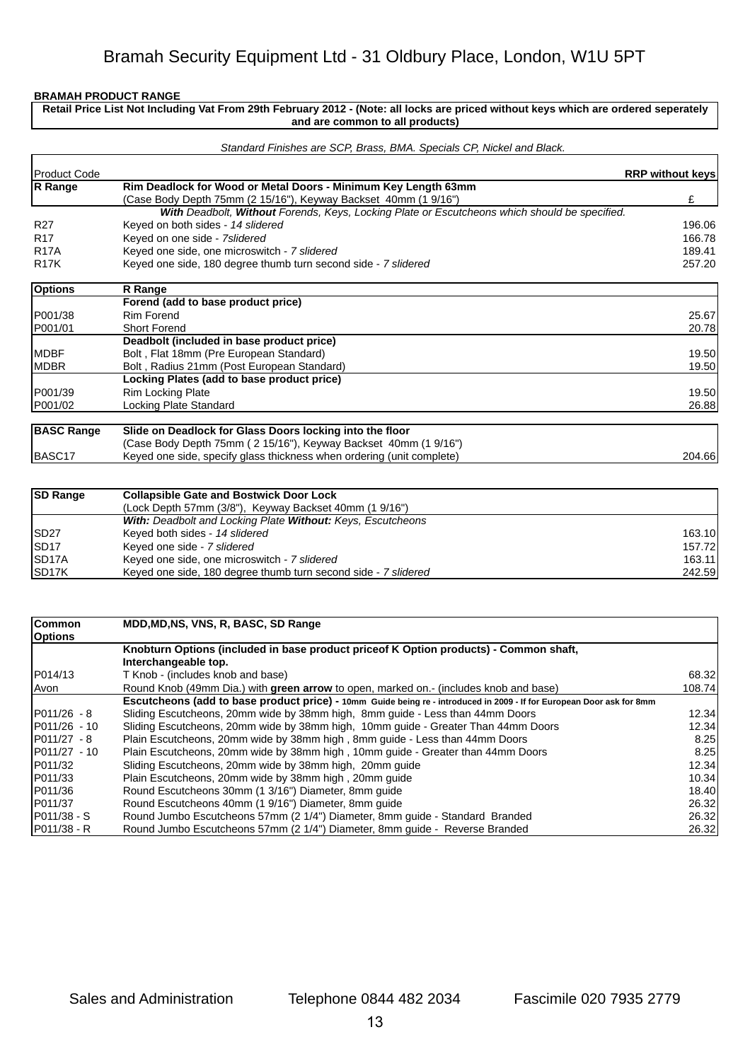# Bramah Security Equipment Ltd - 31 Oldbury Place, London, W1U 5PT

**BRAMAH PRODUCT RANGE**

**Retail Price List Not Including Vat From 29th February 2012 - (Note: all locks are priced without keys which are ordered seperately and are common to all products)**

*Standard Finishes are SCP, Brass, BMA. Specials CP, Nickel and Black.*

| Product Code | | RRP without keys |
|---|---|---|
| **R Range** | **Rim Deadlock for Wood or Metal Doors - Minimum Key Length 63mm** | |
| | (Case Body Depth 75mm (2 15/16"), Keyway Backset 40mm (1 9/16") | £ |
| | ***With** Deadbolt, **Without** Forends, Keys, Locking Plate or Escutcheons which should be specified.* | |
| R27 | Keyed on both sides - *14 slidered* | 196.06 |
| R17 | Keyed on one side - *7slidered* | 166.78 |
| R17A | Keyed one side, one microswitch - *7 slidered* | 189.41 |
| R17K | Keyed one side, 180 degree thumb turn second side - *7 slidered* | 257.20 |

| **Options** | **R Range** | |
|---|---|---|
| | **Forend (add to base product price)** | |
| P001/38 | Rim Forend | 25.67 |
| P001/01 | Short Forend | 20.78 |
| | **Deadbolt (included in base product price)** | |
| MDBF | Bolt , Flat 18mm (Pre European Standard) | 19.50 |
| MDBR | Bolt , Radius 21mm (Post European Standard) | 19.50 |
| | **Locking Plates (add to base product price)** | |
| P001/39 | Rim Locking Plate | 19.50 |
| P001/02 | Locking Plate Standard | 26.88 |

| **BASC Range** | **Slide on Deadlock for Glass Doors locking into the floor** | |
|---|---|---|
| | (Case Body Depth 75mm ( 2 15/16"), Keyway Backset 40mm (1 9/16") | |
| BASC17 | Keyed one side, specify glass thickness when ordering (unit complete) | 204.66 |

| **SD Range** | **Collapsible Gate and Bostwick Door Lock** | |
|---|---|---|
| | (Lock Depth 57mm (3/8"), Keyway Backset 40mm (1 9/16") | |
| | ***With:** Deadbolt and Locking Plate **Without:** Keys, Escutcheons* | |
| SD27 | Keyed both sides - *14 slidered* | 163.10 |
| SD17 | Keyed one side - *7 slidered* | 157.72 |
| SD17A | Keyed one side, one microswitch - *7 slidered* | 163.11 |
| SD17K | Keyed one side, 180 degree thumb turn second side - *7 slidered* | 242.59 |

| **Common Options** | **MDD,MD,NS, VNS, R, BASC, SD Range** | |
|---|---|---|
| | **Knobturn Options (included in base product priceof K Option products) - Common shaft, Interchangeable top.** | |
| P014/13 | T Knob - (includes knob and base) | 68.32 |
| Avon | Round Knob (49mm Dia.) with **green arrow** to open, marked on.- (includes knob and base) | 108.74 |
| | **Escutcheons (add to base product price) -** 10mm Guide being re - introduced in 2009 - If for European Door ask for 8mm | |
| P011/26 - 8 | Sliding Escutcheons, 20mm wide by 38mm high, 8mm guide - Less than 44mm Doors | 12.34 |
| P011/26 - 10 | Sliding Escutcheons, 20mm wide by 38mm high, 10mm guide - Greater Than 44mm Doors | 12.34 |
| P011/27 - 8 | Plain Escutcheons, 20mm wide by 38mm high , 8mm guide - Less than 44mm Doors | 8.25 |
| P011/27 - 10 | Plain Escutcheons, 20mm wide by 38mm high , 10mm guide - Greater than 44mm Doors | 8.25 |
| P011/32 | Sliding Escutcheons, 20mm wide by 38mm high, 20mm guide | 12.34 |
| P011/33 | Plain Escutcheons, 20mm wide by 38mm high , 20mm guide | 10.34 |
| P011/36 | Round Escutcheons 30mm (1 3/16") Diameter, 8mm guide | 18.40 |
| P011/37 | Round Escutcheons 40mm (1 9/16") Diameter, 8mm guide | 26.32 |
| P011/38 - S | Round Jumbo Escutcheons 57mm (2 1/4") Diameter, 8mm guide - Standard Branded | 26.32 |
| P011/38 - R | Round Jumbo Escutcheons 57mm (2 1/4") Diameter, 8mm guide - Reverse Branded | 26.32 |

Sales and Administration Telephone 0844 482 2034 Fascimile 020 7935 2779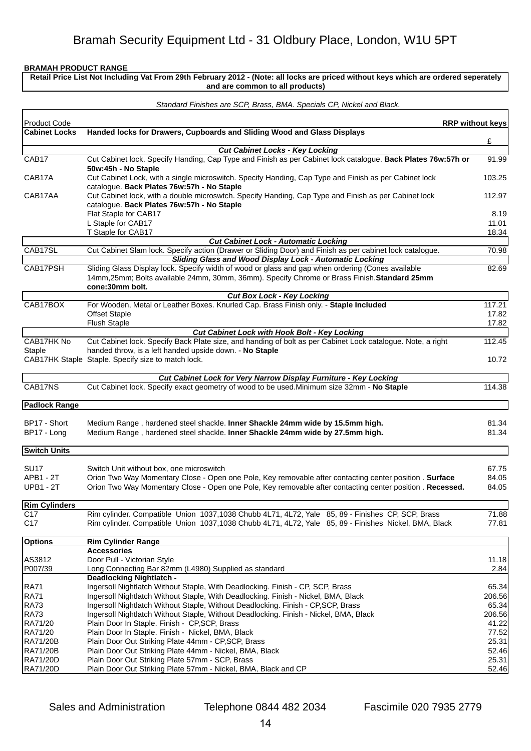# Bramah Security Equipment Ltd - 31 Oldbury Place, London, W1U 5PT

**BRAMAH PRODUCT RANGE**

**Retail Price List Not Including Vat From 29th February 2012 - (Note: all locks are priced without keys which are ordered seperately and are common to all products)**

*Standard Finishes are SCP, Brass, BMA. Specials CP, Nickel and Black.*

| Product Code | | RRP without keys |
|---|---|---|
| **Cabinet Locks** | **Handed locks for Drawers, Cupboards and Sliding Wood and Glass Displays** | £ |
| | ***Cut Cabinet Locks - Key Locking*** | |
| CAB17 | Cut Cabinet lock. Specify Handing, Cap Type and Finish as per Cabinet lock catalogue. **Back Plates 76w:57h or 50w:45h - No Staple** | 91.99 |
| CAB17A | Cut Cabinet Lock, with a single microswitch. Specify Handing, Cap Type and Finish as per Cabinet lock catalogue. **Back Plates 76w:57h - No Staple** | 103.25 |
| CAB17AA | Cut Cabinet lock, with a double microswtch. Specify Handing, Cap Type and Finish as per Cabinet lock catalogue. **Back Plates 76w:57h - No Staple** | 112.97 |
| | Flat Staple for CAB17 | 8.19 |
| | L Staple for CAB17 | 11.01 |
| | T Staple for CAB17 | 18.34 |
| | ***Cut Cabinet Lock - Automatic Locking*** | |
| CAB17SL | Cut Cabinet Slam lock. Specify action (Drawer or Sliding Door) and Finish as per cabinet lock catalogue. | 70.98 |
| | ***Sliding Glass and Wood Display Lock - Automatic Locking*** | |
| CAB17PSH | Sliding Glass Display lock. Specify width of wood or glass and gap when ordering (Cones available 14mm,25mm; Bolts available 24mm, 30mm, 36mm). Specify Chrome or Brass Finish.**Standard 25mm cone:30mm bolt.** | 82.69 |
| | ***Cut Box Lock - Key Locking*** | |
| CAB17BOX | For Wooden, Metal or Leather Boxes. Knurled Cap. Brass Finish only. - **Staple Included** | 117.21 |
| | Offset Staple | 17.82 |
| | Flush Staple | 17.82 |
| | ***Cut Cabinet Lock with Hook Bolt - Key Locking*** | |
| CAB17HK No Staple | Cut Cabinet lock. Specify Back Plate size, and handing of bolt as per Cabinet Lock catalogue. Note, a right handed throw, is a left handed upside down. - **No Staple** | 112.45 |
| CAB17HK Staple | Staple. Specify size to match lock. | 10.72 |
| | ***Cut Cabinet Lock for Very Narrow Display Furniture - Key Locking*** | |
| CAB17NS | Cut Cabinet lock. Specify exact geometry of wood to be used.Minimum size 32mm - **No Staple** | 114.38 |
| **Padlock Range** | | |
| BP17 - Short | Medium Range , hardened steel shackle. **Inner Shackle 24mm wide by 15.5mm high.** | 81.34 |
| BP17 - Long | Medium Range , hardened steel shackle. **Inner Shackle 24mm wide by 27.5mm high.** | 81.34 |
| **Switch Units** | | |
| SU17 | Switch Unit without box, one microswitch | 67.75 |
| APB1 - 2T | Orion Two Way Momentary Close - Open one Pole, Key removable after contacting center position . **Surface** | 84.05 |
| UPB1 - 2T | Orion Two Way Momentary Close - Open one Pole, Key removable after contacting center position . **Recessed.** | 84.05 |
| **Rim Cylinders** | | |
| C17 | Rim cylinder. Compatible Union 1037,1038 Chubb 4L71, 4L72, Yale 85, 89 - Finishes CP, SCP, Brass | 71.88 |
| C17 | Rim cylinder. Compatible Union 1037,1038 Chubb 4L71, 4L72, Yale 85, 89 - Finishes Nickel, BMA, Black | 77.81 |
| **Options** | **Rim Cylinder Range** | |
| | **Accessories** | |
| AS3812 | Door Pull - Victorian Style | 11.18 |
| P007/39 | Long Connecting Bar 82mm (L4980) Supplied as standard | 2.84 |
| | **Deadlocking Nightlatch -** | |
| RA71 | Ingersoll Nightlatch Without Staple, With Deadlocking. Finish - CP, SCP, Brass | 65.34 |
| RA71 | Ingersoll Nightlatch Without Staple, With Deadlocking. Finish - Nickel, BMA, Black | 206.56 |
| RA73 | Ingersoll Nightlatch Without Staple, Without Deadlocking. Finish - CP,SCP, Brass | 65.34 |
| RA73 | Ingersoll Nightlatch Without Staple, Without Deadlocking. Finish - Nickel, BMA, Black | 206.56 |
| RA71/20 | Plain Door In Staple. Finish - CP,SCP, Brass | 41.22 |
| RA71/20 | Plain Door In Staple. Finish - Nickel, BMA, Black | 77.52 |
| RA71/20B | Plain Door Out Striking Plate 44mm - CP,SCP, Brass | 25.31 |
| RA71/20B | Plain Door Out Striking Plate 44mm - Nickel, BMA, Black | 52.46 |
| RA71/20D | Plain Door Out Striking Plate 57mm - SCP, Brass | 25.31 |
| RA71/20D | Plain Door Out Striking Plate 57mm - Nickel, BMA, Black and CP | 52.46 |

Sales and Administration Telephone 0844 482 2034 Fascimile 020 7935 2779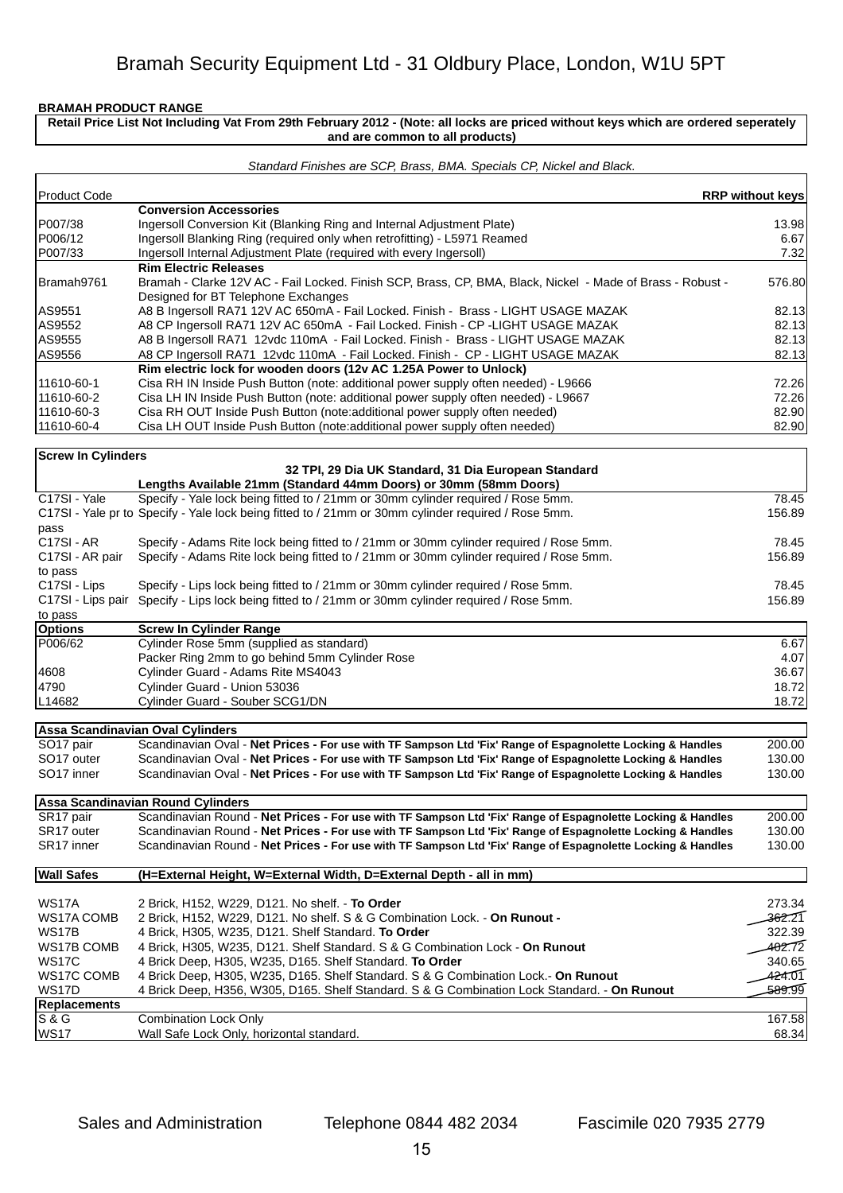# Bramah Security Equipment Ltd - 31 Oldbury Place, London, W1U 5PT

**BRAMAH PRODUCT RANGE**

**Retail Price List Not Including Vat From 29th February 2012 - (Note: all locks are priced without keys which are ordered seperately and are common to all products)**

*Standard Finishes are SCP, Brass, BMA. Specials CP, Nickel and Black.*

| Product Code | | RRP without keys |
|---|---|---|
| | **Conversion Accessories** | |
| P007/38 | Ingersoll Conversion Kit (Blanking Ring and Internal Adjustment Plate) | 13.98 |
| P006/12 | Ingersoll Blanking Ring (required only when retrofitting) - L5971 Reamed | 6.67 |
| P007/33 | Ingersoll Internal Adjustment Plate (required with every Ingersoll) | 7.32 |
| | **Rim Electric Releases** | |
| Bramah9761 | Bramah - Clarke 12V AC - Fail Locked. Finish SCP, Brass, CP, BMA, Black, Nickel - Made of Brass - Robust - Designed for BT Telephone Exchanges | 576.80 |
| AS9551 | A8 B Ingersoll RA71 12V AC 650mA - Fail Locked. Finish - Brass - LIGHT USAGE MAZAK | 82.13 |
| AS9552 | A8 CP Ingersoll RA71 12V AC 650mA - Fail Locked. Finish - CP -LIGHT USAGE MAZAK | 82.13 |
| AS9555 | A8 B Ingersoll RA71 12vdc 110mA - Fail Locked. Finish - Brass - LIGHT USAGE MAZAK | 82.13 |
| AS9556 | A8 CP Ingersoll RA71 12vdc 110mA - Fail Locked. Finish - CP - LIGHT USAGE MAZAK | 82.13 |
| | **Rim electric lock for wooden doors (12v AC 1.25A Power to Unlock)** | |
| 11610-60-1 | Cisa RH IN Inside Push Button (note: additional power supply often needed) - L9666 | 72.26 |
| 11610-60-2 | Cisa LH IN Inside Push Button (note: additional power supply often needed) - L9667 | 72.26 |
| 11610-60-3 | Cisa RH OUT Inside Push Button (note:additional power supply often needed) | 82.90 |
| 11610-60-4 | Cisa LH OUT Inside Push Button (note:additional power supply often needed) | 82.90 |

| **Screw In Cylinders** | | |
|---|---|---|
| | **32 TPI, 29 Dia UK Standard, 31 Dia European Standard** | |
| | **Lengths Available 21mm (Standard 44mm Doors) or 30mm (58mm Doors)** | |
| C17SI - Yale | Specify - Yale lock being fitted to / 21mm or 30mm cylinder required / Rose 5mm. | 78.45 |
| C17SI - Yale pr to pass | Specify - Yale lock being fitted to / 21mm or 30mm cylinder required / Rose 5mm. | 156.89 |
| C17SI - AR | Specify - Adams Rite lock being fitted to / 21mm or 30mm cylinder required / Rose 5mm. | 78.45 |
| C17SI - AR pair to pass | Specify - Adams Rite lock being fitted to / 21mm or 30mm cylinder required / Rose 5mm. | 156.89 |
| C17SI - Lips | Specify - Lips lock being fitted to / 21mm or 30mm cylinder required / Rose 5mm. | 78.45 |
| C17SI - Lips pair to pass | Specify - Lips lock being fitted to / 21mm or 30mm cylinder required / Rose 5mm. | 156.89 |
| **Options** | **Screw In Cylinder Range** | |
| P006/62 | Cylinder Rose 5mm (supplied as standard) | 6.67 |
| | Packer Ring 2mm to go behind 5mm Cylinder Rose | 4.07 |
| 4608 | Cylinder Guard - Adams Rite MS4043 | 36.67 |
| 4790 | Cylinder Guard - Union 53036 | 18.72 |
| L14682 | Cylinder Guard - Souber SCG1/DN | 18.72 |

| **Assa Scandinavian Oval Cylinders** | | |
|---|---|---|
| SO17 pair | Scandinavian Oval - **Net Prices - For use with TF Sampson Ltd 'Fix' Range of Espagnolette Locking & Handles** | 200.00 |
| SO17 outer | Scandinavian Oval - **Net Prices - For use with TF Sampson Ltd 'Fix' Range of Espagnolette Locking & Handles** | 130.00 |
| SO17 inner | Scandinavian Oval - **Net Prices - For use with TF Sampson Ltd 'Fix' Range of Espagnolette Locking & Handles** | 130.00 |

| **Assa Scandinavian Round Cylinders** | | |
|---|---|---|
| SR17 pair | Scandinavian Round - **Net Prices - For use with TF Sampson Ltd 'Fix' Range of Espagnolette Locking & Handles** | 200.00 |
| SR17 outer | Scandinavian Round - **Net Prices - For use with TF Sampson Ltd 'Fix' Range of Espagnolette Locking & Handles** | 130.00 |
| SR17 inner | Scandinavian Round - **Net Prices - For use with TF Sampson Ltd 'Fix' Range of Espagnolette Locking & Handles** | 130.00 |

| **Wall Safes** | **(H=External Height, W=External Width, D=External Depth - all in mm)** | |
|---|---|---|
| WS17A | 2 Brick, H152, W229, D121. No shelf. - **To Order** | 273.34 |
| WS17A COMB | 2 Brick, H152, W229, D121. No shelf. S & G Combination Lock. - **On Runout -** | ~~362.21~~ |
| WS17B | 4 Brick, H305, W235, D121. Shelf Standard. **To Order** | 322.39 |
| WS17B COMB | 4 Brick, H305, W235, D121. Shelf Standard. S & G Combination Lock - **On Runout** | ~~402.72~~ |
| WS17C | 4 Brick Deep, H305, W235, D165. Shelf Standard. **To Order** | 340.65 |
| WS17C COMB | 4 Brick Deep, H305, W235, D165. Shelf Standard. S & G Combination Lock.- **On Runout** | ~~424.01~~ |
| WS17D | 4 Brick Deep, H356, W305, D165. Shelf Standard. S & G Combination Lock Standard. - **On Runout** | ~~589.99~~ |
| **Replacements** | | |
| S & G | Combination Lock Only | 167.58 |
| WS17 | Wall Safe Lock Only, horizontal standard. | 68.34 |

Sales and Administration    Telephone 0844 482 2034    Fascimile 020 7935 2779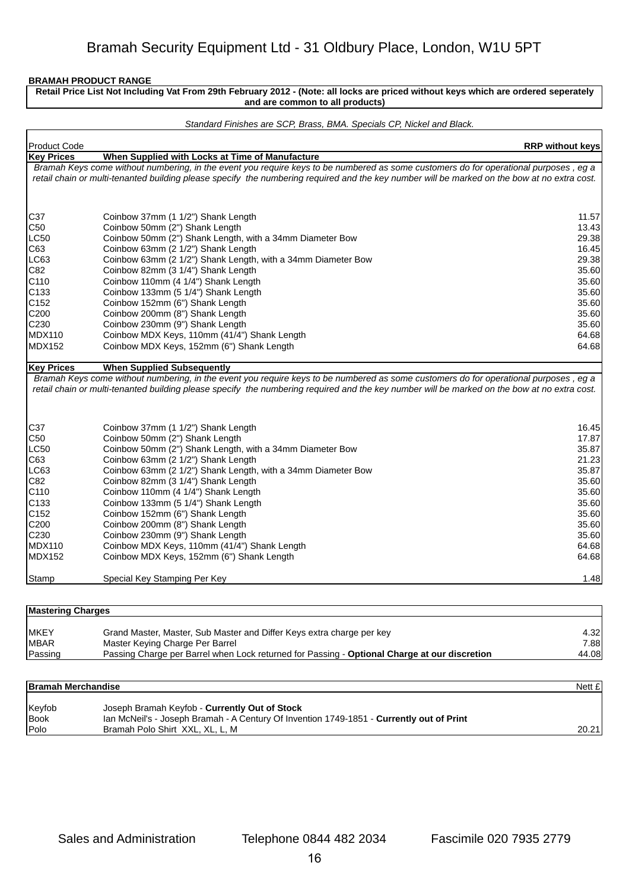# Bramah Security Equipment Ltd - 31 Oldbury Place, London, W1U 5PT

**BRAMAH PRODUCT RANGE**

**Retail Price List Not Including Vat From 29th February 2012 - (Note: all locks are priced without keys which are ordered seperately and are common to all products)**

*Standard Finishes are SCP, Brass, BMA. Specials CP, Nickel and Black.*

| Product Code | | RRP without keys |
|---|---|---|
| **Key Prices** | **When Supplied with Locks at Time of Manufacture** | |

*Bramah Keys come without numbering, in the event you require keys to be numbered as some customers do for operational purposes , eg a retail chain or multi-tenanted building please specify the numbering required and the key number will be marked on the bow at no extra cost.*

| Product Code | Description | RRP without keys |
|---|---|---|
| C37 | Coinbow 37mm (1 1/2") Shank Length | 11.57 |
| C50 | Coinbow 50mm (2") Shank Length | 13.43 |
| LC50 | Coinbow 50mm (2") Shank Length, with a 34mm Diameter Bow | 29.38 |
| C63 | Coinbow 63mm (2 1/2") Shank Length | 16.45 |
| LC63 | Coinbow 63mm (2 1/2") Shank Length, with a 34mm Diameter Bow | 29.38 |
| C82 | Coinbow 82mm (3 1/4") Shank Length | 35.60 |
| C110 | Coinbow 110mm (4 1/4") Shank Length | 35.60 |
| C133 | Coinbow 133mm (5 1/4") Shank Length | 35.60 |
| C152 | Coinbow 152mm (6") Shank Length | 35.60 |
| C200 | Coinbow 200mm (8") Shank Length | 35.60 |
| C230 | Coinbow 230mm (9") Shank Length | 35.60 |
| MDX110 | Coinbow MDX Keys, 110mm (41/4") Shank Length | 64.68 |
| MDX152 | Coinbow MDX Keys, 152mm (6") Shank Length | 64.68 |

| **Key Prices** | **When Supplied Subsequently** | |
|---|---|---|

*Bramah Keys come without numbering, in the event you require keys to be numbered as some customers do for operational purposes , eg a retail chain or multi-tenanted building please specify the numbering required and the key number will be marked on the bow at no extra cost.*

| Product Code | Description | RRP without keys |
|---|---|---|
| C37 | Coinbow 37mm (1 1/2") Shank Length | 16.45 |
| C50 | Coinbow 50mm (2") Shank Length | 17.87 |
| LC50 | Coinbow 50mm (2") Shank Length, with a 34mm Diameter Bow | 35.87 |
| C63 | Coinbow 63mm (2 1/2") Shank Length | 21.23 |
| LC63 | Coinbow 63mm (2 1/2") Shank Length, with a 34mm Diameter Bow | 35.87 |
| C82 | Coinbow 82mm (3 1/4") Shank Length | 35.60 |
| C110 | Coinbow 110mm (4 1/4") Shank Length | 35.60 |
| C133 | Coinbow 133mm (5 1/4") Shank Length | 35.60 |
| C152 | Coinbow 152mm (6") Shank Length | 35.60 |
| C200 | Coinbow 200mm (8") Shank Length | 35.60 |
| C230 | Coinbow 230mm (9") Shank Length | 35.60 |
| MDX110 | Coinbow MDX Keys, 110mm (41/4") Shank Length | 64.68 |
| MDX152 | Coinbow MDX Keys, 152mm (6") Shank Length | 64.68 |
| Stamp | Special Key Stamping Per Key | 1.48 |

| **Mastering Charges** | | |
|---|---|---|
| MKEY | Grand Master, Master, Sub Master and Differ Keys extra charge per key | 4.32 |
| MBAR | Master Keying Charge Per Barrel | 7.88 |
| Passing | Passing Charge per Barrel when Lock returned for Passing - **Optional Charge at our discretion** | 44.08 |

| **Bramah Merchandise** | | Nett £ |
|---|---|---|
| Keyfob | Joseph Bramah Keyfob - **Currently Out of Stock** | |
| Book | Ian McNeil's - Joseph Bramah - A Century Of Invention 1749-1851 - **Currently out of Print** | |
| Polo | Bramah Polo Shirt XXL, XL, L, M | 20.21 |

Sales and Administration Telephone 0844 482 2034 Fascimile 020 7935 2779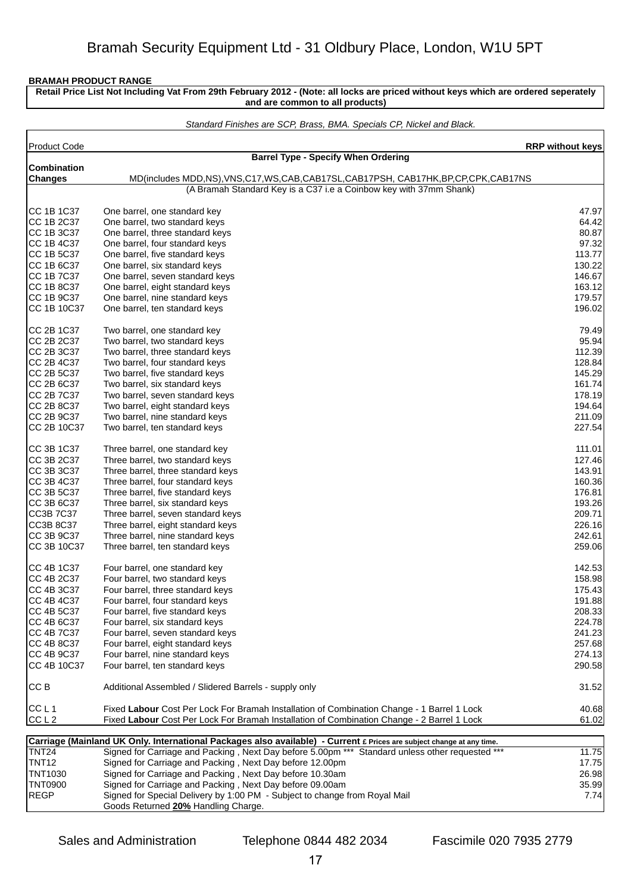# Bramah Security Equipment Ltd - 31 Oldbury Place, London, W1U 5PT

**BRAMAH PRODUCT RANGE**

**Retail Price List Not Including Vat From 29th February 2012 - (Note: all locks are priced without keys which are ordered seperately and are common to all products)**

*Standard Finishes are SCP, Brass, BMA. Specials CP, Nickel and Black.*

| Product Code | | RRP without keys |
|---|---|---|
| | **Barrel Type - Specify When Ordering** | |
| **Combination Changes** | MD(includes MDD,NS),VNS,C17,WS,CAB,CAB17SL,CAB17PSH, CAB17HK,BP,CP,CPK,CAB17NS | |
| | (A Bramah Standard Key is a C37 i.e a Coinbow key with 37mm Shank) | |
| CC 1B 1C37 | One barrel, one standard key | 47.97 |
| CC 1B 2C37 | One barrel, two standard keys | 64.42 |
| CC 1B 3C37 | One barrel, three standard keys | 80.87 |
| CC 1B 4C37 | One barrel, four standard keys | 97.32 |
| CC 1B 5C37 | One barrel, five standard keys | 113.77 |
| CC 1B 6C37 | One barrel, six standard keys | 130.22 |
| CC 1B 7C37 | One barrel, seven standard keys | 146.67 |
| CC 1B 8C37 | One barrel, eight standard keys | 163.12 |
| CC 1B 9C37 | One barrel, nine standard keys | 179.57 |
| CC 1B 10C37 | One barrel, ten standard keys | 196.02 |
| CC 2B 1C37 | Two barrel, one standard key | 79.49 |
| CC 2B 2C37 | Two barrel, two standard keys | 95.94 |
| CC 2B 3C37 | Two barrel, three standard keys | 112.39 |
| CC 2B 4C37 | Two barrel, four standard keys | 128.84 |
| CC 2B 5C37 | Two barrel, five standard keys | 145.29 |
| CC 2B 6C37 | Two barrel, six standard keys | 161.74 |
| CC 2B 7C37 | Two barrel, seven standard keys | 178.19 |
| CC 2B 8C37 | Two barrel, eight standard keys | 194.64 |
| CC 2B 9C37 | Two barrel, nine standard keys | 211.09 |
| CC 2B 10C37 | Two barrel, ten standard keys | 227.54 |
| CC 3B 1C37 | Three barrel, one standard key | 111.01 |
| CC 3B 2C37 | Three barrel, two standard keys | 127.46 |
| CC 3B 3C37 | Three barrel, three standard keys | 143.91 |
| CC 3B 4C37 | Three barrel, four standard keys | 160.36 |
| CC 3B 5C37 | Three barrel, five standard keys | 176.81 |
| CC 3B 6C37 | Three barrel, six standard keys | 193.26 |
| CC3B 7C37 | Three barrel, seven standard keys | 209.71 |
| CC3B 8C37 | Three barrel, eight standard keys | 226.16 |
| CC 3B 9C37 | Three barrel, nine standard keys | 242.61 |
| CC 3B 10C37 | Three barrel, ten standard keys | 259.06 |
| CC 4B 1C37 | Four barrel, one standard key | 142.53 |
| CC 4B 2C37 | Four barrel, two standard keys | 158.98 |
| CC 4B 3C37 | Four barrel, three standard keys | 175.43 |
| CC 4B 4C37 | Four barrel, four standard keys | 191.88 |
| CC 4B 5C37 | Four barrel, five standard keys | 208.33 |
| CC 4B 6C37 | Four barrel, six standard keys | 224.78 |
| CC 4B 7C37 | Four barrel, seven standard keys | 241.23 |
| CC 4B 8C37 | Four barrel, eight standard keys | 257.68 |
| CC 4B 9C37 | Four barrel, nine standard keys | 274.13 |
| CC 4B 10C37 | Four barrel, ten standard keys | 290.58 |
| CC B | Additional Assembled / Slidered Barrels - supply only | 31.52 |
| CC L 1 | Fixed **Labour** Cost Per Lock For Bramah Installation of Combination Change - 1 Barrel 1 Lock | 40.68 |
| CC L 2 | Fixed **Labour** Cost Per Lock For Bramah Installation of Combination Change - 2 Barrel 1 Lock | 61.02 |

| **Carriage (Mainland UK Only. International Packages also available) - Current £ Prices are subject change at any time.** | | |
|---|---|---|
| TNT24 | Signed for Carriage and Packing , Next Day before 5.00pm *** Standard unless other requested *** | 11.75 |
| TNT12 | Signed for Carriage and Packing , Next Day before 12.00pm | 17.75 |
| TNT1030 | Signed for Carriage and Packing , Next Day before 10.30am | 26.98 |
| TNT0900 | Signed for Carriage and Packing , Next Day before 09.00am | 35.99 |
| REGP | Signed for Special Delivery by 1:00 PM - Subject to change from Royal Mail | 7.74 |
| | Goods Returned **20%** Handling Charge. | |

Sales and Administration Telephone 0844 482 2034 Fascimile 020 7935 2779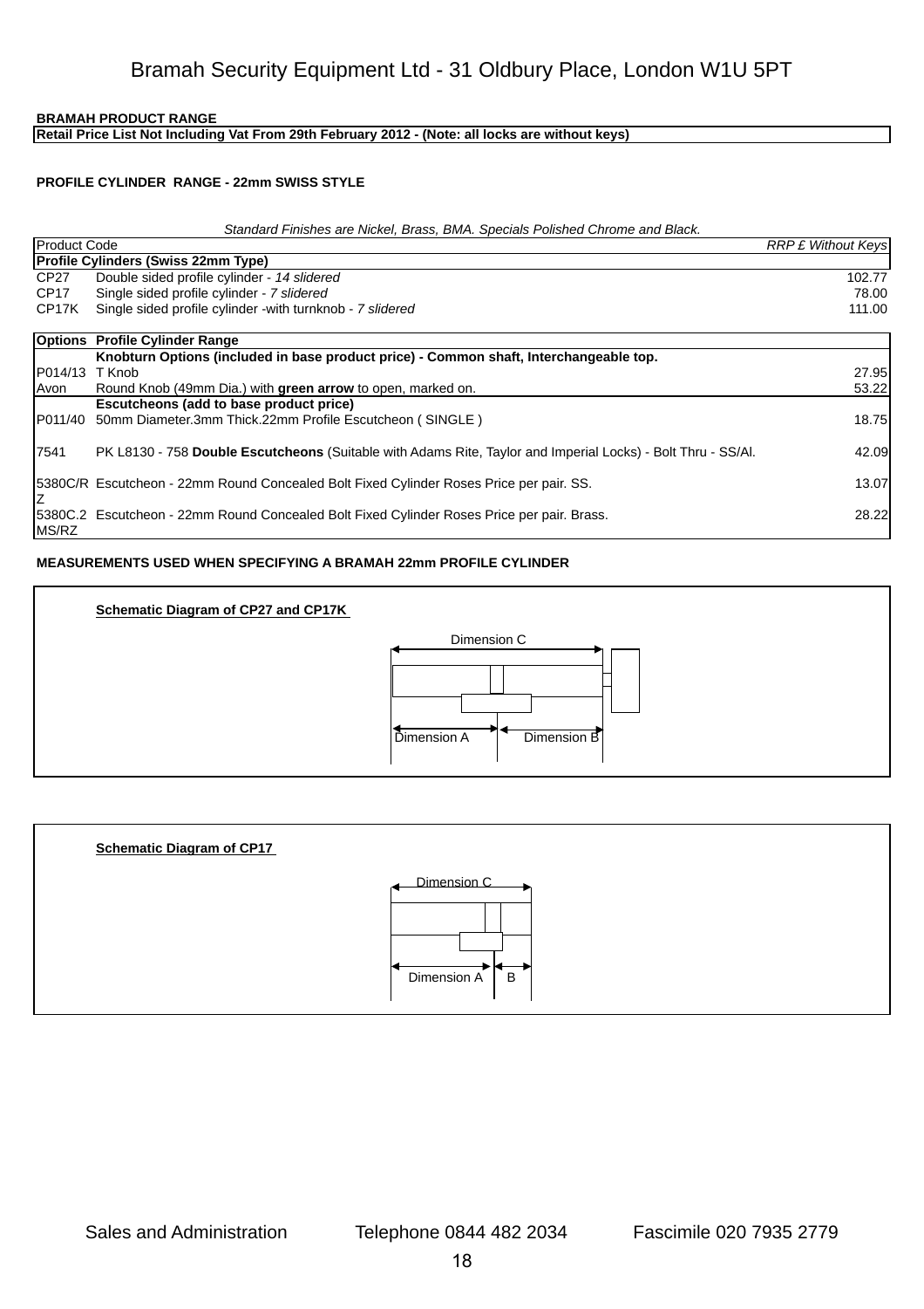Bramah Security Equipment Ltd - 31 Oldbury Place, London W1U 5PT

**BRAMAH PRODUCT RANGE**

**Retail Price List Not Including Vat From 29th February 2012 - (Note: all locks are without keys)**

**PROFILE CYLINDER RANGE - 22mm SWISS STYLE**

*Standard Finishes are Nickel, Brass, BMA. Specials Polished Chrome and Black.*

| Product Code | | *RRP £ Without Keys* |
|---|---|---|
| **Profile Cylinders (Swiss 22mm Type)** | | |
| CP27 | Double sided profile cylinder - *14 sliderd* | 102.77 |
| CP17 | Single sided profile cylinder - *7 sliderd* | 78.00 |
| CP17K | Single sided profile cylinder -with turnknob - *7 sliderd* | 111.00 |

| **Options** | **Profile Cylinder Range** | |
|---|---|---|
| | **Knobturn Options (included in base product price) - Common shaft, Interchangeable top.** | |
| P014/13 | T Knob | 27.95 |
| Avon | Round Knob (49mm Dia.) with **green arrow** to open, marked on. | 53.22 |
| | **Escutcheons (add to base product price)** | |
| P011/40 | 50mm Diameter.3mm Thick.22mm Profile Escutcheon ( SINGLE ) | 18.75 |
| 7541 | PK L8130 - 758 **Double Escutcheons** (Suitable with Adams Rite, Taylor and Imperial Locks) - Bolt Thru - SS/Al. | 42.09 |
| 5380C/RZ | Escutcheon - 22mm Round Concealed Bolt Fixed Cylinder Roses Price per pair. SS. | 13.07 |
| 5380C.2MS/RZ | Escutcheon - 22mm Round Concealed Bolt Fixed Cylinder Roses Price per pair. Brass. | 28.22 |

**MEASUREMENTS USED WHEN SPECIFYING A BRAMAH 22mm PROFILE CYLINDER**

**Schematic Diagram of CP27 and CP17K**

Dimension C

Dimension A    Dimension B

**Schematic Diagram of CP17**

Dimension C

Dimension A    B

Sales and Administration    Telephone 0844 482 2034    Fascimile 020 7935 2779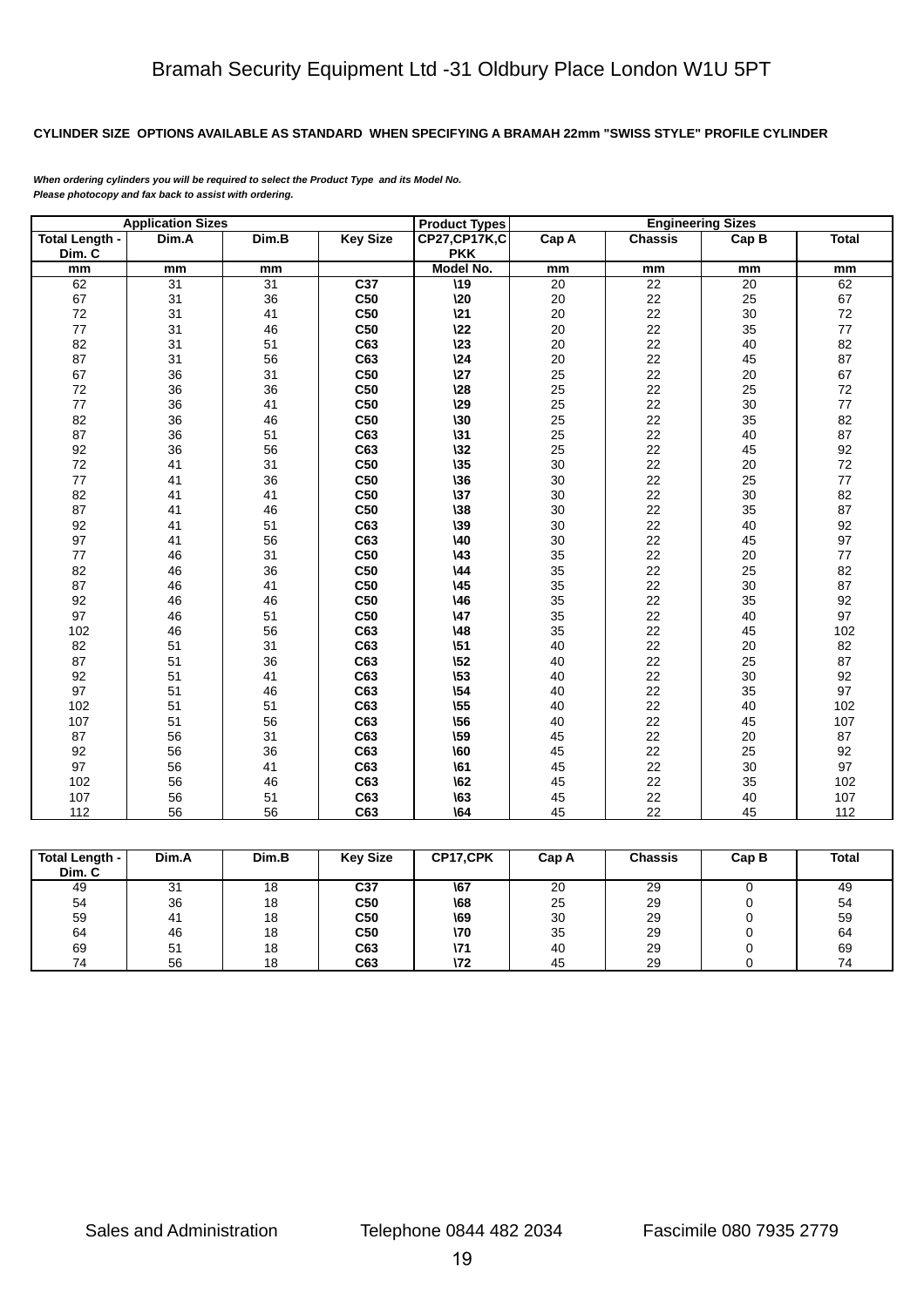Bramah Security Equipment Ltd -31 Oldbury Place London W1U 5PT

**CYLINDER SIZE OPTIONS AVAILABLE AS STANDARD WHEN SPECIFYING A BRAMAH 22mm "SWISS STYLE" PROFILE CYLINDER**

***When ordering cylinders you will be required to select the Product Type and its Model No.***
***Please photocopy and fax back to assist with ordering.***

| Application Sizes | | | | Product Types | Engineering Sizes | | | |
|---|---|---|---|---|---|---|---|---|
| Total Length - Dim. C | Dim.A | Dim.B | Key Size | CP27,CP17K,CPKK | Cap A | Chassis | Cap B | Total |
| mm | mm | mm | | Model No. | mm | mm | mm | mm |
| 62 | 31 | 31 | C37 | \19 | 20 | 22 | 20 | 62 |
| 67 | 31 | 36 | C50 | \20 | 20 | 22 | 25 | 67 |
| 72 | 31 | 41 | C50 | \21 | 20 | 22 | 30 | 72 |
| 77 | 31 | 46 | C50 | \22 | 20 | 22 | 35 | 77 |
| 82 | 31 | 51 | C63 | \23 | 20 | 22 | 40 | 82 |
| 87 | 31 | 56 | C63 | \24 | 20 | 22 | 45 | 87 |
| 67 | 36 | 31 | C50 | \27 | 25 | 22 | 20 | 67 |
| 72 | 36 | 36 | C50 | \28 | 25 | 22 | 25 | 72 |
| 77 | 36 | 41 | C50 | \29 | 25 | 22 | 30 | 77 |
| 82 | 36 | 46 | C50 | \30 | 25 | 22 | 35 | 82 |
| 87 | 36 | 51 | C63 | \31 | 25 | 22 | 40 | 87 |
| 92 | 36 | 56 | C63 | \32 | 25 | 22 | 45 | 92 |
| 72 | 41 | 31 | C50 | \35 | 30 | 22 | 20 | 72 |
| 77 | 41 | 36 | C50 | \36 | 30 | 22 | 25 | 77 |
| 82 | 41 | 41 | C50 | \37 | 30 | 22 | 30 | 82 |
| 87 | 41 | 46 | C50 | \38 | 30 | 22 | 35 | 87 |
| 92 | 41 | 51 | C63 | \39 | 30 | 22 | 40 | 92 |
| 97 | 41 | 56 | C63 | \40 | 30 | 22 | 45 | 97 |
| 77 | 46 | 31 | C50 | \43 | 35 | 22 | 20 | 77 |
| 82 | 46 | 36 | C50 | \44 | 35 | 22 | 25 | 82 |
| 87 | 46 | 41 | C50 | \45 | 35 | 22 | 30 | 87 |
| 92 | 46 | 46 | C50 | \46 | 35 | 22 | 35 | 92 |
| 97 | 46 | 51 | C50 | \47 | 35 | 22 | 40 | 97 |
| 102 | 46 | 56 | C63 | \48 | 35 | 22 | 45 | 102 |
| 82 | 51 | 31 | C63 | \51 | 40 | 22 | 20 | 82 |
| 87 | 51 | 36 | C63 | \52 | 40 | 22 | 25 | 87 |
| 92 | 51 | 41 | C63 | \53 | 40 | 22 | 30 | 92 |
| 97 | 51 | 46 | C63 | \54 | 40 | 22 | 35 | 97 |
| 102 | 51 | 51 | C63 | \55 | 40 | 22 | 40 | 102 |
| 107 | 51 | 56 | C63 | \56 | 40 | 22 | 45 | 107 |
| 87 | 56 | 31 | C63 | \59 | 45 | 22 | 20 | 87 |
| 92 | 56 | 36 | C63 | \60 | 45 | 22 | 25 | 92 |
| 97 | 56 | 41 | C63 | \61 | 45 | 22 | 30 | 97 |
| 102 | 56 | 46 | C63 | \62 | 45 | 22 | 35 | 102 |
| 107 | 56 | 51 | C63 | \63 | 45 | 22 | 40 | 107 |
| 112 | 56 | 56 | C63 | \64 | 45 | 22 | 45 | 112 |

| Total Length - Dim. C | Dim.A | Dim.B | Key Size | CP17,CPK | Cap A | Chassis | Cap B | Total |
|---|---|---|---|---|---|---|---|---|
| 49 | 31 | 18 | C37 | \67 | 20 | 29 | 0 | 49 |
| 54 | 36 | 18 | C50 | \68 | 25 | 29 | 0 | 54 |
| 59 | 41 | 18 | C50 | \69 | 30 | 29 | 0 | 59 |
| 64 | 46 | 18 | C50 | \70 | 35 | 29 | 0 | 64 |
| 69 | 51 | 18 | C63 | \71 | 40 | 29 | 0 | 69 |
| 74 | 56 | 18 | C63 | \72 | 45 | 29 | 0 | 74 |

Sales and Administration    Telephone 0844 482 2034    Fascimile 080 7935 2779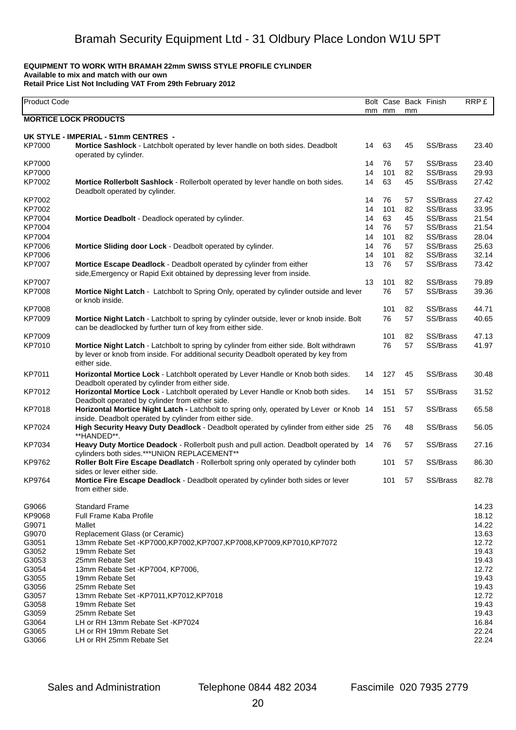# Bramah Security Equipment Ltd - 31 Oldbury Place London W1U 5PT

**EQUIPMENT TO WORK WITH BRAMAH 22mm SWISS STYLE PROFILE CYLINDER**
**Available to mix and match with our own**
**Retail Price List Not Including VAT From 29th February 2012**

| Product Code | | Bolt mm | Case mm | Back mm | Finish | RRP £ |
|---|---|---|---|---|---|---|
| **MORTICE LOCK PRODUCTS** | | | | | | |
| **UK STYLE - IMPERIAL - 51mm CENTRES -** | | | | | | |
| KP7000 | **Mortice Sashlock** - Latchbolt operated by lever handle on both sides. Deadbolt operated by cylinder. | 14 | 63 | 45 | SS/Brass | 23.40 |
| KP7000 | | 14 | 76 | 57 | SS/Brass | 23.40 |
| KP7000 | | 14 | 101 | 82 | SS/Brass | 29.93 |
| KP7002 | **Mortice Rollerbolt Sashlock** - Rollerbolt operated by lever handle on both sides. Deadbolt operated by cylinder. | 14 | 63 | 45 | SS/Brass | 27.42 |
| KP7002 | | 14 | 76 | 57 | SS/Brass | 27.42 |
| KP7002 | | 14 | 101 | 82 | SS/Brass | 33.95 |
| KP7004 | **Mortice Deadbolt** - Deadlock operated by cylinder. | 14 | 63 | 45 | SS/Brass | 21.54 |
| KP7004 | | 14 | 76 | 57 | SS/Brass | 21.54 |
| KP7004 | | 14 | 101 | 82 | SS/Brass | 28.04 |
| KP7006 | **Mortice Sliding door Lock** - Deadbolt operated by cylinder. | 14 | 76 | 57 | SS/Brass | 25.63 |
| KP7006 | | 14 | 101 | 82 | SS/Brass | 32.14 |
| KP7007 | **Mortice Escape Deadlock** - Deadbolt operated by cylinder from either side,Emergency or Rapid Exit obtained by depressing lever from inside. | 13 | 76 | 57 | SS/Brass | 73.42 |
| KP7007 | | 13 | 101 | 82 | SS/Brass | 79.89 |
| KP7008 | **Mortice Night Latch** - Latchbolt to Spring Only, operated by cylinder outside and lever or knob inside. | | 76 | 57 | SS/Brass | 39.36 |
| KP7008 | | | 101 | 82 | SS/Brass | 44.71 |
| KP7009 | **Mortice Night Latch** - Latchbolt to spring by cylinder outside, lever or knob inside. Bolt can be deadlocked by further turn of key from either side. | | 76 | 57 | SS/Brass | 40.65 |
| KP7009 | | | 101 | 82 | SS/Brass | 47.13 |
| KP7010 | **Mortice Night Latch** - Latchbolt to spring by cylinder from either side. Bolt withdrawn by lever or knob from inside. For additional security Deadbolt operated by key from either side. | | 76 | 57 | SS/Brass | 41.97 |
| KP7011 | **Horizontal Mortice Lock** - Latchbolt operated by Lever Handle or Knob both sides. Deadbolt operated by cylinder from either side. | 14 | 127 | 45 | SS/Brass | 30.48 |
| KP7012 | **Horizontal Mortice Lock** - Latchbolt operated by Lever Handle or Knob both sides. Deadbolt operated by cylinder from either side. | 14 | 151 | 57 | SS/Brass | 31.52 |
| KP7018 | **Horizontal Mortice Night Latch -** Latchbolt to spring only, operated by Lever or Knob inside. Deadbolt operated by cylinder from either side. | 14 | 151 | 57 | SS/Brass | 65.58 |
| KP7024 | **High Security Heavy Duty Deadlock** - Deadbolt operated by cylinder from either side **HANDED**. | 25 | 76 | 48 | SS/Brass | 56.05 |
| KP7034 | **Heavy Duty Mortice Deadock** - Rollerbolt push and pull action. Deadbolt operated by cylinders both sides.***UNION REPLACEMENT** | 14 | 76 | 57 | SS/Brass | 27.16 |
| KP9762 | **Roller Bolt Fire Escape Deadlatch** - Rollerbolt spring only operated by cylinder both sides or lever either side. | | 101 | 57 | SS/Brass | 86.30 |
| KP9764 | **Mortice Fire Escape Deadlock** - Deadbolt operated by cylinder both sides or lever from either side. | | 101 | 57 | SS/Brass | 82.78 |
| G9066 | Standard Frame | | | | | 14.23 |
| KP9068 | Full Frame Kaba Profile | | | | | 18.12 |
| G9071 | Mallet | | | | | 14.22 |
| G9070 | Replacement Glass (or Ceramic) | | | | | 13.63 |
| G3051 | 13mm Rebate Set -KP7000,KP7002,KP7007,KP7008,KP7009,KP7010,KP7072 | | | | | 12.72 |
| G3052 | 19mm Rebate Set | | | | | 19.43 |
| G3053 | 25mm Rebate Set | | | | | 19.43 |
| G3054 | 13mm Rebate Set -KP7004, KP7006, | | | | | 12.72 |
| G3055 | 19mm Rebate Set | | | | | 19.43 |
| G3056 | 25mm Rebate Set | | | | | 19.43 |
| G3057 | 13mm Rebate Set -KP7011,KP7012,KP7018 | | | | | 12.72 |
| G3058 | 19mm Rebate Set | | | | | 19.43 |
| G3059 | 25mm Rebate Set | | | | | 19.43 |
| G3064 | LH or RH 13mm Rebate Set -KP7024 | | | | | 16.84 |
| G3065 | LH or RH 19mm Rebate Set | | | | | 22.24 |
| G3066 | LH or RH 25mm Rebate Set | | | | | 22.24 |

Sales and Administration Telephone 0844 482 2034 Fascimile 020 7935 2779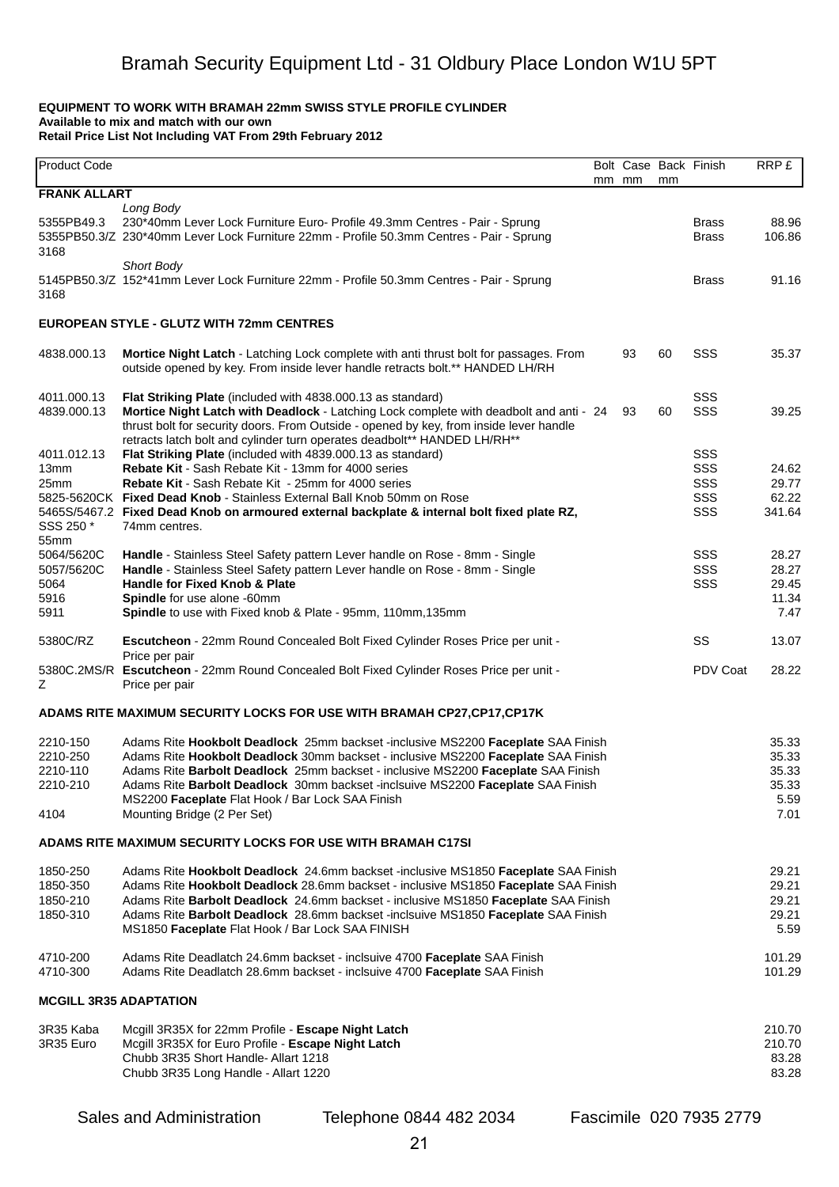# Bramah Security Equipment Ltd - 31 Oldbury Place London W1U 5PT

**EQUIPMENT TO WORK WITH BRAMAH 22mm SWISS STYLE PROFILE CYLINDER**
**Available to mix and match with our own**
**Retail Price List Not Including VAT From 29th February 2012**

| Product Code | | Bolt mm | Case mm | Back mm | Finish | RRP £ |
|---|---|---|---|---|---|---|
| **FRANK ALLART** | | | | | | |
| | *Long Body* | | | | | |
| 5355PB49.3 | 230*40mm Lever Lock Furniture Euro- Profile 49.3mm Centres - Pair - Sprung | | | | Brass | 88.96 |
| 5355PB50.3/Z 3168 | 230*40mm Lever Lock Furniture 22mm - Profile 50.3mm Centres - Pair - Sprung | | | | Brass | 106.86 |
| | *Short Body* | | | | | |
| 5145PB50.3/Z 3168 | 152*41mm Lever Lock Furniture 22mm - Profile 50.3mm Centres - Pair - Sprung | | | | Brass | 91.16 |
| | **EUROPEAN STYLE - GLUTZ WITH 72mm CENTRES** | | | | | |
| 4838.000.13 | **Mortice Night Latch** - Latching Lock complete with anti thrust bolt for passages. From outside opened by key. From inside lever handle retracts bolt.** HANDED LH/RH | | 93 | 60 | SSS | 35.37 |
| 4011.000.13 | **Flat Striking Plate** (included with 4838.000.13 as standard) | | | | SSS | |
| 4839.000.13 | **Mortice Night Latch with Deadlock** - Latching Lock complete with deadbolt and anti - thrust bolt for security doors. From Outside - opened by key, from inside lever handle retracts latch bolt and cylinder turn operates deadbolt** HANDED LH/RH** | 24 | 93 | 60 | SSS | 39.25 |
| 4011.012.13 | **Flat Striking Plate** (included with 4839.000.13 as standard) | | | | SSS | |
| 13mm | **Rebate Kit** - Sash Rebate Kit - 13mm for 4000 series | | | | SSS | 24.62 |
| 25mm | **Rebate Kit** - Sash Rebate Kit - 25mm for 4000 series | | | | SSS | 29.77 |
| 5825-5620CK | **Fixed Dead Knob** - Stainless External Ball Knob 50mm on Rose | | | | SSS | 62.22 |
| 5465S/5467.2 SSS 250 * 55mm | **Fixed Dead Knob on armoured external backplate & internal bolt fixed plate RZ,** 74mm centres. | | | | SSS | 341.64 |
| 5064/5620C | **Handle** - Stainless Steel Safety pattern Lever handle on Rose - 8mm - Single | | | | SSS | 28.27 |
| 5057/5620C | **Handle** - Stainless Steel Safety pattern Lever handle on Rose - 8mm - Single | | | | SSS | 28.27 |
| 5064 | **Handle for Fixed Knob & Plate** | | | | SSS | 29.45 |
| 5916 | **Spindle** for use alone -60mm | | | | | 11.34 |
| 5911 | **Spindle** to use with Fixed knob & Plate - 95mm, 110mm,135mm | | | | | 7.47 |
| 5380C/RZ | **Escutcheon** - 22mm Round Concealed Bolt Fixed Cylinder Roses Price per unit - Price per pair | | | | SS | 13.07 |
| 5380C.2MS/RZ | **Escutcheon** - 22mm Round Concealed Bolt Fixed Cylinder Roses Price per unit - Price per pair | | | | PDV Coat | 28.22 |
| | **ADAMS RITE MAXIMUM SECURITY LOCKS FOR USE WITH BRAMAH CP27,CP17,CP17K** | | | | | |
| 2210-150 | Adams Rite **Hookbolt Deadlock** 25mm backset -inclusive MS2200 **Faceplate** SAA Finish | | | | | 35.33 |
| 2210-250 | Adams Rite **Hookbolt Deadlock** 30mm backset - inclusive MS2200 **Faceplate** SAA Finish | | | | | 35.33 |
| 2210-110 | Adams Rite **Barbolt Deadlock** 25mm backset - inclusive MS2200 **Faceplate** SAA Finish | | | | | 35.33 |
| 2210-210 | Adams Rite **Barbolt Deadlock** 30mm backset -inclsuive MS2200 **Faceplate** SAA Finish | | | | | 35.33 |
| | MS2200 **Faceplate** Flat Hook / Bar Lock SAA Finish | | | | | 5.59 |
| 4104 | Mounting Bridge (2 Per Set) | | | | | 7.01 |
| | **ADAMS RITE MAXIMUM SECURITY LOCKS FOR USE WITH BRAMAH C17SI** | | | | | |
| 1850-250 | Adams Rite **Hookbolt Deadlock** 24.6mm backset -inclusive MS1850 **Faceplate** SAA Finish | | | | | 29.21 |
| 1850-350 | Adams Rite **Hookbolt Deadlock** 28.6mm backset - inclusive MS1850 **Faceplate** SAA Finish | | | | | 29.21 |
| 1850-210 | Adams Rite **Barbolt Deadlock** 24.6mm backset - inclusive MS1850 **Faceplate** SAA Finish | | | | | 29.21 |
| 1850-310 | Adams Rite **Barbolt Deadlock** 28.6mm backset -inclsuive MS1850 **Faceplate** SAA Finish | | | | | 29.21 |
| | MS1850 **Faceplate** Flat Hook / Bar Lock SAA FINISH | | | | | 5.59 |
| 4710-200 | Adams Rite Deadlatch 24.6mm backset - inclsuive 4700 **Faceplate** SAA Finish | | | | | 101.29 |
| 4710-300 | Adams Rite Deadlatch 28.6mm backset - inclsuive 4700 **Faceplate** SAA Finish | | | | | 101.29 |
| **MCGILL 3R35 ADAPTATION** | | | | | | |
| 3R35 Kaba | Mcgill 3R35X for 22mm Profile - **Escape Night Latch** | | | | | 210.70 |
| 3R35 Euro | Mcgill 3R35X for Euro Profile - **Escape Night Latch** | | | | | 210.70 |
| | Chubb 3R35 Short Handle- Allart 1218 | | | | | 83.28 |
| | Chubb 3R35 Long Handle - Allart 1220 | | | | | 83.28 |

Sales and Administration Telephone 0844 482 2034 Fascimile 020 7935 2779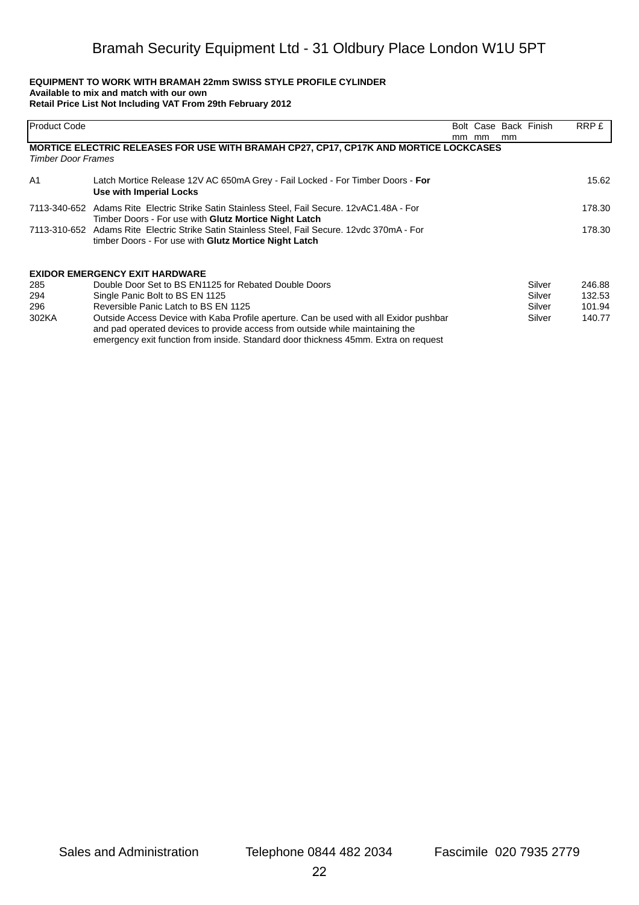# Bramah Security Equipment Ltd - 31 Oldbury Place London W1U 5PT

**EQUIPMENT TO WORK WITH BRAMAH 22mm SWISS STYLE PROFILE CYLINDER**
**Available to mix and match with our own**
**Retail Price List Not Including VAT From 29th February 2012**

| Product Code | | Bolt mm | Case mm | Back mm | Finish | RRP £ |
|---|---|---|---|---|---|---|
| **MORTICE ELECTRIC RELEASES FOR USE WITH BRAMAH CP27, CP17, CP17K AND MORTICE LOCKCASES** | | | | | | |
| *Timber Door Frames* | | | | | | |
| A1 | Latch Mortice Release 12V AC 650mA Grey - Fail Locked - For Timber Doors - **For Use with Imperial Locks** | | | | | 15.62 |
| 7113-340-652 | Adams Rite Electric Strike Satin Stainless Steel, Fail Secure. 12vAC1.48A - For Timber Doors - For use with **Glutz Mortice Night Latch** | | | | | 178.30 |
| 7113-310-652 | Adams Rite Electric Strike Satin Stainless Steel, Fail Secure. 12vdc 370mA - For timber Doors - For use with **Glutz Mortice Night Latch** | | | | | 178.30 |
| **EXIDOR EMERGENCY EXIT HARDWARE** | | | | | | |
| 285 | Double Door Set to BS EN1125 for Rebated Double Doors | | | | Silver | 246.88 |
| 294 | Single Panic Bolt to BS EN 1125 | | | | Silver | 132.53 |
| 296 | Reversible Panic Latch to BS EN 1125 | | | | Silver | 101.94 |
| 302KA | Outside Access Device with Kaba Profile aperture. Can be used with all Exidor pushbar and pad operated devices to provide access from outside while maintaining the emergency exit function from inside. Standard door thickness 45mm. Extra on request | | | | Silver | 140.77 |

Sales and Administration Telephone 0844 482 2034 Fascimile 020 7935 2779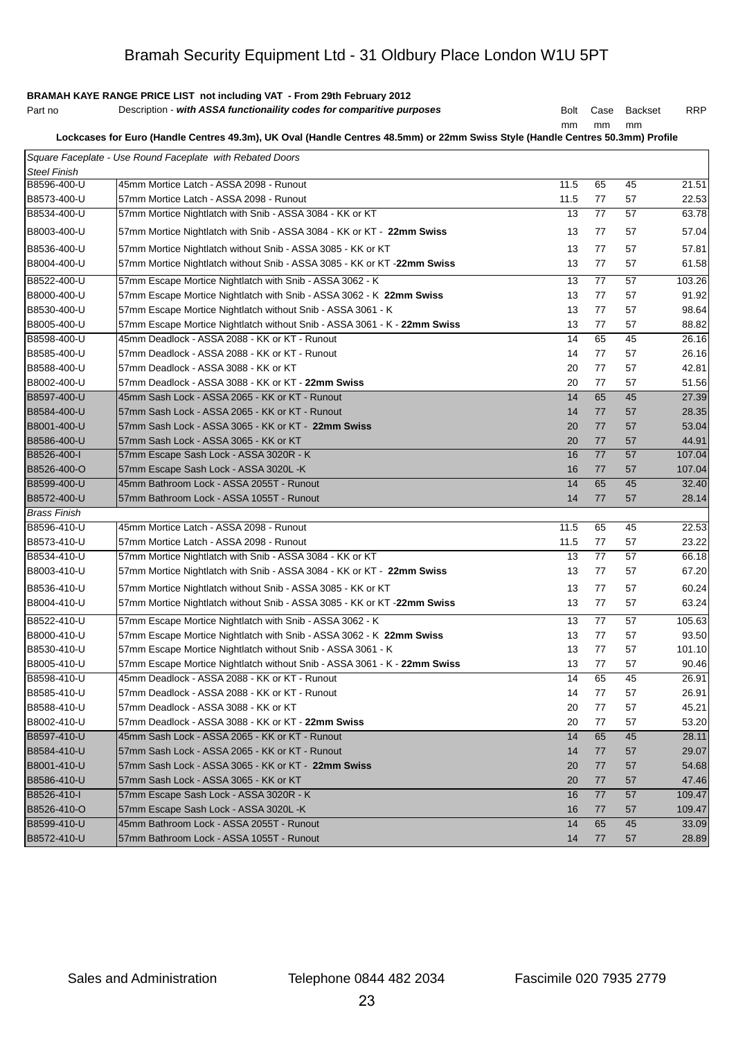# Bramah Security Equipment Ltd - 31 Oldbury Place London W1U 5PT

**BRAMAH KAYE RANGE PRICE LIST not including VAT - From 29th February 2012**

| Part no | Description - ***with ASSA functionaility codes for comparitive purposes*** | Bolt mm | Case mm | Backset mm | RRP |
|---|---|---|---|---|---|

**Lockcases for Euro (Handle Centres 49.3m), UK Oval (Handle Centres 48.5mm) or 22mm Swiss Style (Handle Centres 50.3mm) Profile**

| Part no | Description | Bolt mm | Case mm | Backset mm | RRP |
|---|---|---|---|---|---|
| *Square Faceplate - Use Round Faceplate with Rebated Doors* | | | | | |
| *Steel Finish* | | | | | |
| B8596-400-U | 45mm Mortice Latch - ASSA 2098 - Runout | 11.5 | 65 | 45 | 21.51 |
| B8573-400-U | 57mm Mortice Latch - ASSA 2098 - Runout | 11.5 | 77 | 57 | 22.53 |
| B8534-400-U | 57mm Mortice Nightlatch with Snib - ASSA 3084 - KK or KT | 13 | 77 | 57 | 63.78 |
| B8003-400-U | 57mm Mortice Nightlatch with Snib - ASSA 3084 - KK or KT - **22mm Swiss** | 13 | 77 | 57 | 57.04 |
| B8536-400-U | 57mm Mortice Nightlatch without Snib - ASSA 3085 - KK or KT | 13 | 77 | 57 | 57.81 |
| B8004-400-U | 57mm Mortice Nightlatch without Snib - ASSA 3085 - KK or KT -**22mm Swiss** | 13 | 77 | 57 | 61.58 |
| B8522-400-U | 57mm Escape Mortice Nightlatch with Snib - ASSA 3062 - K | 13 | 77 | 57 | 103.26 |
| B8000-400-U | 57mm Escape Mortice Nightlatch with Snib - ASSA 3062 - K **22mm Swiss** | 13 | 77 | 57 | 91.92 |
| B8530-400-U | 57mm Escape Mortice Nightlatch without Snib - ASSA 3061 - K | 13 | 77 | 57 | 98.64 |
| B8005-400-U | 57mm Escape Mortice Nightlatch without Snib - ASSA 3061 - K - **22mm Swiss** | 13 | 77 | 57 | 88.82 |
| B8598-400-U | 45mm Deadlock - ASSA 2088 - KK or KT - Runout | 14 | 65 | 45 | 26.16 |
| B8585-400-U | 57mm Deadlock - ASSA 2088 - KK or KT - Runout | 14 | 77 | 57 | 26.16 |
| B8588-400-U | 57mm Deadlock - ASSA 3088 - KK or KT | 20 | 77 | 57 | 42.81 |
| B8002-400-U | 57mm Deadlock - ASSA 3088 - KK or KT - **22mm Swiss** | 20 | 77 | 57 | 51.56 |
| B8597-400-U | 45mm Sash Lock - ASSA 2065 - KK or KT - Runout | 14 | 65 | 45 | 27.39 |
| B8584-400-U | 57mm Sash Lock - ASSA 2065 - KK or KT - Runout | 14 | 77 | 57 | 28.35 |
| B8001-400-U | 57mm Sash Lock - ASSA 3065 - KK or KT - **22mm Swiss** | 20 | 77 | 57 | 53.04 |
| B8586-400-U | 57mm Sash Lock - ASSA 3065 - KK or KT | 20 | 77 | 57 | 44.91 |
| B8526-400-I | 57mm Escape Sash Lock - ASSA 3020R - K | 16 | 77 | 57 | 107.04 |
| B8526-400-O | 57mm Escape Sash Lock - ASSA 3020L -K | 16 | 77 | 57 | 107.04 |
| B8599-400-U | 45mm Bathroom Lock - ASSA 2055T - Runout | 14 | 65 | 45 | 32.40 |
| B8572-400-U | 57mm Bathroom Lock - ASSA 1055T - Runout | 14 | 77 | 57 | 28.14 |
| *Brass Finish* | | | | | |
| B8596-410-U | 45mm Mortice Latch - ASSA 2098 - Runout | 11.5 | 65 | 45 | 22.53 |
| B8573-410-U | 57mm Mortice Latch - ASSA 2098 - Runout | 11.5 | 77 | 57 | 23.22 |
| B8534-410-U | 57mm Mortice Nightlatch with Snib - ASSA 3084 - KK or KT | 13 | 77 | 57 | 66.18 |
| B8003-410-U | 57mm Mortice Nightlatch with Snib - ASSA 3084 - KK or KT - **22mm Swiss** | 13 | 77 | 57 | 67.20 |
| B8536-410-U | 57mm Mortice Nightlatch without Snib - ASSA 3085 - KK or KT | 13 | 77 | 57 | 60.24 |
| B8004-410-U | 57mm Mortice Nightlatch without Snib - ASSA 3085 - KK or KT -**22mm Swiss** | 13 | 77 | 57 | 63.24 |
| B8522-410-U | 57mm Escape Mortice Nightlatch with Snib - ASSA 3062 - K | 13 | 77 | 57 | 105.63 |
| B8000-410-U | 57mm Escape Mortice Nightlatch with Snib - ASSA 3062 - K **22mm Swiss** | 13 | 77 | 57 | 93.50 |
| B8530-410-U | 57mm Escape Mortice Nightlatch without Snib - ASSA 3061 - K | 13 | 77 | 57 | 101.10 |
| B8005-410-U | 57mm Escape Mortice Nightlatch without Snib - ASSA 3061 - K - **22mm Swiss** | 13 | 77 | 57 | 90.46 |
| B8598-410-U | 45mm Deadlock - ASSA 2088 - KK or KT - Runout | 14 | 65 | 45 | 26.91 |
| B8585-410-U | 57mm Deadlock - ASSA 2088 - KK or KT - Runout | 14 | 77 | 57 | 26.91 |
| B8588-410-U | 57mm Deadlock - ASSA 3088 - KK or KT | 20 | 77 | 57 | 45.21 |
| B8002-410-U | 57mm Deadlock - ASSA 3088 - KK or KT - **22mm Swiss** | 20 | 77 | 57 | 53.20 |
| B8597-410-U | 45mm Sash Lock - ASSA 2065 - KK or KT - Runout | 14 | 65 | 45 | 28.11 |
| B8584-410-U | 57mm Sash Lock - ASSA 2065 - KK or KT - Runout | 14 | 77 | 57 | 29.07 |
| B8001-410-U | 57mm Sash Lock - ASSA 3065 - KK or KT - **22mm Swiss** | 20 | 77 | 57 | 54.68 |
| B8586-410-U | 57mm Sash Lock - ASSA 3065 - KK or KT | 20 | 77 | 57 | 47.46 |
| B8526-410-I | 57mm Escape Sash Lock - ASSA 3020R - K | 16 | 77 | 57 | 109.47 |
| B8526-410-O | 57mm Escape Sash Lock - ASSA 3020L -K | 16 | 77 | 57 | 109.47 |
| B8599-410-U | 45mm Bathroom Lock - ASSA 2055T - Runout | 14 | 65 | 45 | 33.09 |
| B8572-410-U | 57mm Bathroom Lock - ASSA 1055T - Runout | 14 | 77 | 57 | 28.89 |

Sales and Administration Telephone 0844 482 2034 Fascimile 020 7935 2779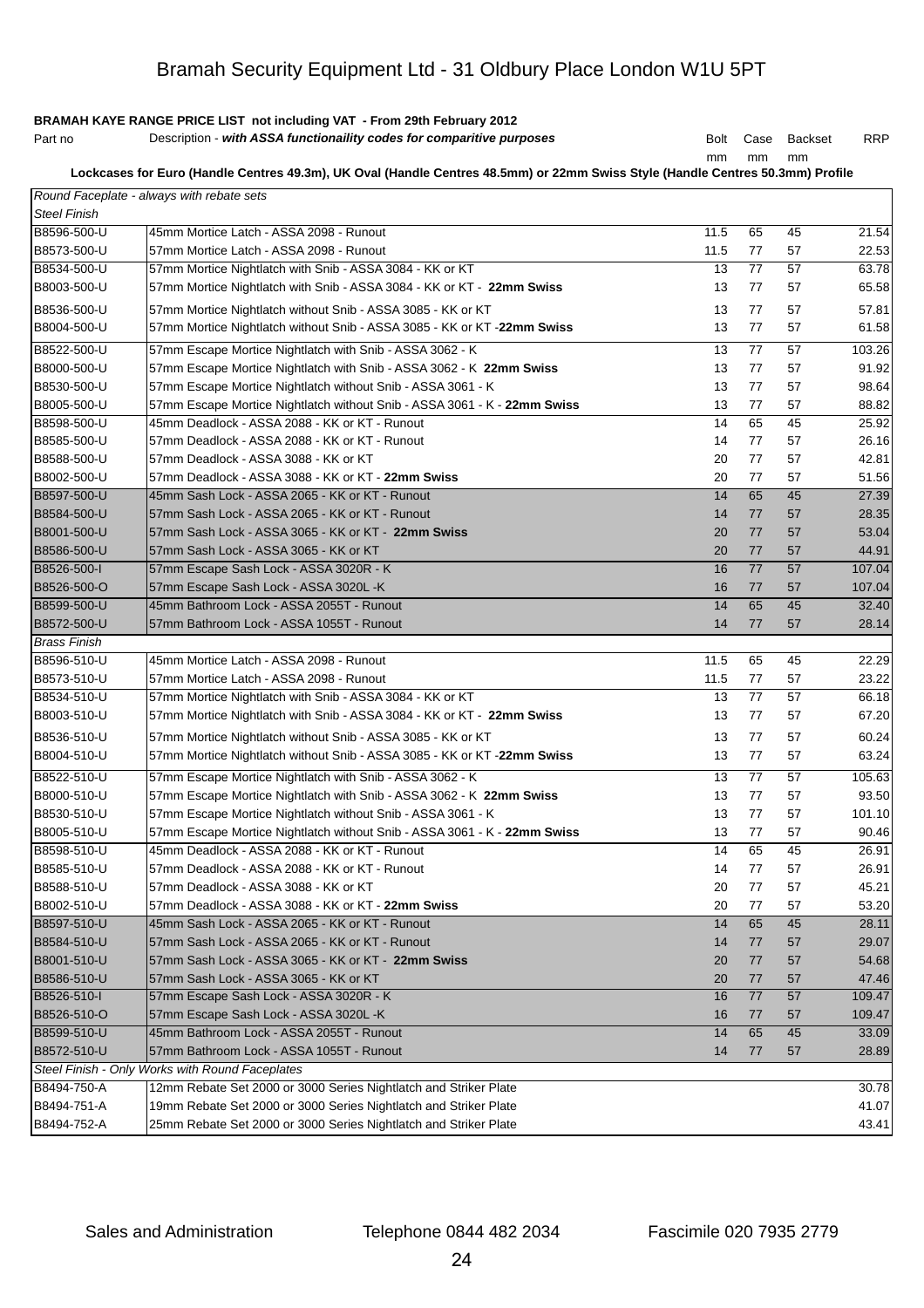# Bramah Security Equipment Ltd - 31 Oldbury Place London W1U 5PT

**BRAMAH KAYE RANGE PRICE LIST not including VAT - From 29th February 2012**

| Part no | Description - ***with ASSA functionaility codes for comparitive purposes*** | Bolt mm | Case mm | Backset mm | RRP |
|---|---|---|---|---|---|
| **Lockcases for Euro (Handle Centres 49.3m), UK Oval (Handle Centres 48.5mm) or 22mm Swiss Style (Handle Centres 50.3mm) Profile** | | | | | |
| *Round Faceplate - always with rebate sets* | | | | | |
| *Steel Finish* | | | | | |
| B8596-500-U | 45mm Mortice Latch - ASSA 2098 - Runout | 11.5 | 65 | 45 | 21.54 |
| B8573-500-U | 57mm Mortice Latch - ASSA 2098 - Runout | 11.5 | 77 | 57 | 22.53 |
| B8534-500-U | 57mm Mortice Nightlatch with Snib - ASSA 3084 - KK or KT | 13 | 77 | 57 | 63.78 |
| B8003-500-U | 57mm Mortice Nightlatch with Snib - ASSA 3084 - KK or KT - **22mm Swiss** | 13 | 77 | 57 | 65.58 |
| B8536-500-U | 57mm Mortice Nightlatch without Snib - ASSA 3085 - KK or KT | 13 | 77 | 57 | 57.81 |
| B8004-500-U | 57mm Mortice Nightlatch without Snib - ASSA 3085 - KK or KT -**22mm Swiss** | 13 | 77 | 57 | 61.58 |
| B8522-500-U | 57mm Escape Mortice Nightlatch with Snib - ASSA 3062 - K | 13 | 77 | 57 | 103.26 |
| B8000-500-U | 57mm Escape Mortice Nightlatch with Snib - ASSA 3062 - K **22mm Swiss** | 13 | 77 | 57 | 91.92 |
| B8530-500-U | 57mm Escape Mortice Nightlatch without Snib - ASSA 3061 - K | 13 | 77 | 57 | 98.64 |
| B8005-500-U | 57mm Escape Mortice Nightlatch without Snib - ASSA 3061 - K - **22mm Swiss** | 13 | 77 | 57 | 88.82 |
| B8598-500-U | 45mm Deadlock - ASSA 2088 - KK or KT - Runout | 14 | 65 | 45 | 25.92 |
| B8585-500-U | 57mm Deadlock - ASSA 2088 - KK or KT - Runout | 14 | 77 | 57 | 26.16 |
| B8588-500-U | 57mm Deadlock - ASSA 3088 - KK or KT | 20 | 77 | 57 | 42.81 |
| B8002-500-U | 57mm Deadlock - ASSA 3088 - KK or KT - **22mm Swiss** | 20 | 77 | 57 | 51.56 |
| B8597-500-U | 45mm Sash Lock - ASSA 2065 - KK or KT - Runout | 14 | 65 | 45 | 27.39 |
| B8584-500-U | 57mm Sash Lock - ASSA 2065 - KK or KT - Runout | 14 | 77 | 57 | 28.35 |
| B8001-500-U | 57mm Sash Lock - ASSA 3065 - KK or KT - **22mm Swiss** | 20 | 77 | 57 | 53.04 |
| B8586-500-U | 57mm Sash Lock - ASSA 3065 - KK or KT | 20 | 77 | 57 | 44.91 |
| B8526-500-I | 57mm Escape Sash Lock - ASSA 3020R - K | 16 | 77 | 57 | 107.04 |
| B8526-500-O | 57mm Escape Sash Lock - ASSA 3020L -K | 16 | 77 | 57 | 107.04 |
| B8599-500-U | 45mm Bathroom Lock - ASSA 2055T - Runout | 14 | 65 | 45 | 32.40 |
| B8572-500-U | 57mm Bathroom Lock - ASSA 1055T - Runout | 14 | 77 | 57 | 28.14 |
| *Brass Finish* | | | | | |
| B8596-510-U | 45mm Mortice Latch - ASSA 2098 - Runout | 11.5 | 65 | 45 | 22.29 |
| B8573-510-U | 57mm Mortice Latch - ASSA 2098 - Runout | 11.5 | 77 | 57 | 23.22 |
| B8534-510-U | 57mm Mortice Nightlatch with Snib - ASSA 3084 - KK or KT | 13 | 77 | 57 | 66.18 |
| B8003-510-U | 57mm Mortice Nightlatch with Snib - ASSA 3084 - KK or KT - **22mm Swiss** | 13 | 77 | 57 | 67.20 |
| B8536-510-U | 57mm Mortice Nightlatch without Snib - ASSA 3085 - KK or KT | 13 | 77 | 57 | 60.24 |
| B8004-510-U | 57mm Mortice Nightlatch without Snib - ASSA 3085 - KK or KT -**22mm Swiss** | 13 | 77 | 57 | 63.24 |
| B8522-510-U | 57mm Escape Mortice Nightlatch with Snib - ASSA 3062 - K | 13 | 77 | 57 | 105.63 |
| B8000-510-U | 57mm Escape Mortice Nightlatch with Snib - ASSA 3062 - K **22mm Swiss** | 13 | 77 | 57 | 93.50 |
| B8530-510-U | 57mm Escape Mortice Nightlatch without Snib - ASSA 3061 - K | 13 | 77 | 57 | 101.10 |
| B8005-510-U | 57mm Escape Mortice Nightlatch without Snib - ASSA 3061 - K - **22mm Swiss** | 13 | 77 | 57 | 90.46 |
| B8598-510-U | 45mm Deadlock - ASSA 2088 - KK or KT - Runout | 14 | 65 | 45 | 26.91 |
| B8585-510-U | 57mm Deadlock - ASSA 2088 - KK or KT - Runout | 14 | 77 | 57 | 26.91 |
| B8588-510-U | 57mm Deadlock - ASSA 3088 - KK or KT | 20 | 77 | 57 | 45.21 |
| B8002-510-U | 57mm Deadlock - ASSA 3088 - KK or KT - **22mm Swiss** | 20 | 77 | 57 | 53.20 |
| B8597-510-U | 45mm Sash Lock - ASSA 2065 - KK or KT - Runout | 14 | 65 | 45 | 28.11 |
| B8584-510-U | 57mm Sash Lock - ASSA 2065 - KK or KT - Runout | 14 | 77 | 57 | 29.07 |
| B8001-510-U | 57mm Sash Lock - ASSA 3065 - KK or KT - **22mm Swiss** | 20 | 77 | 57 | 54.68 |
| B8586-510-U | 57mm Sash Lock - ASSA 3065 - KK or KT | 20 | 77 | 57 | 47.46 |
| B8526-510-I | 57mm Escape Sash Lock - ASSA 3020R - K | 16 | 77 | 57 | 109.47 |
| B8526-510-O | 57mm Escape Sash Lock - ASSA 3020L -K | 16 | 77 | 57 | 109.47 |
| B8599-510-U | 45mm Bathroom Lock - ASSA 2055T - Runout | 14 | 65 | 45 | 33.09 |
| B8572-510-U | 57mm Bathroom Lock - ASSA 1055T - Runout | 14 | 77 | 57 | 28.89 |
| *Steel Finish - Only Works with Round Faceplates* | | | | | |
| B8494-750-A | 12mm Rebate Set 2000 or 3000 Series Nightlatch and Striker Plate | | | | 30.78 |
| B8494-751-A | 19mm Rebate Set 2000 or 3000 Series Nightlatch and Striker Plate | | | | 41.07 |
| B8494-752-A | 25mm Rebate Set 2000 or 3000 Series Nightlatch and Striker Plate | | | | 43.41 |

Sales and Administration Telephone 0844 482 2034 Fascimile 020 7935 2779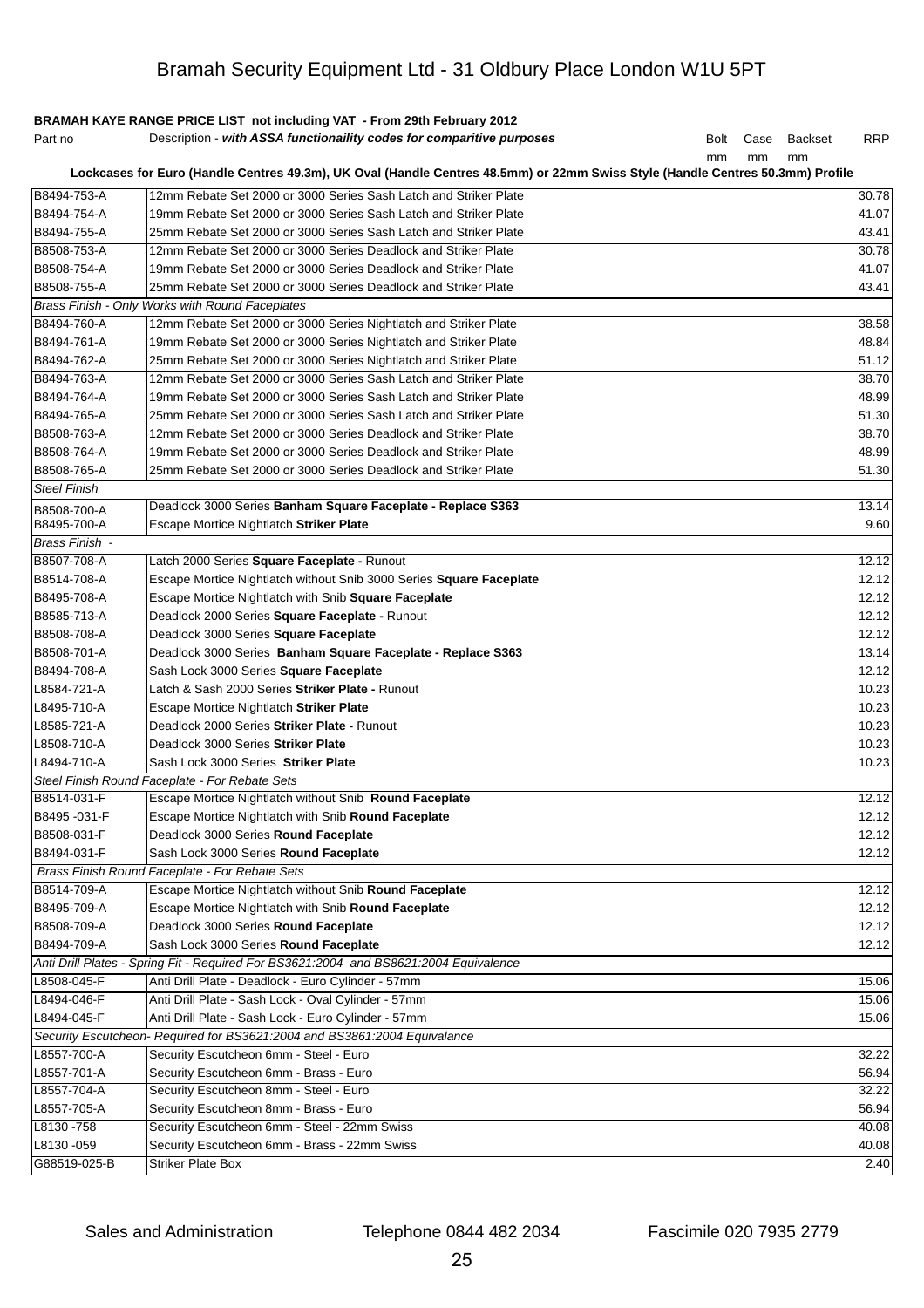Bramah Security Equipment Ltd - 31 Oldbury Place London W1U 5PT

**BRAMAH KAYE RANGE PRICE LIST not including VAT - From 29th February 2012**

| Part no | Description - ***with ASSA functionaility codes for comparitive purposes*** | Bolt mm | Case mm | Backset mm | RRP |
|---|---|---|---|---|---|
| **Lockcases for Euro (Handle Centres 49.3m), UK Oval (Handle Centres 48.5mm) or 22mm Swiss Style (Handle Centres 50.3mm) Profile** | | | | | |
| B8494-753-A | 12mm Rebate Set 2000 or 3000 Series Sash Latch and Striker Plate | | | | 30.78 |
| B8494-754-A | 19mm Rebate Set 2000 or 3000 Series Sash Latch and Striker Plate | | | | 41.07 |
| B8494-755-A | 25mm Rebate Set 2000 or 3000 Series Sash Latch and Striker Plate | | | | 43.41 |
| B8508-753-A | 12mm Rebate Set 2000 or 3000 Series Deadlock and Striker Plate | | | | 30.78 |
| B8508-754-A | 19mm Rebate Set 2000 or 3000 Series Deadlock and Striker Plate | | | | 41.07 |
| B8508-755-A | 25mm Rebate Set 2000 or 3000 Series Deadlock and Striker Plate | | | | 43.41 |
| *Brass Finish - Only Works with Round Faceplates* | | | | | |
| B8494-760-A | 12mm Rebate Set 2000 or 3000 Series Nightlatch and Striker Plate | | | | 38.58 |
| B8494-761-A | 19mm Rebate Set 2000 or 3000 Series Nightlatch and Striker Plate | | | | 48.84 |
| B8494-762-A | 25mm Rebate Set 2000 or 3000 Series Nightlatch and Striker Plate | | | | 51.12 |
| B8494-763-A | 12mm Rebate Set 2000 or 3000 Series Sash Latch and Striker Plate | | | | 38.70 |
| B8494-764-A | 19mm Rebate Set 2000 or 3000 Series Sash Latch and Striker Plate | | | | 48.99 |
| B8494-765-A | 25mm Rebate Set 2000 or 3000 Series Sash Latch and Striker Plate | | | | 51.30 |
| B8508-763-A | 12mm Rebate Set 2000 or 3000 Series Deadlock and Striker Plate | | | | 38.70 |
| B8508-764-A | 19mm Rebate Set 2000 or 3000 Series Deadlock and Striker Plate | | | | 48.99 |
| B8508-765-A | 25mm Rebate Set 2000 or 3000 Series Deadlock and Striker Plate | | | | 51.30 |
| *Steel Finish* | | | | | |
| B8508-700-A | Deadlock 3000 Series **Banham Square Faceplate - Replace S363** | | | | 13.14 |
| B8495-700-A | Escape Mortice Nightlatch **Striker Plate** | | | | 9.60 |
| *Brass Finish -* | | | | | |
| B8507-708-A | Latch 2000 Series **Square Faceplate -** Runout | | | | 12.12 |
| B8514-708-A | Escape Mortice Nightlatch without Snib 3000 Series **Square Faceplate** | | | | 12.12 |
| B8495-708-A | Escape Mortice Nightlatch with Snib **Square Faceplate** | | | | 12.12 |
| B8585-713-A | Deadlock 2000 Series **Square Faceplate -** Runout | | | | 12.12 |
| B8508-708-A | Deadlock 3000 Series **Square Faceplate** | | | | 12.12 |
| B8508-701-A | Deadlock 3000 Series **Banham Square Faceplate - Replace S363** | | | | 13.14 |
| B8494-708-A | Sash Lock 3000 Series **Square Faceplate** | | | | 12.12 |
| L8584-721-A | Latch & Sash 2000 Series **Striker Plate -** Runout | | | | 10.23 |
| L8495-710-A | Escape Mortice Nightlatch **Striker Plate** | | | | 10.23 |
| L8585-721-A | Deadlock 2000 Series **Striker Plate -** Runout | | | | 10.23 |
| L8508-710-A | Deadlock 3000 Series **Striker Plate** | | | | 10.23 |
| L8494-710-A | Sash Lock 3000 Series **Striker Plate** | | | | 10.23 |
| *Steel Finish Round Faceplate - For Rebate Sets* | | | | | |
| B8514-031-F | Escape Mortice Nightlatch without Snib **Round Faceplate** | | | | 12.12 |
| B8495 -031-F | Escape Mortice Nightlatch with Snib **Round Faceplate** | | | | 12.12 |
| B8508-031-F | Deadlock 3000 Series **Round Faceplate** | | | | 12.12 |
| B8494-031-F | Sash Lock 3000 Series **Round Faceplate** | | | | 12.12 |
| *Brass Finish Round Faceplate - For Rebate Sets* | | | | | |
| B8514-709-A | Escape Mortice Nightlatch without Snib **Round Faceplate** | | | | 12.12 |
| B8495-709-A | Escape Mortice Nightlatch with Snib **Round Faceplate** | | | | 12.12 |
| B8508-709-A | Deadlock 3000 Series **Round Faceplate** | | | | 12.12 |
| B8494-709-A | Sash Lock 3000 Series **Round Faceplate** | | | | 12.12 |
| *Anti Drill Plates - Spring Fit - Required For BS3621:2004 and BS8621:2004 Equivalence* | | | | | |
| L8508-045-F | Anti Drill Plate - Deadlock - Euro Cylinder - 57mm | | | | 15.06 |
| L8494-046-F | Anti Drill Plate - Sash Lock - Oval Cylinder - 57mm | | | | 15.06 |
| L8494-045-F | Anti Drill Plate - Sash Lock - Euro Cylinder - 57mm | | | | 15.06 |
| *Security Escutcheon- Required for BS3621:2004 and BS3861:2004 Equivalance* | | | | | |
| L8557-700-A | Security Escutcheon 6mm - Steel - Euro | | | | 32.22 |
| L8557-701-A | Security Escutcheon 6mm - Brass - Euro | | | | 56.94 |
| L8557-704-A | Security Escutcheon 8mm - Steel - Euro | | | | 32.22 |
| L8557-705-A | Security Escutcheon 8mm - Brass - Euro | | | | 56.94 |
| L8130 -758 | Security Escutcheon 6mm - Steel - 22mm Swiss | | | | 40.08 |
| L8130 -059 | Security Escutcheon 6mm - Brass - 22mm Swiss | | | | 40.08 |
| G88519-025-B | Striker Plate Box | | | | 2.40 |

Sales and Administration Telephone 0844 482 2034 Fascimile 020 7935 2779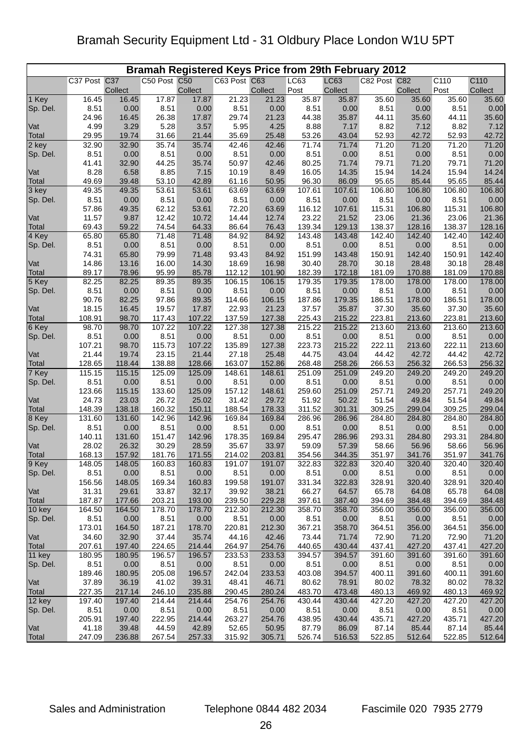# Bramah Security Equipment Ltd - 31 Oldbury Place London W1U 5PT

## Bramah Registered Keys Price from 29th February 2012

| | C37 Post | C37 Collect | C50 Post | C50 Collect | C63 Post | C63 Collect | LC63 Post | LC63 Collect | C82 Post | C82 Collect | C110 Post | C110 Collect |
|---|---|---|---|---|---|---|---|---|---|---|---|---|
| 1 Key | 16.45 | 16.45 | 17.87 | 17.87 | 21.23 | 21.23 | 35.87 | 35.87 | 35.60 | 35.60 | 35.60 | 35.60 |
| Sp. Del. | 8.51 | 0.00 | 8.51 | 0.00 | 8.51 | 0.00 | 8.51 | 0.00 | 8.51 | 0.00 | 8.51 | 0.00 |
| | 24.96 | 16.45 | 26.38 | 17.87 | 29.74 | 21.23 | 44.38 | 35.87 | 44.11 | 35.60 | 44.11 | 35.60 |
| Vat | 4.99 | 3.29 | 5.28 | 3.57 | 5.95 | 4.25 | 8.88 | 7.17 | 8.82 | 7.12 | 8.82 | 7.12 |
| Total | 29.95 | 19.74 | 31.66 | 21.44 | 35.69 | 25.48 | 53.26 | 43.04 | 52.93 | 42.72 | 52.93 | 42.72 |
| 2 key | 32.90 | 32.90 | 35.74 | 35.74 | 42.46 | 42.46 | 71.74 | 71.74 | 71.20 | 71.20 | 71.20 | 71.20 |
| Sp. Del. | 8.51 | 0.00 | 8.51 | 0.00 | 8.51 | 0.00 | 8.51 | 0.00 | 8.51 | 0.00 | 8.51 | 0.00 |
| | 41.41 | 32.90 | 44.25 | 35.74 | 50.97 | 42.46 | 80.25 | 71.74 | 79.71 | 71.20 | 79.71 | 71.20 |
| Vat | 8.28 | 6.58 | 8.85 | 7.15 | 10.19 | 8.49 | 16.05 | 14.35 | 15.94 | 14.24 | 15.94 | 14.24 |
| Total | 49.69 | 39.48 | 53.10 | 42.89 | 61.16 | 50.95 | 96.30 | 86.09 | 95.65 | 85.44 | 95.65 | 85.44 |
| 3 key | 49.35 | 49.35 | 53.61 | 53.61 | 63.69 | 63.69 | 107.61 | 107.61 | 106.80 | 106.80 | 106.80 | 106.80 |
| Sp. Del. | 8.51 | 0.00 | 8.51 | 0.00 | 8.51 | 0.00 | 8.51 | 0.00 | 8.51 | 0.00 | 8.51 | 0.00 |
| | 57.86 | 49.35 | 62.12 | 53.61 | 72.20 | 63.69 | 116.12 | 107.61 | 115.31 | 106.80 | 115.31 | 106.80 |
| Vat | 11.57 | 9.87 | 12.42 | 10.72 | 14.44 | 12.74 | 23.22 | 21.52 | 23.06 | 21.36 | 23.06 | 21.36 |
| Total | 69.43 | 59.22 | 74.54 | 64.33 | 86.64 | 76.43 | 139.34 | 129.13 | 138.37 | 128.16 | 138.37 | 128.16 |
| 4 Key | 65.80 | 65.80 | 71.48 | 71.48 | 84.92 | 84.92 | 143.48 | 143.48 | 142.40 | 142.40 | 142.40 | 142.40 |
| Sp. Del. | 8.51 | 0.00 | 8.51 | 0.00 | 8.51 | 0.00 | 8.51 | 0.00 | 8.51 | 0.00 | 8.51 | 0.00 |
| | 74.31 | 65.80 | 79.99 | 71.48 | 93.43 | 84.92 | 151.99 | 143.48 | 150.91 | 142.40 | 150.91 | 142.40 |
| Vat | 14.86 | 13.16 | 16.00 | 14.30 | 18.69 | 16.98 | 30.40 | 28.70 | 30.18 | 28.48 | 30.18 | 28.48 |
| Total | 89.17 | 78.96 | 95.99 | 85.78 | 112.12 | 101.90 | 182.39 | 172.18 | 181.09 | 170.88 | 181.09 | 170.88 |
| 5 Key | 82.25 | 82.25 | 89.35 | 89.35 | 106.15 | 106.15 | 179.35 | 179.35 | 178.00 | 178.00 | 178.00 | 178.00 |
| Sp. Del. | 8.51 | 0.00 | 8.51 | 0.00 | 8.51 | 0.00 | 8.51 | 0.00 | 8.51 | 0.00 | 8.51 | 0.00 |
| | 90.76 | 82.25 | 97.86 | 89.35 | 114.66 | 106.15 | 187.86 | 179.35 | 186.51 | 178.00 | 186.51 | 178.00 |
| Vat | 18.15 | 16.45 | 19.57 | 17.87 | 22.93 | 21.23 | 37.57 | 35.87 | 37.30 | 35.60 | 37.30 | 35.60 |
| Total | 108.91 | 98.70 | 117.43 | 107.22 | 137.59 | 127.38 | 225.43 | 215.22 | 223.81 | 213.60 | 223.81 | 213.60 |
| 6 Key | 98.70 | 98.70 | 107.22 | 107.22 | 127.38 | 127.38 | 215.22 | 215.22 | 213.60 | 213.60 | 213.60 | 213.60 |
| Sp. Del. | 8.51 | 0.00 | 8.51 | 0.00 | 8.51 | 0.00 | 8.51 | 0.00 | 8.51 | 0.00 | 8.51 | 0.00 |
| | 107.21 | 98.70 | 115.73 | 107.22 | 135.89 | 127.38 | 223.73 | 215.22 | 222.11 | 213.60 | 222.11 | 213.60 |
| Vat | 21.44 | 19.74 | 23.15 | 21.44 | 27.18 | 25.48 | 44.75 | 43.04 | 44.42 | 42.72 | 44.42 | 42.72 |
| Total | 128.65 | 118.44 | 138.88 | 128.66 | 163.07 | 152.86 | 268.48 | 258.26 | 266.53 | 256.32 | 266.53 | 256.32 |
| 7 Key | 115.15 | 115.15 | 125.09 | 125.09 | 148.61 | 148.61 | 251.09 | 251.09 | 249.20 | 249.20 | 249.20 | 249.20 |
| Sp. Del. | 8.51 | 0.00 | 8.51 | 0.00 | 8.51 | 0.00 | 8.51 | 0.00 | 8.51 | 0.00 | 8.51 | 0.00 |
| | 123.66 | 115.15 | 133.60 | 125.09 | 157.12 | 148.61 | 259.60 | 251.09 | 257.71 | 249.20 | 257.71 | 249.20 |
| Vat | 24.73 | 23.03 | 26.72 | 25.02 | 31.42 | 29.72 | 51.92 | 50.22 | 51.54 | 49.84 | 51.54 | 49.84 |
| Total | 148.39 | 138.18 | 160.32 | 150.11 | 188.54 | 178.33 | 311.52 | 301.31 | 309.25 | 299.04 | 309.25 | 299.04 |
| 8 Key | 131.60 | 131.60 | 142.96 | 142.96 | 169.84 | 169.84 | 286.96 | 286.96 | 284.80 | 284.80 | 284.80 | 284.80 |
| Sp. Del. | 8.51 | 0.00 | 8.51 | 0.00 | 8.51 | 0.00 | 8.51 | 0.00 | 8.51 | 0.00 | 8.51 | 0.00 |
| | 140.11 | 131.60 | 151.47 | 142.96 | 178.35 | 169.84 | 295.47 | 286.96 | 293.31 | 284.80 | 293.31 | 284.80 |
| Vat | 28.02 | 26.32 | 30.29 | 28.59 | 35.67 | 33.97 | 59.09 | 57.39 | 58.66 | 56.96 | 58.66 | 56.96 |
| Total | 168.13 | 157.92 | 181.76 | 171.55 | 214.02 | 203.81 | 354.56 | 344.35 | 351.97 | 341.76 | 351.97 | 341.76 |
| 9 Key | 148.05 | 148.05 | 160.83 | 160.83 | 191.07 | 191.07 | 322.83 | 322.83 | 320.40 | 320.40 | 320.40 | 320.40 |
| Sp. Del. | 8.51 | 0.00 | 8.51 | 0.00 | 8.51 | 0.00 | 8.51 | 0.00 | 8.51 | 0.00 | 8.51 | 0.00 |
| | 156.56 | 148.05 | 169.34 | 160.83 | 199.58 | 191.07 | 331.34 | 322.83 | 328.91 | 320.40 | 328.91 | 320.40 |
| Vat | 31.31 | 29.61 | 33.87 | 32.17 | 39.92 | 38.21 | 66.27 | 64.57 | 65.78 | 64.08 | 65.78 | 64.08 |
| Total | 187.87 | 177.66 | 203.21 | 193.00 | 239.50 | 229.28 | 397.61 | 387.40 | 394.69 | 384.48 | 394.69 | 384.48 |
| 10 key | 164.50 | 164.50 | 178.70 | 178.70 | 212.30 | 212.30 | 358.70 | 358.70 | 356.00 | 356.00 | 356.00 | 356.00 |
| Sp. Del. | 8.51 | 0.00 | 8.51 | 0.00 | 8.51 | 0.00 | 8.51 | 0.00 | 8.51 | 0.00 | 8.51 | 0.00 |
| | 173.01 | 164.50 | 187.21 | 178.70 | 220.81 | 212.30 | 367.21 | 358.70 | 364.51 | 356.00 | 364.51 | 356.00 |
| Vat | 34.60 | 32.90 | 37.44 | 35.74 | 44.16 | 42.46 | 73.44 | 71.74 | 72.90 | 71.20 | 72.90 | 71.20 |
| Total | 207.61 | 197.40 | 224.65 | 214.44 | 264.97 | 254.76 | 440.65 | 430.44 | 437.41 | 427.20 | 437.41 | 427.20 |
| 11 key | 180.95 | 180.95 | 196.57 | 196.57 | 233.53 | 233.53 | 394.57 | 394.57 | 391.60 | 391.60 | 391.60 | 391.60 |
| Sp. Del. | 8.51 | 0.00 | 8.51 | 0.00 | 8.51 | 0.00 | 8.51 | 0.00 | 8.51 | 0.00 | 8.51 | 0.00 |
| | 189.46 | 180.95 | 205.08 | 196.57 | 242.04 | 233.53 | 403.08 | 394.57 | 400.11 | 391.60 | 400.11 | 391.60 |
| Vat | 37.89 | 36.19 | 41.02 | 39.31 | 48.41 | 46.71 | 80.62 | 78.91 | 80.02 | 78.32 | 80.02 | 78.32 |
| Total | 227.35 | 217.14 | 246.10 | 235.88 | 290.45 | 280.24 | 483.70 | 473.48 | 480.13 | 469.92 | 480.13 | 469.92 |
| 12 key | 197.40 | 197.40 | 214.44 | 214.44 | 254.76 | 254.76 | 430.44 | 430.44 | 427.20 | 427.20 | 427.20 | 427.20 |
| Sp. Del. | 8.51 | 0.00 | 8.51 | 0.00 | 8.51 | 0.00 | 8.51 | 0.00 | 8.51 | 0.00 | 8.51 | 0.00 |
| | 205.91 | 197.40 | 222.95 | 214.44 | 263.27 | 254.76 | 438.95 | 430.44 | 435.71 | 427.20 | 435.71 | 427.20 |
| Vat | 41.18 | 39.48 | 44.59 | 42.89 | 52.65 | 50.95 | 87.79 | 86.09 | 87.14 | 85.44 | 87.14 | 85.44 |
| Total | 247.09 | 236.88 | 267.54 | 257.33 | 315.92 | 305.71 | 526.74 | 516.53 | 522.85 | 512.64 | 522.85 | 512.64 |

Sales and Administration Telephone 0844 482 2034 Fascimile 020 7935 2779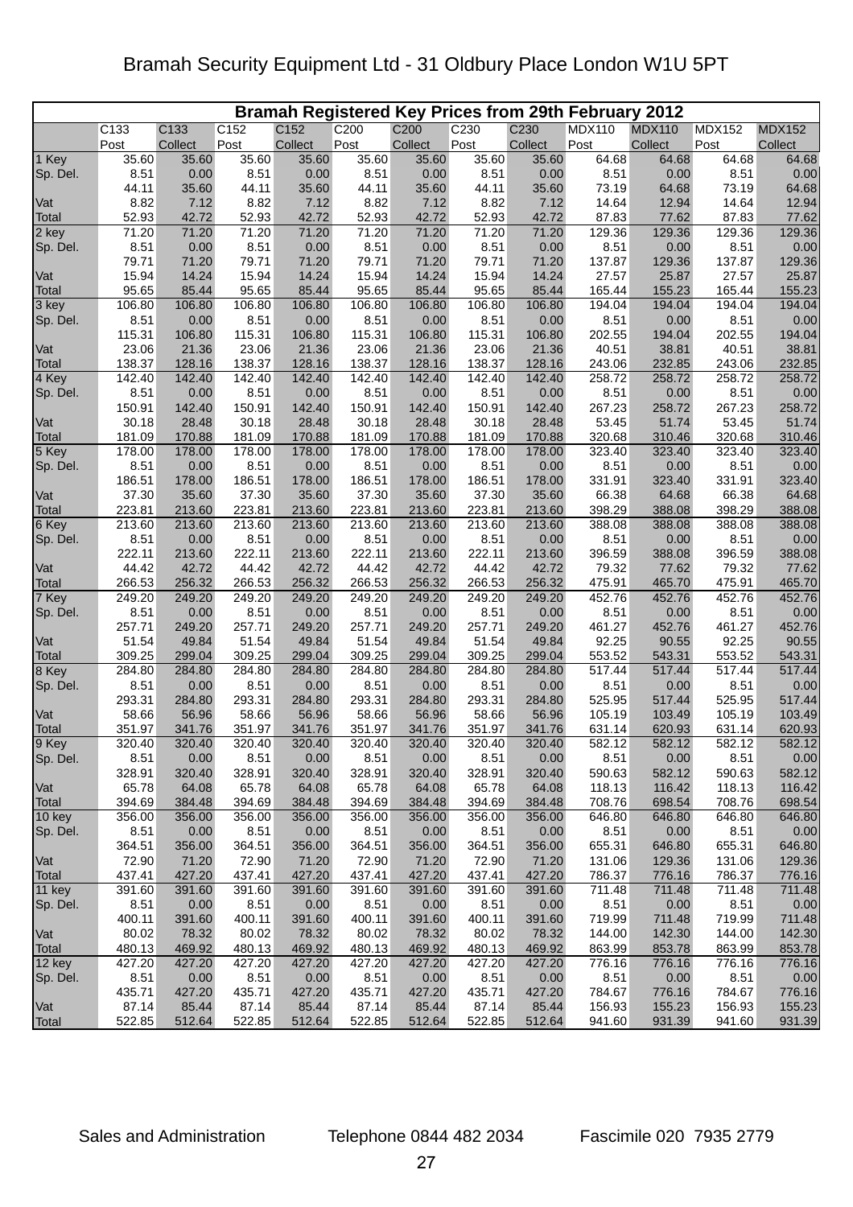Bramah Security Equipment Ltd - 31 Oldbury Place London W1U 5PT

| Bramah Registered Key Prices from 29th February 2012 | | | | | | | | | | | | |
|---|---|---|---|---|---|---|---|---|---|---|---|---|
| | C133 Post | C133 Collect | C152 Post | C152 Collect | C200 Post | C200 Collect | C230 Post | C230 Collect | MDX110 Post | MDX110 Collect | MDX152 Post | MDX152 Collect |
| 1 Key | 35.60 | 35.60 | 35.60 | 35.60 | 35.60 | 35.60 | 35.60 | 35.60 | 64.68 | 64.68 | 64.68 | 64.68 |
| Sp. Del. | 8.51 | 0.00 | 8.51 | 0.00 | 8.51 | 0.00 | 8.51 | 0.00 | 8.51 | 0.00 | 8.51 | 0.00 |
| | 44.11 | 35.60 | 44.11 | 35.60 | 44.11 | 35.60 | 44.11 | 35.60 | 73.19 | 64.68 | 73.19 | 64.68 |
| Vat | 8.82 | 7.12 | 8.82 | 7.12 | 8.82 | 7.12 | 8.82 | 7.12 | 14.64 | 12.94 | 14.64 | 12.94 |
| Total | 52.93 | 42.72 | 52.93 | 42.72 | 52.93 | 42.72 | 52.93 | 42.72 | 87.83 | 77.62 | 87.83 | 77.62 |
| 2 key | 71.20 | 71.20 | 71.20 | 71.20 | 71.20 | 71.20 | 71.20 | 71.20 | 129.36 | 129.36 | 129.36 | 129.36 |
| Sp. Del. | 8.51 | 0.00 | 8.51 | 0.00 | 8.51 | 0.00 | 8.51 | 0.00 | 8.51 | 0.00 | 8.51 | 0.00 |
| | 79.71 | 71.20 | 79.71 | 71.20 | 79.71 | 71.20 | 79.71 | 71.20 | 137.87 | 129.36 | 137.87 | 129.36 |
| Vat | 15.94 | 14.24 | 15.94 | 14.24 | 15.94 | 14.24 | 15.94 | 14.24 | 27.57 | 25.87 | 27.57 | 25.87 |
| Total | 95.65 | 85.44 | 95.65 | 85.44 | 95.65 | 85.44 | 95.65 | 85.44 | 165.44 | 155.23 | 165.44 | 155.23 |
| 3 key | 106.80 | 106.80 | 106.80 | 106.80 | 106.80 | 106.80 | 106.80 | 106.80 | 194.04 | 194.04 | 194.04 | 194.04 |
| Sp. Del. | 8.51 | 0.00 | 8.51 | 0.00 | 8.51 | 0.00 | 8.51 | 0.00 | 8.51 | 0.00 | 8.51 | 0.00 |
| | 115.31 | 106.80 | 115.31 | 106.80 | 115.31 | 106.80 | 115.31 | 106.80 | 202.55 | 194.04 | 202.55 | 194.04 |
| Vat | 23.06 | 21.36 | 23.06 | 21.36 | 23.06 | 21.36 | 23.06 | 21.36 | 40.51 | 38.81 | 40.51 | 38.81 |
| Total | 138.37 | 128.16 | 138.37 | 128.16 | 138.37 | 128.16 | 138.37 | 128.16 | 243.06 | 232.85 | 243.06 | 232.85 |
| 4 Key | 142.40 | 142.40 | 142.40 | 142.40 | 142.40 | 142.40 | 142.40 | 142.40 | 258.72 | 258.72 | 258.72 | 258.72 |
| Sp. Del. | 8.51 | 0.00 | 8.51 | 0.00 | 8.51 | 0.00 | 8.51 | 0.00 | 8.51 | 0.00 | 8.51 | 0.00 |
| | 150.91 | 142.40 | 150.91 | 142.40 | 150.91 | 142.40 | 150.91 | 142.40 | 267.23 | 258.72 | 267.23 | 258.72 |
| Vat | 30.18 | 28.48 | 30.18 | 28.48 | 30.18 | 28.48 | 30.18 | 28.48 | 53.45 | 51.74 | 53.45 | 51.74 |
| Total | 181.09 | 170.88 | 181.09 | 170.88 | 181.09 | 170.88 | 181.09 | 170.88 | 320.68 | 310.46 | 320.68 | 310.46 |
| 5 Key | 178.00 | 178.00 | 178.00 | 178.00 | 178.00 | 178.00 | 178.00 | 178.00 | 323.40 | 323.40 | 323.40 | 323.40 |
| Sp. Del. | 8.51 | 0.00 | 8.51 | 0.00 | 8.51 | 0.00 | 8.51 | 0.00 | 8.51 | 0.00 | 8.51 | 0.00 |
| | 186.51 | 178.00 | 186.51 | 178.00 | 186.51 | 178.00 | 186.51 | 178.00 | 331.91 | 323.40 | 331.91 | 323.40 |
| Vat | 37.30 | 35.60 | 37.30 | 35.60 | 37.30 | 35.60 | 37.30 | 35.60 | 66.38 | 64.68 | 66.38 | 64.68 |
| Total | 223.81 | 213.60 | 223.81 | 213.60 | 223.81 | 213.60 | 223.81 | 213.60 | 398.29 | 388.08 | 398.29 | 388.08 |
| 6 Key | 213.60 | 213.60 | 213.60 | 213.60 | 213.60 | 213.60 | 213.60 | 213.60 | 388.08 | 388.08 | 388.08 | 388.08 |
| Sp. Del. | 8.51 | 0.00 | 8.51 | 0.00 | 8.51 | 0.00 | 8.51 | 0.00 | 8.51 | 0.00 | 8.51 | 0.00 |
| | 222.11 | 213.60 | 222.11 | 213.60 | 222.11 | 213.60 | 222.11 | 213.60 | 396.59 | 388.08 | 396.59 | 388.08 |
| Vat | 44.42 | 42.72 | 44.42 | 42.72 | 44.42 | 42.72 | 44.42 | 42.72 | 79.32 | 77.62 | 79.32 | 77.62 |
| Total | 266.53 | 256.32 | 266.53 | 256.32 | 266.53 | 256.32 | 266.53 | 256.32 | 475.91 | 465.70 | 475.91 | 465.70 |
| 7 Key | 249.20 | 249.20 | 249.20 | 249.20 | 249.20 | 249.20 | 249.20 | 249.20 | 452.76 | 452.76 | 452.76 | 452.76 |
| Sp. Del. | 8.51 | 0.00 | 8.51 | 0.00 | 8.51 | 0.00 | 8.51 | 0.00 | 8.51 | 0.00 | 8.51 | 0.00 |
| | 257.71 | 249.20 | 257.71 | 249.20 | 257.71 | 249.20 | 257.71 | 249.20 | 461.27 | 452.76 | 461.27 | 452.76 |
| Vat | 51.54 | 49.84 | 51.54 | 49.84 | 51.54 | 49.84 | 51.54 | 49.84 | 92.25 | 90.55 | 92.25 | 90.55 |
| Total | 309.25 | 299.04 | 309.25 | 299.04 | 309.25 | 299.04 | 309.25 | 299.04 | 553.52 | 543.31 | 553.52 | 543.31 |
| 8 Key | 284.80 | 284.80 | 284.80 | 284.80 | 284.80 | 284.80 | 284.80 | 284.80 | 517.44 | 517.44 | 517.44 | 517.44 |
| Sp. Del. | 8.51 | 0.00 | 8.51 | 0.00 | 8.51 | 0.00 | 8.51 | 0.00 | 8.51 | 0.00 | 8.51 | 0.00 |
| | 293.31 | 284.80 | 293.31 | 284.80 | 293.31 | 284.80 | 293.31 | 284.80 | 525.95 | 517.44 | 525.95 | 517.44 |
| Vat | 58.66 | 56.96 | 58.66 | 56.96 | 58.66 | 56.96 | 58.66 | 56.96 | 105.19 | 103.49 | 105.19 | 103.49 |
| Total | 351.97 | 341.76 | 351.97 | 341.76 | 351.97 | 341.76 | 351.97 | 341.76 | 631.14 | 620.93 | 631.14 | 620.93 |
| 9 Key | 320.40 | 320.40 | 320.40 | 320.40 | 320.40 | 320.40 | 320.40 | 320.40 | 582.12 | 582.12 | 582.12 | 582.12 |
| Sp. Del. | 8.51 | 0.00 | 8.51 | 0.00 | 8.51 | 0.00 | 8.51 | 0.00 | 8.51 | 0.00 | 8.51 | 0.00 |
| | 328.91 | 320.40 | 328.91 | 320.40 | 328.91 | 320.40 | 328.91 | 320.40 | 590.63 | 582.12 | 590.63 | 582.12 |
| Vat | 65.78 | 64.08 | 65.78 | 64.08 | 65.78 | 64.08 | 65.78 | 64.08 | 118.13 | 116.42 | 118.13 | 116.42 |
| Total | 394.69 | 384.48 | 394.69 | 384.48 | 394.69 | 384.48 | 394.69 | 384.48 | 708.76 | 698.54 | 708.76 | 698.54 |
| 10 key | 356.00 | 356.00 | 356.00 | 356.00 | 356.00 | 356.00 | 356.00 | 356.00 | 646.80 | 646.80 | 646.80 | 646.80 |
| Sp. Del. | 8.51 | 0.00 | 8.51 | 0.00 | 8.51 | 0.00 | 8.51 | 0.00 | 8.51 | 0.00 | 8.51 | 0.00 |
| | 364.51 | 356.00 | 364.51 | 356.00 | 364.51 | 356.00 | 364.51 | 356.00 | 655.31 | 646.80 | 655.31 | 646.80 |
| Vat | 72.90 | 71.20 | 72.90 | 71.20 | 72.90 | 71.20 | 72.90 | 71.20 | 131.06 | 129.36 | 131.06 | 129.36 |
| Total | 437.41 | 427.20 | 437.41 | 427.20 | 437.41 | 427.20 | 437.41 | 427.20 | 786.37 | 776.16 | 786.37 | 776.16 |
| 11 key | 391.60 | 391.60 | 391.60 | 391.60 | 391.60 | 391.60 | 391.60 | 391.60 | 711.48 | 711.48 | 711.48 | 711.48 |
| Sp. Del. | 8.51 | 0.00 | 8.51 | 0.00 | 8.51 | 0.00 | 8.51 | 0.00 | 8.51 | 0.00 | 8.51 | 0.00 |
| | 400.11 | 391.60 | 400.11 | 391.60 | 400.11 | 391.60 | 400.11 | 391.60 | 719.99 | 711.48 | 719.99 | 711.48 |
| Vat | 80.02 | 78.32 | 80.02 | 78.32 | 80.02 | 78.32 | 80.02 | 78.32 | 144.00 | 142.30 | 144.00 | 142.30 |
| Total | 480.13 | 469.92 | 480.13 | 469.92 | 480.13 | 469.92 | 480.13 | 469.92 | 863.99 | 853.78 | 863.99 | 853.78 |
| 12 key | 427.20 | 427.20 | 427.20 | 427.20 | 427.20 | 427.20 | 427.20 | 427.20 | 776.16 | 776.16 | 776.16 | 776.16 |
| Sp. Del. | 8.51 | 0.00 | 8.51 | 0.00 | 8.51 | 0.00 | 8.51 | 0.00 | 8.51 | 0.00 | 8.51 | 0.00 |
| | 435.71 | 427.20 | 435.71 | 427.20 | 435.71 | 427.20 | 435.71 | 427.20 | 784.67 | 776.16 | 784.67 | 776.16 |
| Vat | 87.14 | 85.44 | 87.14 | 85.44 | 87.14 | 85.44 | 87.14 | 85.44 | 156.93 | 155.23 | 156.93 | 155.23 |
| Total | 522.85 | 512.64 | 522.85 | 512.64 | 522.85 | 512.64 | 522.85 | 512.64 | 941.60 | 931.39 | 941.60 | 931.39 |

Sales and Administration Telephone 0844 482 2034 Fascimile 020 7935 2779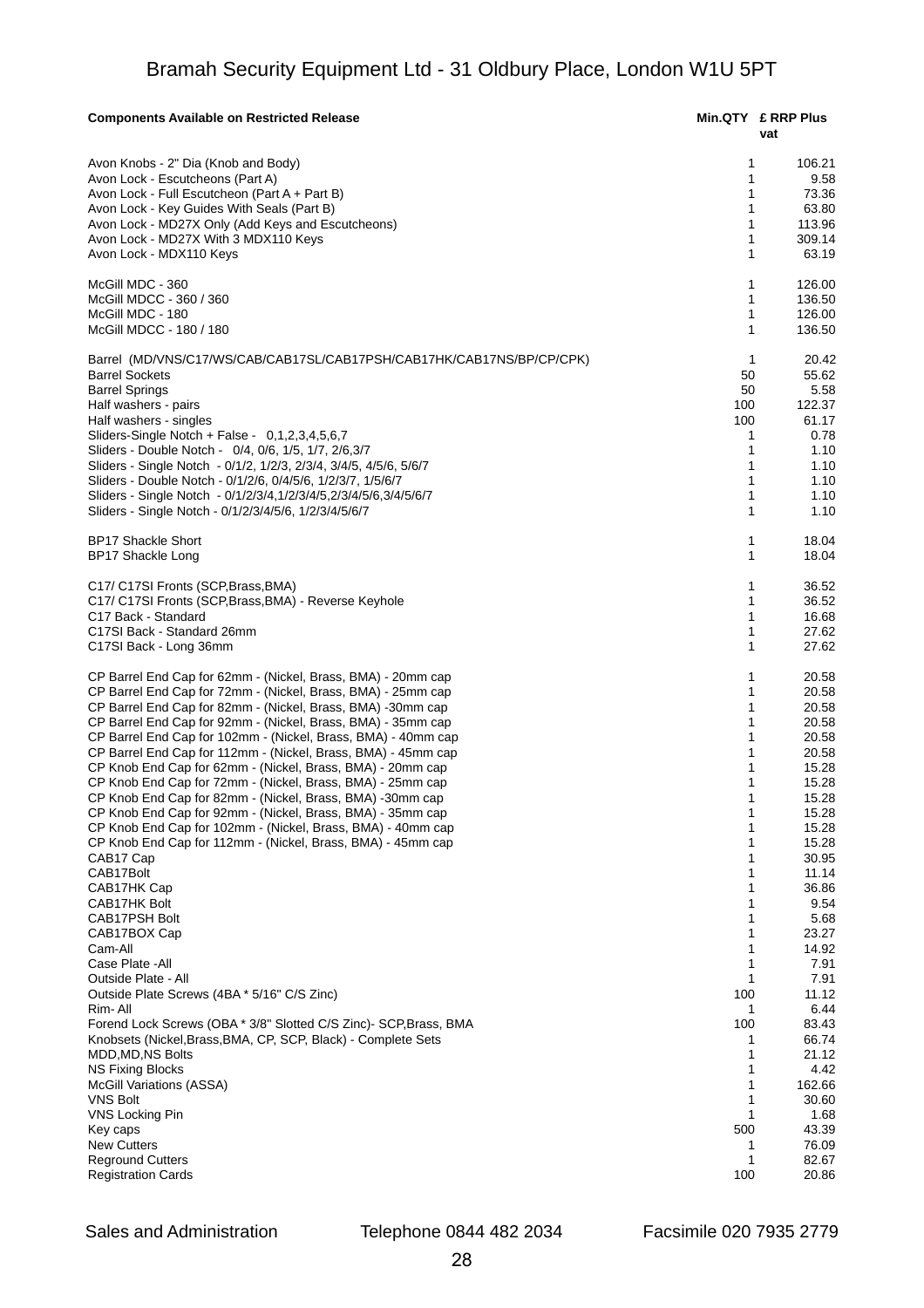Bramah Security Equipment Ltd - 31 Oldbury Place, London W1U 5PT

| Components Available on Restricted Release | Min.QTY | £ RRP Plus vat |
|---|---|---|
| Avon Knobs - 2" Dia (Knob and Body) | 1 | 106.21 |
| Avon Lock - Escutcheons (Part A) | 1 | 9.58 |
| Avon Lock - Full Escutcheon (Part A + Part B) | 1 | 73.36 |
| Avon Lock - Key Guides With Seals (Part B) | 1 | 63.80 |
| Avon Lock - MD27X Only (Add Keys and Escutcheons) | 1 | 113.96 |
| Avon Lock - MD27X With 3 MDX110 Keys | 1 | 309.14 |
| Avon Lock - MDX110 Keys | 1 | 63.19 |
| | | |
| McGill MDC - 360 | 1 | 126.00 |
| McGill MDCC - 360 / 360 | 1 | 136.50 |
| McGill MDC - 180 | 1 | 126.00 |
| McGill MDCC - 180 / 180 | 1 | 136.50 |
| | | |
| Barrel (MD/VNS/C17/WS/CAB/CAB17SL/CAB17PSH/CAB17HK/CAB17NS/BP/CP/CPK) | 1 | 20.42 |
| Barrel Sockets | 50 | 55.62 |
| Barrel Springs | 50 | 5.58 |
| Half washers - pairs | 100 | 122.37 |
| Half washers - singles | 100 | 61.17 |
| Sliders-Single Notch + False - 0,1,2,3,4,5,6,7 | 1 | 0.78 |
| Sliders - Double Notch - 0/4, 0/6, 1/5, 1/7, 2/6,3/7 | 1 | 1.10 |
| Sliders - Single Notch - 0/1/2, 1/2/3, 2/3/4, 3/4/5, 4/5/6, 5/6/7 | 1 | 1.10 |
| Sliders - Double Notch - 0/1/2/6, 0/4/5/6, 1/2/3/7, 1/5/6/7 | 1 | 1.10 |
| Sliders - Single Notch - 0/1/2/3/4,1/2/3/4/5,2/3/4/5/6,3/4/5/6/7 | 1 | 1.10 |
| Sliders - Single Notch - 0/1/2/3/4/5/6, 1/2/3/4/5/6/7 | 1 | 1.10 |
| | | |
| BP17 Shackle Short | 1 | 18.04 |
| BP17 Shackle Long | 1 | 18.04 |
| | | |
| C17/ C17SI Fronts (SCP,Brass,BMA) | 1 | 36.52 |
| C17/ C17SI Fronts (SCP,Brass,BMA) - Reverse Keyhole | 1 | 36.52 |
| C17 Back - Standard | 1 | 16.68 |
| C17SI Back - Standard 26mm | 1 | 27.62 |
| C17SI Back - Long 36mm | 1 | 27.62 |
| | | |
| CP Barrel End Cap for 62mm - (Nickel, Brass, BMA) - 20mm cap | 1 | 20.58 |
| CP Barrel End Cap for 72mm - (Nickel, Brass, BMA) - 25mm cap | 1 | 20.58 |
| CP Barrel End Cap for 82mm - (Nickel, Brass, BMA) -30mm cap | 1 | 20.58 |
| CP Barrel End Cap for 92mm - (Nickel, Brass, BMA) - 35mm cap | 1 | 20.58 |
| CP Barrel End Cap for 102mm - (Nickel, Brass, BMA) - 40mm cap | 1 | 20.58 |
| CP Barrel End Cap for 112mm - (Nickel, Brass, BMA) - 45mm cap | 1 | 20.58 |
| CP Knob End Cap for 62mm - (Nickel, Brass, BMA) - 20mm cap | 1 | 15.28 |
| CP Knob End Cap for 72mm - (Nickel, Brass, BMA) - 25mm cap | 1 | 15.28 |
| CP Knob End Cap for 82mm - (Nickel, Brass, BMA) -30mm cap | 1 | 15.28 |
| CP Knob End Cap for 92mm - (Nickel, Brass, BMA) - 35mm cap | 1 | 15.28 |
| CP Knob End Cap for 102mm - (Nickel, Brass, BMA) - 40mm cap | 1 | 15.28 |
| CP Knob End Cap for 112mm - (Nickel, Brass, BMA) - 45mm cap | 1 | 15.28 |
| CAB17 Cap | 1 | 30.95 |
| CAB17Bolt | 1 | 11.14 |
| CAB17HK Cap | 1 | 36.86 |
| CAB17HK Bolt | 1 | 9.54 |
| CAB17PSH Bolt | 1 | 5.68 |
| CAB17BOX Cap | 1 | 23.27 |
| Cam-All | 1 | 14.92 |
| Case Plate -All | 1 | 7.91 |
| Outside Plate - All | 1 | 7.91 |
| Outside Plate Screws (4BA * 5/16" C/S Zinc) | 100 | 11.12 |
| Rim- All | 1 | 6.44 |
| Forend Lock Screws (OBA * 3/8" Slotted C/S Zinc)- SCP,Brass, BMA | 100 | 83.43 |
| Knobsets (Nickel,Brass,BMA, CP, SCP, Black) - Complete Sets | 1 | 66.74 |
| MDD,MD,NS Bolts | 1 | 21.12 |
| NS Fixing Blocks | 1 | 4.42 |
| McGill Variations (ASSA) | 1 | 162.66 |
| VNS Bolt | 1 | 30.60 |
| VNS Locking Pin | 1 | 1.68 |
| Key caps | 500 | 43.39 |
| New Cutters | 1 | 76.09 |
| Reground Cutters | 1 | 82.67 |
| Registration Cards | 100 | 20.86 |

Sales and Administration Telephone 0844 482 2034 Facsimile 020 7935 2779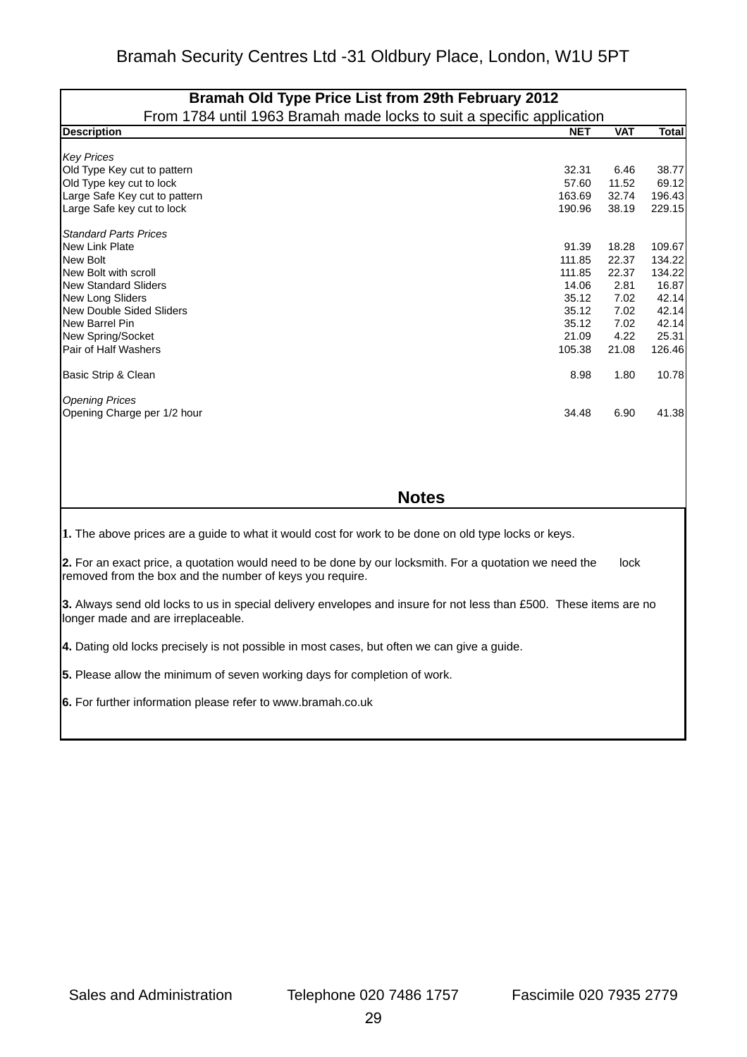Bramah Security Centres Ltd -31 Oldbury Place, London, W1U 5PT

## Bramah Old Type Price List from 29th February 2012

From 1784 until 1963 Bramah made locks to suit a specific application

| Description | NET | VAT | Total |
|---|---|---|---|
| *Key Prices* | | | |
| Old Type Key cut to pattern | 32.31 | 6.46 | 38.77 |
| Old Type key cut to lock | 57.60 | 11.52 | 69.12 |
| Large Safe Key cut to pattern | 163.69 | 32.74 | 196.43 |
| Large Safe key cut to lock | 190.96 | 38.19 | 229.15 |
| *Standard Parts Prices* | | | |
| New Link Plate | 91.39 | 18.28 | 109.67 |
| New Bolt | 111.85 | 22.37 | 134.22 |
| New Bolt with scroll | 111.85 | 22.37 | 134.22 |
| New Standard Sliders | 14.06 | 2.81 | 16.87 |
| New Long Sliders | 35.12 | 7.02 | 42.14 |
| New Double Sided Sliders | 35.12 | 7.02 | 42.14 |
| New Barrel Pin | 35.12 | 7.02 | 42.14 |
| New Spring/Socket | 21.09 | 4.22 | 25.31 |
| Pair of Half Washers | 105.38 | 21.08 | 126.46 |
| Basic Strip & Clean | 8.98 | 1.80 | 10.78 |
| *Opening Prices* | | | |
| Opening Charge per 1/2 hour | 34.48 | 6.90 | 41.38 |

## Notes

**1.** The above prices are a guide to what it would cost for work to be done on old type locks or keys.

**2.** For an exact price, a quotation would need to be done by our locksmith. For a quotation we need the lock removed from the box and the number of keys you require.

**3.** Always send old locks to us in special delivery envelopes and insure for not less than £500. These items are no longer made and are irreplaceable.

**4.** Dating old locks precisely is not possible in most cases, but often we can give a guide.

**5.** Please allow the minimum of seven working days for completion of work.

**6.** For further information please refer to www.bramah.co.uk

Sales and Administration Telephone 020 7486 1757 Fascimile 020 7935 2779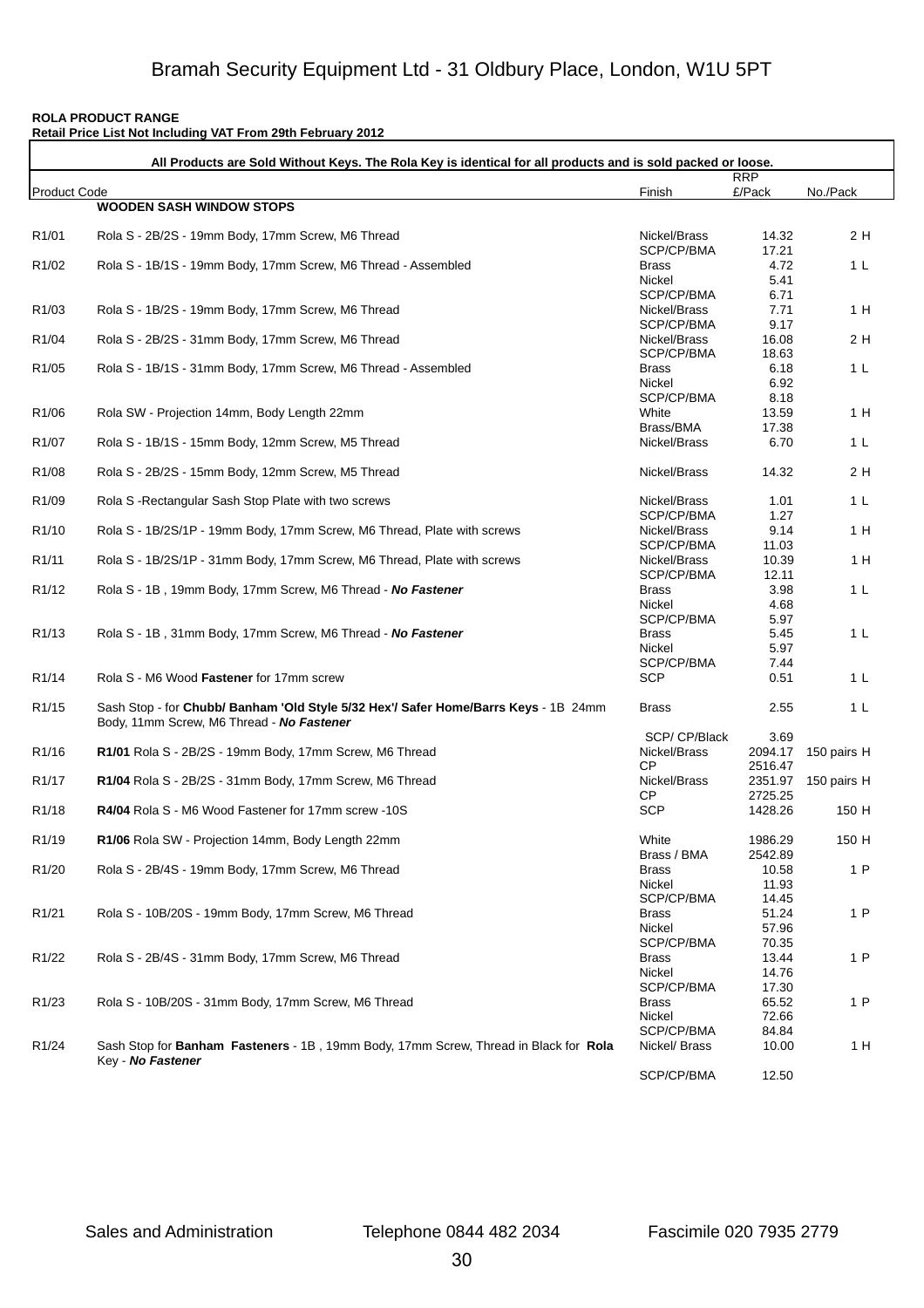# Bramah Security Equipment Ltd - 31 Oldbury Place, London, W1U 5PT

**ROLA PRODUCT RANGE**
**Retail Price List Not Including VAT From 29th February 2012**

**All Products are Sold Without Keys. The Rola Key is identical for all products and is sold packed or loose.**

| Product Code | | Finish | RRP £/Pack | No./Pack |
|---|---|---|---|---|
| | **WOODEN SASH WINDOW STOPS** | | | |
| R1/01 | Rola S - 2B/2S - 19mm Body, 17mm Screw, M6 Thread | Nickel/Brass | 14.32 | 2 H |
| | | SCP/CP/BMA | 17.21 | |
| R1/02 | Rola S - 1B/1S - 19mm Body, 17mm Screw, M6 Thread - Assembled | Brass | 4.72 | 1 L |
| | | Nickel | 5.41 | |
| | | SCP/CP/BMA | 6.71 | |
| R1/03 | Rola S - 1B/2S - 19mm Body, 17mm Screw, M6 Thread | Nickel/Brass | 7.71 | 1 H |
| | | SCP/CP/BMA | 9.17 | |
| R1/04 | Rola S - 2B/2S - 31mm Body, 17mm Screw, M6 Thread | Nickel/Brass | 16.08 | 2 H |
| | | SCP/CP/BMA | 18.63 | |
| R1/05 | Rola S - 1B/1S - 31mm Body, 17mm Screw, M6 Thread - Assembled | Brass | 6.18 | 1 L |
| | | Nickel | 6.92 | |
| | | SCP/CP/BMA | 8.18 | |
| R1/06 | Rola SW - Projection 14mm, Body Length 22mm | White | 13.59 | 1 H |
| | | Brass/BMA | 17.38 | |
| R1/07 | Rola S - 1B/1S - 15mm Body, 12mm Screw, M5 Thread | Nickel/Brass | 6.70 | 1 L |
| R1/08 | Rola S - 2B/2S - 15mm Body, 12mm Screw, M5 Thread | Nickel/Brass | 14.32 | 2 H |
| R1/09 | Rola S -Rectangular Sash Stop Plate with two screws | Nickel/Brass | 1.01 | 1 L |
| | | SCP/CP/BMA | 1.27 | |
| R1/10 | Rola S - 1B/2S/1P - 19mm Body, 17mm Screw, M6 Thread, Plate with screws | Nickel/Brass | 9.14 | 1 H |
| | | SCP/CP/BMA | 11.03 | |
| R1/11 | Rola S - 1B/2S/1P - 31mm Body, 17mm Screw, M6 Thread, Plate with screws | Nickel/Brass | 10.39 | 1 H |
| | | SCP/CP/BMA | 12.11 | |
| R1/12 | Rola S - 1B , 19mm Body, 17mm Screw, M6 Thread - ***No Fastener*** | Brass | 3.98 | 1 L |
| | | Nickel | 4.68 | |
| | | SCP/CP/BMA | 5.97 | |
| R1/13 | Rola S - 1B , 31mm Body, 17mm Screw, M6 Thread - ***No Fastener*** | Brass | 5.45 | 1 L |
| | | Nickel | 5.97 | |
| | | SCP/CP/BMA | 7.44 | |
| R1/14 | Rola S - M6 Wood **Fastener** for 17mm screw | SCP | 0.51 | 1 L |
| R1/15 | Sash Stop - for **Chubb/ Banham 'Old Style 5/32 Hex'/ Safer Home/Barrs Keys** - 1B 24mm Body, 11mm Screw, M6 Thread - ***No Fastener*** | Brass | 2.55 | 1 L |
| | | SCP/ CP/Black | 3.69 | |
| R1/16 | **R1/01** Rola S - 2B/2S - 19mm Body, 17mm Screw, M6 Thread | Nickel/Brass | 2094.17 | 150 pairs H |
| | | CP | 2516.47 | |
| R1/17 | **R1/04** Rola S - 2B/2S - 31mm Body, 17mm Screw, M6 Thread | Nickel/Brass | 2351.97 | 150 pairs H |
| | | CP | 2725.25 | |
| R1/18 | **R4/04** Rola S - M6 Wood Fastener for 17mm screw -10S | SCP | 1428.26 | 150 H |
| R1/19 | **R1/06** Rola SW - Projection 14mm, Body Length 22mm | White | 1986.29 | 150 H |
| | | Brass / BMA | 2542.89 | |
| R1/20 | Rola S - 2B/4S - 19mm Body, 17mm Screw, M6 Thread | Brass | 10.58 | 1 P |
| | | Nickel | 11.93 | |
| | | SCP/CP/BMA | 14.45 | |
| R1/21 | Rola S - 10B/20S - 19mm Body, 17mm Screw, M6 Thread | Brass | 51.24 | 1 P |
| | | Nickel | 57.96 | |
| | | SCP/CP/BMA | 70.35 | |
| R1/22 | Rola S - 2B/4S - 31mm Body, 17mm Screw, M6 Thread | Brass | 13.44 | 1 P |
| | | Nickel | 14.76 | |
| | | SCP/CP/BMA | 17.30 | |
| R1/23 | Rola S - 10B/20S - 31mm Body, 17mm Screw, M6 Thread | Brass | 65.52 | 1 P |
| | | Nickel | 72.66 | |
| | | SCP/CP/BMA | 84.84 | |
| R1/24 | Sash Stop for **Banham Fasteners** - 1B , 19mm Body, 17mm Screw, Thread in Black for **Rola** Key - ***No Fastener*** | Nickel/ Brass | 10.00 | 1 H |
| | | SCP/CP/BMA | 12.50 | |

Sales and Administration    Telephone 0844 482 2034    Fascimile 020 7935 2779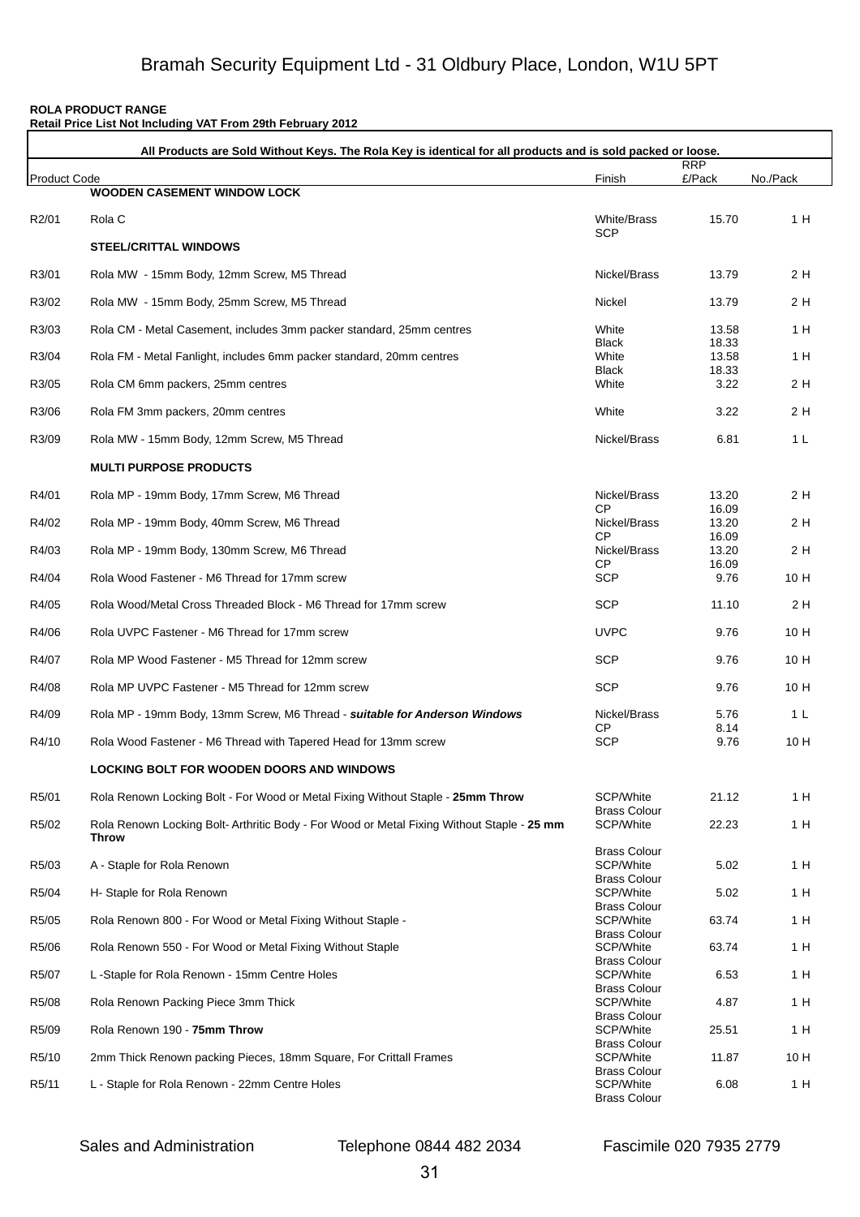# Bramah Security Equipment Ltd - 31 Oldbury Place, London, W1U 5PT

**ROLA PRODUCT RANGE**
**Retail Price List Not Including VAT From 29th February 2012**

**All Products are Sold Without Keys. The Rola Key is identical for all products and is sold packed or loose.**

| Product Code | | Finish | RRP £/Pack | No./Pack |
|---|---|---|---|---|
| | **WOODEN CASEMENT WINDOW LOCK** | | | |
| R2/01 | Rola C | White/Brass<br>SCP | 15.70 | 1 H |
| | **STEEL/CRITTAL WINDOWS** | | | |
| R3/01 | Rola MW - 15mm Body, 12mm Screw, M5 Thread | Nickel/Brass | 13.79 | 2 H |
| R3/02 | Rola MW - 15mm Body, 25mm Screw, M5 Thread | Nickel | 13.79 | 2 H |
| R3/03 | Rola CM - Metal Casement, includes 3mm packer standard, 25mm centres | White<br>Black | 13.58<br>18.33 | 1 H |
| R3/04 | Rola FM - Metal Fanlight, includes 6mm packer standard, 20mm centres | White<br>Black | 13.58<br>18.33 | 1 H |
| R3/05 | Rola CM 6mm packers, 25mm centres | White | 3.22 | 2 H |
| R3/06 | Rola FM 3mm packers, 20mm centres | White | 3.22 | 2 H |
| R3/09 | Rola MW - 15mm Body, 12mm Screw, M5 Thread | Nickel/Brass | 6.81 | 1 L |
| | **MULTI PURPOSE PRODUCTS** | | | |
| R4/01 | Rola MP - 19mm Body, 17mm Screw, M6 Thread | Nickel/Brass<br>CP | 13.20<br>16.09 | 2 H |
| R4/02 | Rola MP - 19mm Body, 40mm Screw, M6 Thread | Nickel/Brass<br>CP | 13.20<br>16.09 | 2 H |
| R4/03 | Rola MP - 19mm Body, 130mm Screw, M6 Thread | Nickel/Brass<br>CP | 13.20<br>16.09 | 2 H |
| R4/04 | Rola Wood Fastener - M6 Thread for 17mm screw | SCP | 9.76 | 10 H |
| R4/05 | Rola Wood/Metal Cross Threaded Block - M6 Thread for 17mm screw | SCP | 11.10 | 2 H |
| R4/06 | Rola UVPC Fastener - M6 Thread for 17mm screw | UVPC | 9.76 | 10 H |
| R4/07 | Rola MP Wood Fastener - M5 Thread for 12mm screw | SCP | 9.76 | 10 H |
| R4/08 | Rola MP UVPC Fastener - M5 Thread for 12mm screw | SCP | 9.76 | 10 H |
| R4/09 | Rola MP - 19mm Body, 13mm Screw, M6 Thread - ***suitable for Anderson Windows*** | Nickel/Brass<br>CP | 5.76<br>8.14 | 1 L |
| R4/10 | Rola Wood Fastener - M6 Thread with Tapered Head for 13mm screw | SCP | 9.76 | 10 H |
| | **LOCKING BOLT FOR WOODEN DOORS AND WINDOWS** | | | |
| R5/01 | Rola Renown Locking Bolt - For Wood or Metal Fixing Without Staple - **25mm Throw** | SCP/White<br>Brass Colour | 21.12 | 1 H |
| R5/02 | Rola Renown Locking Bolt- Arthritic Body - For Wood or Metal Fixing Without Staple - **25 mm Throw** | SCP/White<br>Brass Colour | 22.23 | 1 H |
| R5/03 | A - Staple for Rola Renown | SCP/White<br>Brass Colour | 5.02 | 1 H |
| R5/04 | H- Staple for Rola Renown | SCP/White<br>Brass Colour | 5.02 | 1 H |
| R5/05 | Rola Renown 800 - For Wood or Metal Fixing Without Staple - | SCP/White<br>Brass Colour | 63.74 | 1 H |
| R5/06 | Rola Renown 550 - For Wood or Metal Fixing Without Staple | SCP/White<br>Brass Colour | 63.74 | 1 H |
| R5/07 | L -Staple for Rola Renown - 15mm Centre Holes | SCP/White<br>Brass Colour | 6.53 | 1 H |
| R5/08 | Rola Renown Packing Piece 3mm Thick | SCP/White<br>Brass Colour | 4.87 | 1 H |
| R5/09 | Rola Renown 190 - **75mm Throw** | SCP/White<br>Brass Colour | 25.51 | 1 H |
| R5/10 | 2mm Thick Renown packing Pieces, 18mm Square, For Crittall Frames | SCP/White<br>Brass Colour | 11.87 | 10 H |
| R5/11 | L - Staple for Rola Renown - 22mm Centre Holes | SCP/White<br>Brass Colour | 6.08 | 1 H |

Sales and Administration    Telephone 0844 482 2034    Fascimile 020 7935 2779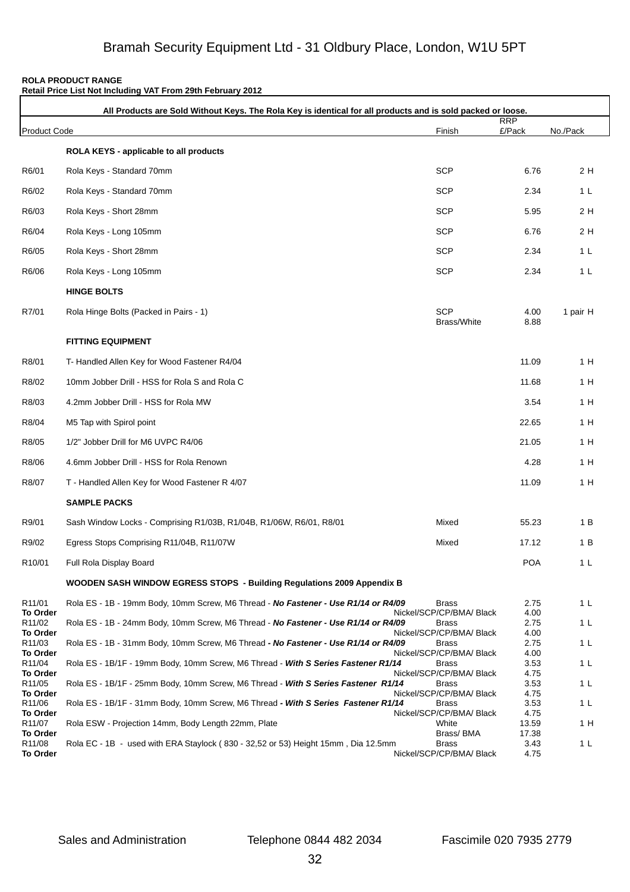# Bramah Security Equipment Ltd - 31 Oldbury Place, London, W1U 5PT

**ROLA PRODUCT RANGE**
**Retail Price List Not Including VAT From 29th February 2012**

| All Products are Sold Without Keys. The Rola Key is identical for all products and is sold packed or loose. | | | | |
|---|---|---|---|---|
| Product Code | | Finish | RRP £/Pack | No./Pack |
| | **ROLA KEYS - applicable to all products** | | | |
| R6/01 | Rola Keys - Standard 70mm | SCP | 6.76 | 2 H |
| R6/02 | Rola Keys - Standard 70mm | SCP | 2.34 | 1 L |
| R6/03 | Rola Keys - Short 28mm | SCP | 5.95 | 2 H |
| R6/04 | Rola Keys - Long 105mm | SCP | 6.76 | 2 H |
| R6/05 | Rola Keys - Short 28mm | SCP | 2.34 | 1 L |
| R6/06 | Rola Keys - Long 105mm | SCP | 2.34 | 1 L |
| | **HINGE BOLTS** | | | |
| R7/01 | Rola Hinge Bolts (Packed in Pairs - 1) | SCP<br>Brass/White | 4.00<br>8.88 | 1 pair H |
| | **FITTING EQUIPMENT** | | | |
| R8/01 | T- Handled Allen Key for Wood Fastener R4/04 | | 11.09 | 1 H |
| R8/02 | 10mm Jobber Drill - HSS for Rola S and Rola C | | 11.68 | 1 H |
| R8/03 | 4.2mm Jobber Drill - HSS for Rola MW | | 3.54 | 1 H |
| R8/04 | M5 Tap with Spirol point | | 22.65 | 1 H |
| R8/05 | 1/2" Jobber Drill for M6 UVPC R4/06 | | 21.05 | 1 H |
| R8/06 | 4.6mm Jobber Drill - HSS for Rola Renown | | 4.28 | 1 H |
| R8/07 | T - Handled Allen Key for Wood Fastener R 4/07 | | 11.09 | 1 H |
| | **SAMPLE PACKS** | | | |
| R9/01 | Sash Window Locks - Comprising R1/03B, R1/04B, R1/06W, R6/01, R8/01 | Mixed | 55.23 | 1 B |
| R9/02 | Egress Stops Comprising R11/04B, R11/07W | Mixed | 17.12 | 1 B |
| R10/01 | Full Rola Display Board | | POA | 1 L |
| | **WOODEN SASH WINDOW EGRESS STOPS - Building Regulations 2009 Appendix B** | | | |
| R11/01<br>**To Order** | Rola ES - 1B - 19mm Body, 10mm Screw, M6 Thread - ***No Fastener - Use R1/14 or R4/09*** | Brass<br>Nickel/SCP/CP/BMA/ Black | 2.75<br>4.00 | 1 L |
| R11/02<br>**To Order** | Rola ES - 1B - 24mm Body, 10mm Screw, M6 Thread - ***No Fastener - Use R1/14 or R4/09*** | Brass<br>Nickel/SCP/CP/BMA/ Black | 2.75<br>4.00 | 1 L |
| R11/03<br>**To Order** | Rola ES - 1B - 31mm Body, 10mm Screw, M6 Thread ***- No Fastener - Use R1/14 or R4/09*** | Brass<br>Nickel/SCP/CP/BMA/ Black | 2.75<br>4.00 | 1 L |
| R11/04<br>**To Order** | Rola ES - 1B/1F - 19mm Body, 10mm Screw, M6 Thread - ***With S Series Fastener R1/14*** | Brass<br>Nickel/SCP/CP/BMA/ Black | 3.53<br>4.75 | 1 L |
| R11/05<br>**To Order** | Rola ES - 1B/1F - 25mm Body, 10mm Screw, M6 Thread - ***With S Series Fastener R1/14*** | Brass<br>Nickel/SCP/CP/BMA/ Black | 3.53<br>4.75 | 1 L |
| R11/06<br>**To Order** | Rola ES - 1B/1F - 31mm Body, 10mm Screw, M6 Thread ***- With S Series Fastener R1/14*** | Brass<br>Nickel/SCP/CP/BMA/ Black | 3.53<br>4.75 | 1 L |
| R11/07<br>**To Order** | Rola ESW - Projection 14mm, Body Length 22mm, Plate | White<br>Brass/ BMA | 13.59<br>17.38 | 1 H |
| R11/08<br>**To Order** | Rola EC - 1B - used with ERA Staylock ( 830 - 32,52 or 53) Height 15mm , Dia 12.5mm | Brass<br>Nickel/SCP/CP/BMA/ Black | 3.43<br>4.75 | 1 L |

Sales and Administration Telephone 0844 482 2034 Fascimile 020 7935 2779